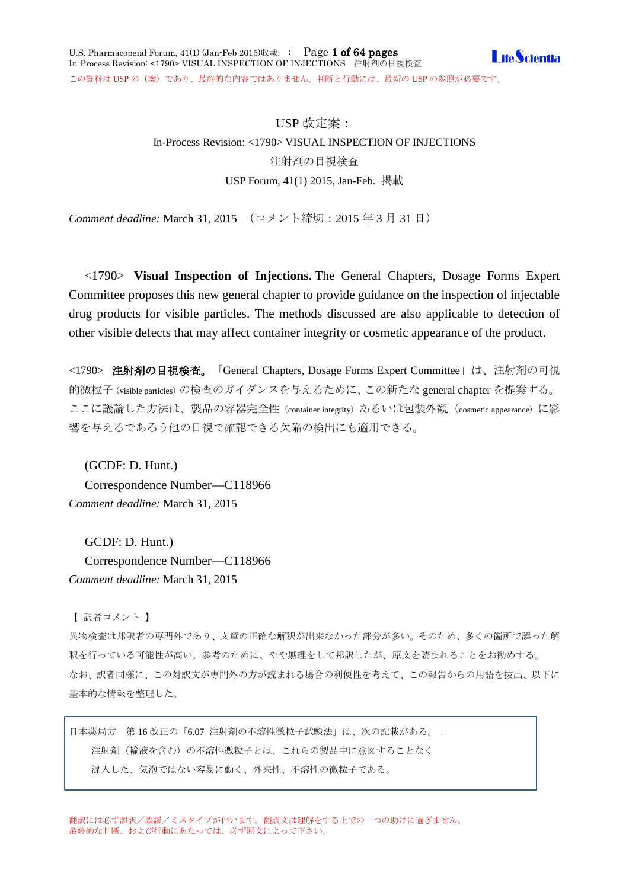USP 改定案：

In-Process Revision: <1790> VISUAL INSPECTION OF INJECTIONS

注射剤の目視検査

USP Forum, 41(1) 2015, Jan-Feb. 掲載

*Comment deadline:* March 31, 2015 （コメント締切：2015 年 3 月 31 日）

<1790> **Visual Inspection of Injections.** The General Chapters, Dosage Forms Expert Committee proposes this new general chapter to provide guidance on the inspection of injectable drug products for visible particles. The methods discussed are also applicable to detection of other visible defects that may affect container integrity or cosmetic appearance of the product.

<1790> **注射剤の目視検査。**「General Chapters, Dosage Forms Expert Committee」は、注射剤の可視的微粒子（visible particles）の検査のガイダンスを与えるために、この新たな general chapter を提案する。ここに議論した方法は、製品の容器完全性（container integrity）あるいは包装外観（cosmetic appearance）に影響を与えるであろう他の目視で確認できる欠陥の検出にも適用できる。

(GCDF: D. Hunt.)
Correspondence Number—C118966
*Comment deadline:* March 31, 2015

GCDF: D. Hunt.)
Correspondence Number—C118966
*Comment deadline:* March 31, 2015

【 訳者コメント 】

異物検査は邦訳者の専門外であり、文章の正確な解釈が出来なかった部分が多い。そのため、多くの箇所で誤った解釈を行っている可能性が高い。参考のために、やや無理をして邦訳したが、原文を読まれることをお勧めする。

なお、訳者同様に、この対訳文が専門外の方が読まれる場合の利便性を考えて、この報告からの用語を抜出、以下に基本的な情報を整理した。

> 日本薬局方 第 16 改正の「6.07 注射剤の不溶性微粒子試験法」は、次の記載がある。：
>
> 注射剤（輸液を含む）の不溶性微粒子とは、これらの製品中に意図することなく混入した、気泡ではない容易に動く、外来性、不溶性の微粒子である。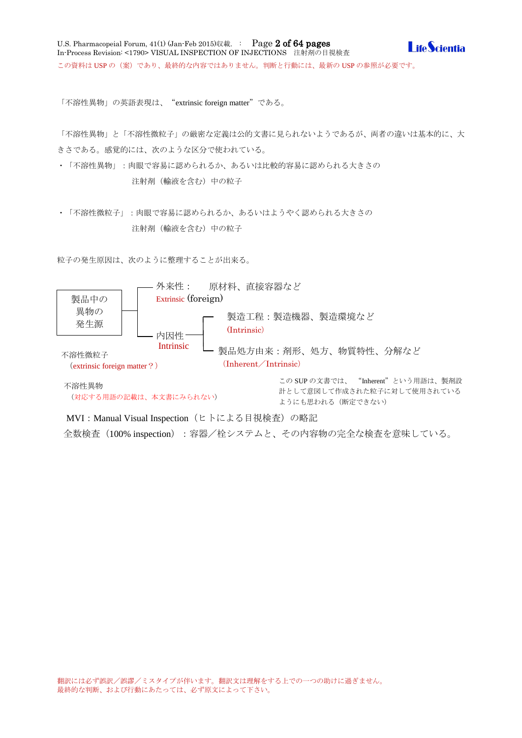「不溶性異物」の英語表現は、"extrinsic foreign matter"である。

「不溶性異物」と「不溶性微粒子」の厳密な定義は公的文書に見られないようであるが、両者の違いは基本的に、大きさである。感覚的には、次のような区分で使われている。

- 「不溶性異物」：肉眼で容易に認められるか、あるいは比較的容易に認められる大きさの注射剤（輸液を含む）中の粒子
- 「不溶性微粒子」：肉眼で容易に認められるか、あるいはようやく認められる大きさの注射剤（輸液を含む）中の粒子

粒子の発生原因は、次のように整理することが出来る。

製品中の異物の発生源
- 外来性： 原材料、直接容器など
  Extrinsic (foreign)
- 内因性
  Intrinsic
  - 製造工程：製造機器、製造環境など
    (Intrinsic)
  - 製品処方由来：剤形、処方、物質特性、分解など
    (Inherent／Intrinsic)

不溶性微粒子
（extrinsic foreign matter？）

不溶性異物
（対応する用語の記載は、本文書にみられない）

この SUP の文書では、"Inherent"という用語は、製剤設計として意図して作成された粒子に対して使用されているようにも思われる（断定できない）

MVI：Manual Visual Inspection（ヒトによる目視検査）の略記

全数検査（100% inspection）：容器／栓システムと、その内容物の完全な検査を意味している。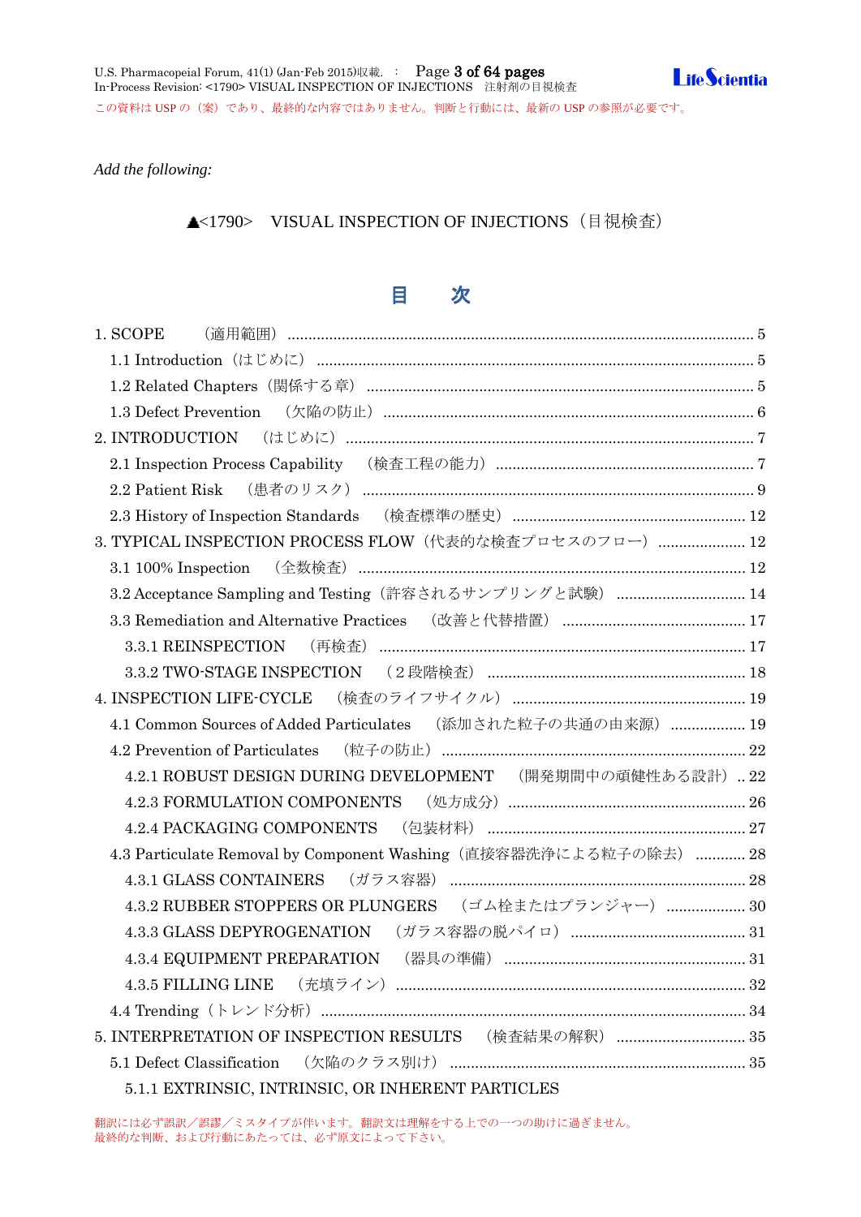*Add the following:*

# ▲<1790>　VISUAL INSPECTION OF INJECTIONS（目視検査）

## 目　次

1. SCOPE　（適用範囲） ..... 5
   - 1.1 Introduction（はじめに） ..... 5
   - 1.2 Related Chapters（関係する章） ..... 5
   - 1.3 Defect Prevention　（欠陥の防止） ..... 6
2. INTRODUCTION　（はじめに） ..... 7
   - 2.1 Inspection Process Capability　（検査工程の能力） ..... 7
   - 2.2 Patient Risk　（患者のリスク） ..... 9
   - 2.3 History of Inspection Standards　（検査標準の歴史） ..... 12
3. TYPICAL INSPECTION PROCESS FLOW（代表的な検査プロセスのフロー） ..... 12
   - 3.1 100% Inspection　（全数検査） ..... 12
   - 3.2 Acceptance Sampling and Testing（許容されるサンプリングと試験） ..... 14
   - 3.3 Remediation and Alternative Practices　（改善と代替措置） ..... 17
     - 3.3.1 REINSPECTION　（再検査） ..... 17
     - 3.3.2 TWO-STAGE INSPECTION　（２段階検査） ..... 18
4. INSPECTION LIFE-CYCLE　（検査のライフサイクル） ..... 19
   - 4.1 Common Sources of Added Particulates　（添加された粒子の共通の由来源） ..... 19
   - 4.2 Prevention of Particulates　（粒子の防止） ..... 22
     - 4.2.1 ROBUST DESIGN DURING DEVELOPMENT　（開発期間中の頑健性ある設計） .. 22
     - 4.2.3 FORMULATION COMPONENTS　（処方成分） ..... 26
     - 4.2.4 PACKAGING COMPONENTS　（包装材料） ..... 27
   - 4.3 Particulate Removal by Component Washing（直接容器洗浄による粒子の除去） ..... 28
     - 4.3.1 GLASS CONTAINERS　（ガラス容器） ..... 28
     - 4.3.2 RUBBER STOPPERS OR PLUNGERS　（ゴム栓またはプランジャー） ..... 30
     - 4.3.3 GLASS DEPYROGENATION　（ガラス容器の脱パイロ） ..... 31
     - 4.3.4 EQUIPMENT PREPARATION　（器具の準備） ..... 31
     - 4.3.5 FILLING LINE　（充填ライン） ..... 32
   - 4.4 Trending（トレンド分析） ..... 34
5. INTERPRETATION OF INSPECTION RESULTS　（検査結果の解釈） ..... 35
   - 5.1 Defect Classification　（欠陥のクラス別け） ..... 35
     - 5.1.1 EXTRINSIC, INTRINSIC, OR INHERENT PARTICLES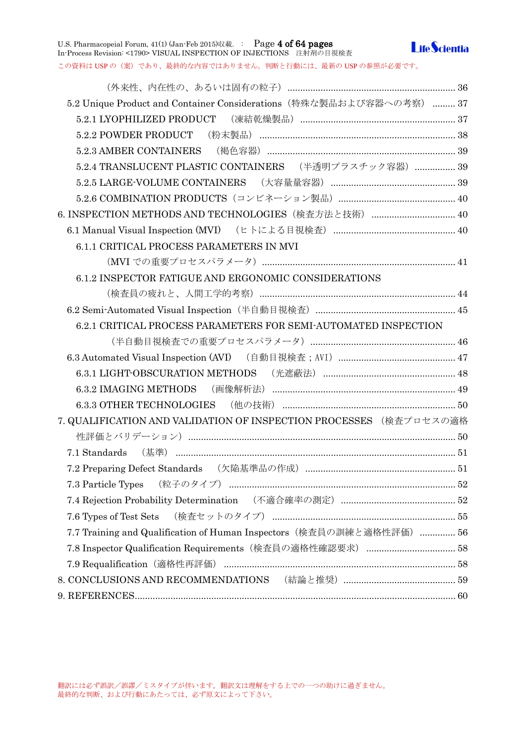（外来性、内在性の、あるいは固有の粒子） .................................................................. 36

5.2 Unique Product and Container Considerations（特殊な製品および容器への考察） ......... 37

5.2.1 LYOPHILIZED PRODUCT （凍結乾燥製品） ............................................................ 37

5.2.2 POWDER PRODUCT （粉末製品） ............................................................................ 38

5.2.3 AMBER CONTAINERS （褐色容器） ......................................................................... 39

5.2.4 TRANSLUCENT PLASTIC CONTAINERS （半透明プラスチック容器） ................ 39

5.2.5 LARGE-VOLUME CONTAINERS （大容量量容器） ................................................. 39

5.2.6 COMBINATION PRODUCTS（コンビネーション製品） ............................................. 40

6. INSPECTION METHODS AND TECHNOLOGIES（検査方法と技術） ................................ 40

6.1 Manual Visual Inspection (MVI) （ヒトによる目視検査） ................................................ 40

6.1.1 CRITICAL PROCESS PARAMETERS IN MVI
（MVI での重要プロセスパラメータ） ........................................................................... 41

6.1.2 INSPECTOR FATIGUE AND ERGONOMIC CONSIDERATIONS
（検査員の疲れと、人間工学的考察） ............................................................................ 44

6.2 Semi-Automated Visual Inspection（半自動目視検査） ...................................................... 45

6.2.1 CRITICAL PROCESS PARAMETERS FOR SEMI-AUTOMATED INSPECTION
（半自動目視検査での重要プロセスパラメータ） ......................................................... 46

6.3 Automated Visual Inspection (AVI) （自動目視検査；AVI） ............................................. 47

6.3.1 LIGHT-OBSCURATION METHODS （光遮蔽法） .................................................... 48

6.3.2 IMAGING METHODS （画像解析法） ........................................................................ 49

6.3.3 OTHER TECHNOLOGIES （他の技術） .................................................................... 50

7. QUALIFICATION AND VALIDATION OF INSPECTION PROCESSES （検査プロセスの適格性評価とバリデーション） ........................................................................................ 50

7.1 Standards （基準） ............................................................................................................. 51

7.2 Preparing Defect Standards （欠陥基準品の作成） ........................................................... 51

7.3 Particle Types （粒子のタイプ） ........................................................................................ 52

7.4 Rejection Probability Determination （不適合確率の測定） ............................................ 52

7.6 Types of Test Sets （検査セットのタイプ） ....................................................................... 55

7.7 Training and Qualification of Human Inspectors（検査員の訓練と適格性評価） .............. 56

7.8 Inspector Qualification Requirements（検査員の適格性確認要求） ................................... 58

7.9 Requalification（適格性再評価） .......................................................................................... 58

8. CONCLUSIONS AND RECOMMENDATIONS （結論と推奨） ........................................... 59

9. REFERENCES ......................................................................................................................... 60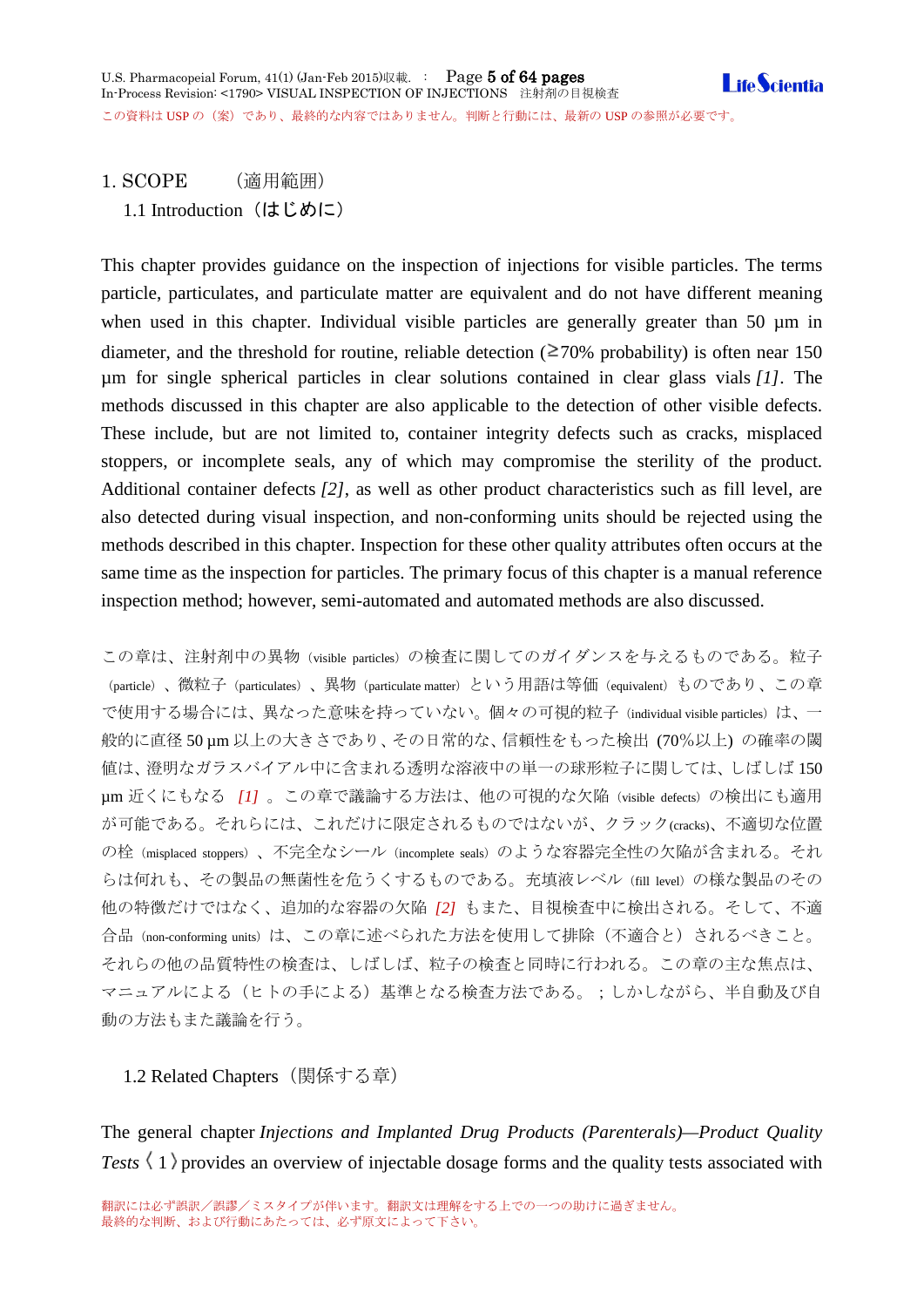# 1. SCOPE　　（適用範囲）

## 1.1 Introduction（はじめに）

This chapter provides guidance on the inspection of injections for visible particles. The terms particle, particulates, and particulate matter are equivalent and do not have different meaning when used in this chapter. Individual visible particles are generally greater than 50 µm in diameter, and the threshold for routine, reliable detection (≥70% probability) is often near 150 µm for single spherical particles in clear solutions contained in clear glass vials *[1]*. The methods discussed in this chapter are also applicable to the detection of other visible defects. These include, but are not limited to, container integrity defects such as cracks, misplaced stoppers, or incomplete seals, any of which may compromise the sterility of the product. Additional container defects *[2]*, as well as other product characteristics such as fill level, are also detected during visual inspection, and non-conforming units should be rejected using the methods described in this chapter. Inspection for these other quality attributes often occurs at the same time as the inspection for particles. The primary focus of this chapter is a manual reference inspection method; however, semi-automated and automated methods are also discussed.

この章は、注射剤中の異物（visible particles）の検査に関してのガイダンスを与えるものである。粒子（particle）、微粒子（particulates）、異物（particulate matter）という用語は等価（equivalent）ものであり、この章で使用する場合には、異なった意味を持っていない。個々の可視的粒子（individual visible particles）は、一般的に直径 50 µm 以上の大きさであり、その日常的な、信頼性をもった検出 (70%以上) の確率の閾値は、澄明なガラスバイアル中に含まれる透明な溶液中の単一の球形粒子に関しては、しばしば 150 µm 近くにもなる *[1]* 。この章で議論する方法は、他の可視的な欠陥（visible defects）の検出にも適用が可能である。それらには、これだけに限定されるものではないが、クラック(cracks)、不適切な位置の栓（misplaced stoppers）、不完全なシール（incomplete seals）のような容器完全性の欠陥が含まれる。それらは何れも、その製品の無菌性を危うくするものである。充填液レベル（fill level）の様な製品のその他の特徴だけではなく、追加的な容器の欠陥 *[2]* もまた、目視検査中に検出される。そして、不適合品（non-conforming units）は、この章に述べられた方法を使用して排除（不適合と）されるべきこと。それらの他の品質特性の検査は、しばしば、粒子の検査と同時に行われる。この章の主な焦点は、マニュアルによる（ヒトの手による）基準となる検査方法である。；しかしながら、半自動及び自動の方法もまた議論を行う。

## 1.2 Related Chapters（関係する章）

The general chapter *Injections and Implanted Drug Products (Parenterals)—Product Quality Tests* 〈1〉provides an overview of injectable dosage forms and the quality tests associated with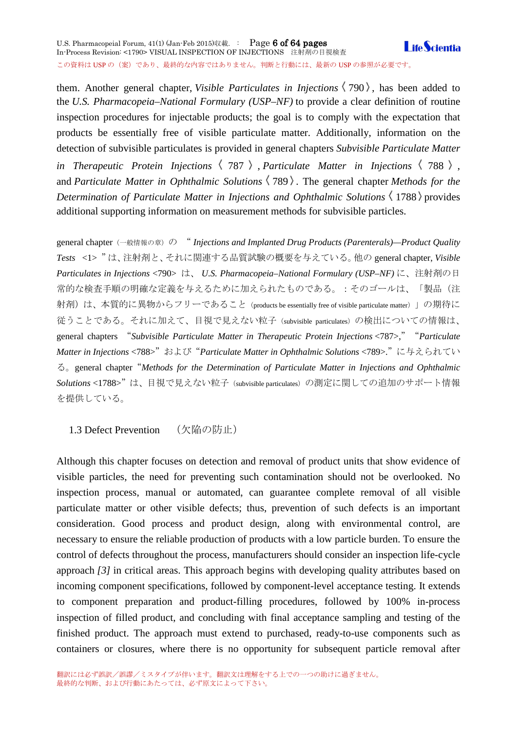them. Another general chapter, *Visible Particulates in Injections* 〈790〉, has been added to the *U.S. Pharmacopeia–National Formulary (USP–NF)* to provide a clear definition of routine inspection procedures for injectable products; the goal is to comply with the expectation that products be essentially free of visible particulate matter. Additionally, information on the detection of subvisible particulates is provided in general chapters *Subvisible Particulate Matter in Therapeutic Protein Injections* 〈787〉, *Particulate Matter in Injections* 〈788〉, and *Particulate Matter in Ophthalmic Solutions* 〈789〉. The general chapter *Methods for the Determination of Particulate Matter in Injections and Ophthalmic Solutions* 〈1788〉 provides additional supporting information on measurement methods for subvisible particles.

general chapter（一般情報の章）の “*Injections and Implanted Drug Products (Parenterals)—Product Quality Tests* <1>”は、注射剤と、それに関連する品質試験の概要を与えている。他の general chapter, *Visible Particulates in Injections* <790> は、*U.S. Pharmacopeia–National Formulary (USP–NF)* に、注射剤の日常的な検査手順の明確な定義を与えるために加えられたものである。：そのゴールは、「製品（注射剤）は、本質的に異物からフリーであること（products be essentially free of visible particulate matter）」の期待に従うことである。それに加えて、目視で見えない粒子（subvisible particulates）の検出についての情報は、general chapters “*Subvisible Particulate Matter in Therapeutic Protein Injections* <787>,” “*Particulate Matter in Injections* <788>”および“*Particulate Matter in Ophthalmic Solutions* <789>.”に与えられている。general chapter“*Methods for the Determination of Particulate Matter in Injections and Ophthalmic Solutions* <1788>”は、目視で見えない粒子（subvisible particulates）の測定に関しての追加のサポート情報を提供している。

### 1.3 Defect Prevention　（欠陥の防止）

Although this chapter focuses on detection and removal of product units that show evidence of visible particles, the need for preventing such contamination should not be overlooked. No inspection process, manual or automated, can guarantee complete removal of all visible particulate matter or other visible defects; thus, prevention of such defects is an important consideration. Good process and product design, along with environmental control, are necessary to ensure the reliable production of products with a low particle burden. To ensure the control of defects throughout the process, manufacturers should consider an inspection life-cycle approach *[3]* in critical areas. This approach begins with developing quality attributes based on incoming component specifications, followed by component-level acceptance testing. It extends to component preparation and product-filling procedures, followed by 100% in-process inspection of filled product, and concluding with final acceptance sampling and testing of the finished product. The approach must extend to purchased, ready-to-use components such as containers or closures, where there is no opportunity for subsequent particle removal after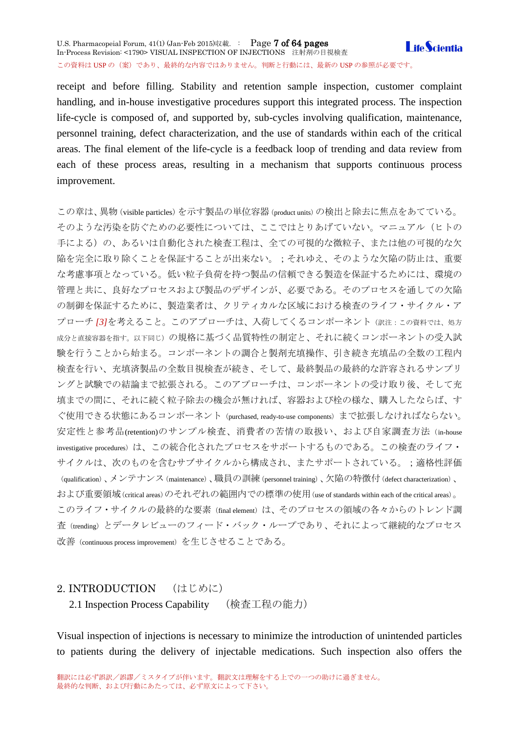receipt and before filling. Stability and retention sample inspection, customer complaint handling, and in-house investigative procedures support this integrated process. The inspection life-cycle is composed of, and supported by, sub-cycles involving qualification, maintenance, personnel training, defect characterization, and the use of standards within each of the critical areas. The final element of the life-cycle is a feedback loop of trending and data review from each of these process areas, resulting in a mechanism that supports continuous process improvement.

この章は、異物 (visible particles) を示す製品の単位容器 (product units) の検出と除去に焦点をあてている。そのような汚染を防ぐための必要性については、ここではとりあげていない。マニュアル（ヒトの手による）の、あるいは自動化された検査工程は、全ての可視的な微粒子、または他の可視的な欠陥を完全に取り除くことを保証することが出来ない。；それゆえ、そのような欠陥の防止は、重要な考慮事項となっている。低い粒子負荷を持つ製品の信頼できる製造を保証するためには、環境の管理と共に、良好なプロセスおよび製品のデザインが、必要である。そのプロセスを通しての欠陥の制御を保証するために、製造業者は、クリティカルな区域における検査のライフ・サイクル・アプローチ *[3]*を考えること。このアプローチは、入荷してくるコンポーネント（訳注：この資料では、処方成分と直接容器を指す。以下同じ）の規格に基づく品質特性の制定と、それに続くコンポーネントの受入試験を行うことから始まる。コンポーネントの調合と製剤充填操作、引き続き充填品の全数の工程内検査を行い、充填済製品の全数目視検査が続き、そして、最終製品の最終的な許容されるサンプリングと試験での結論まで拡張される。このアプローチは、コンポーネントの受け取り後、そして充填までの間に、それに続く粒子除去の機会が無ければ、容器および栓の様な、購入したならば、すぐ使用できる状態にあるコンポーネント（purchased, ready-to-use components）まで拡張しなければならない。安定性と参考品(retention)のサンプル検査、消費者の苦情の取扱い、および自家調査方法（in-house investigative procedures）は、この統合化されたプロセスをサポートするものである。この検査のライフ・サイクルは、次のものを含むサブサイクルから構成され、またサポートされている。；適格性評価（qualification）、メンテナンス (maintenance)、職員の訓練 (personnel training)、欠陥の特徴付 (defect characterization)、および重要領域 (critical areas) のそれぞれの範囲内での標準の使用 (use of standards within each of the critical areas)。このライフ・サイクルの最終的な要素（final element）は、そのプロセスの領域の各々からのトレンド調査（trending）とデータレビューのフィード・バック・ループであり、それによって継続的なプロセス改善（continuous process improvement）を生じさせることである。

## 2. INTRODUCTION　（はじめに）

### 2.1 Inspection Process Capability　（検査工程の能力）

Visual inspection of injections is necessary to minimize the introduction of unintended particles to patients during the delivery of injectable medications. Such inspection also offers the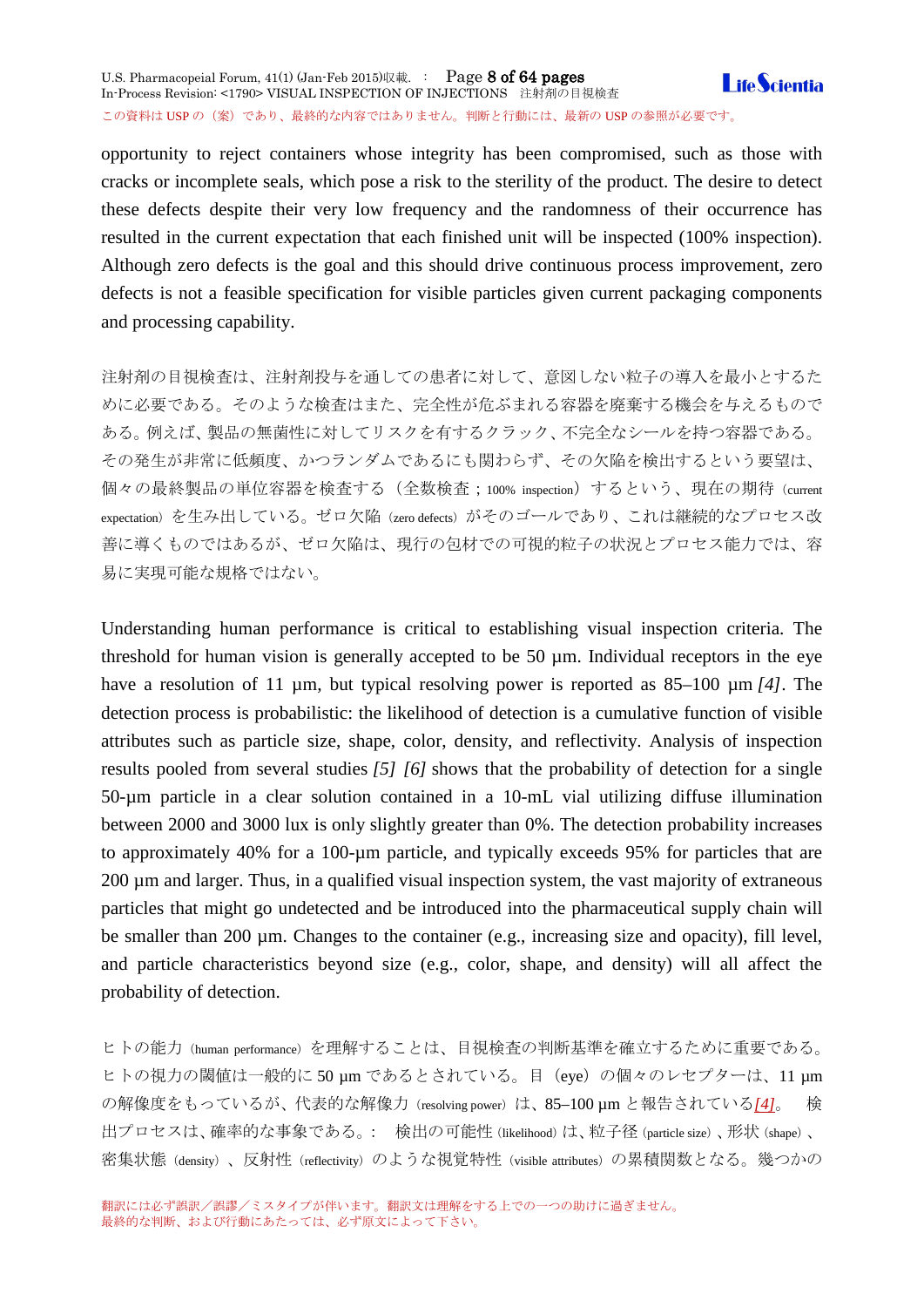opportunity to reject containers whose integrity has been compromised, such as those with cracks or incomplete seals, which pose a risk to the sterility of the product. The desire to detect these defects despite their very low frequency and the randomness of their occurrence has resulted in the current expectation that each finished unit will be inspected (100% inspection). Although zero defects is the goal and this should drive continuous process improvement, zero defects is not a feasible specification for visible particles given current packaging components and processing capability.

注射剤の目視検査は、注射剤投与を通しての患者に対して、意図しない粒子の導入を最小とするために必要である。そのような検査はまた、完全性が危ぶまれる容器を廃棄する機会を与えるものである。例えば、製品の無菌性に対してリスクを有するクラック、不完全なシールを持つ容器である。その発生が非常に低頻度、かつランダムであるにも関わらず、その欠陥を検出するという要望は、個々の最終製品の単位容器を検査する（全数検査；100% inspection）するという、現在の期待（current expectation）を生み出している。ゼロ欠陥（zero defects）がそのゴールであり、これは継続的なプロセス改善に導くものではあるが、ゼロ欠陥は、現行の包材での可視的粒子の状況とプロセス能力では、容易に実現可能な規格ではない。

Understanding human performance is critical to establishing visual inspection criteria. The threshold for human vision is generally accepted to be 50 µm. Individual receptors in the eye have a resolution of 11 µm, but typical resolving power is reported as 85–100 µm *[4]*. The detection process is probabilistic: the likelihood of detection is a cumulative function of visible attributes such as particle size, shape, color, density, and reflectivity. Analysis of inspection results pooled from several studies *[5]* *[6]* shows that the probability of detection for a single 50-µm particle in a clear solution contained in a 10-mL vial utilizing diffuse illumination between 2000 and 3000 lux is only slightly greater than 0%. The detection probability increases to approximately 40% for a 100-µm particle, and typically exceeds 95% for particles that are 200 µm and larger. Thus, in a qualified visual inspection system, the vast majority of extraneous particles that might go undetected and be introduced into the pharmaceutical supply chain will be smaller than 200 µm. Changes to the container (e.g., increasing size and opacity), fill level, and particle characteristics beyond size (e.g., color, shape, and density) will all affect the probability of detection.

ヒトの能力（human performance）を理解することは、目視検査の判断基準を確立するために重要である。ヒトの視力の閾値は一般的に 50 µm であるとされている。目（eye）の個々のレセプターは、11 µm の解像度をもっているが、代表的な解像力（resolving power）は、85–100 µm と報告されている *[4]*。 検出プロセスは、確率的な事象である。： 検出の可能性（likelihood）は、粒子径（particle size）、形状（shape）、密集状態（density）、反射性（reflectivity）のような視覚特性（visible attributes）の累積関数となる。幾つかの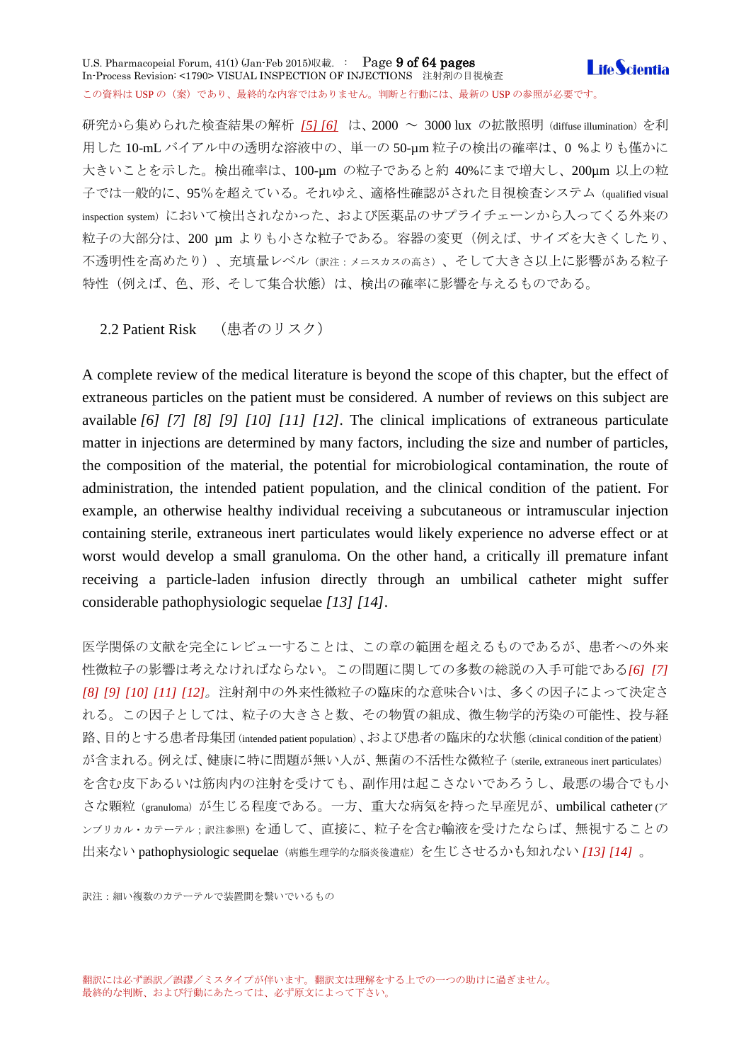研究から集められた検査結果の解析 [5] [6] は、2000 ～ 3000 lux の拡散照明（diffuse illumination）を利用した 10-mL バイアル中の透明な溶液中の、単一の 50-µm 粒子の検出の確率は、0 %よりも僅かに大きいことを示した。検出確率は、100-µm の粒子であると約 40%にまで増大し、200µm 以上の粒子では一般的に、95%を超えている。それゆえ、適格性確認がされた目視検査システム（qualified visual inspection system）において検出されなかった、および医薬品のサプライチェーンから入ってくる外来の粒子の大部分は、200 µm よりも小さな粒子である。容器の変更（例えば、サイズを大きくしたり、不透明性を高めたり）、充填量レベル（訳注：メニスカスの高さ）、そして大きさ以上に影響がある粒子特性（例えば、色、形、そして集合状態）は、検出の確率に影響を与えるものである。

## 2.2 Patient Risk （患者のリスク）

A complete review of the medical literature is beyond the scope of this chapter, but the effect of extraneous particles on the patient must be considered. A number of reviews on this subject are available *[6] [7] [8] [9] [10] [11] [12]*. The clinical implications of extraneous particulate matter in injections are determined by many factors, including the size and number of particles, the composition of the material, the potential for microbiological contamination, the route of administration, the intended patient population, and the clinical condition of the patient. For example, an otherwise healthy individual receiving a subcutaneous or intramuscular injection containing sterile, extraneous inert particulates would likely experience no adverse effect or at worst would develop a small granuloma. On the other hand, a critically ill premature infant receiving a particle-laden infusion directly through an umbilical catheter might suffer considerable pathophysiologic sequelae *[13] [14]*.

医学関係の文献を完全にレビューすることは、この章の範囲を超えるものであるが、患者への外来性微粒子の影響は考えなければならない。この問題に関しての多数の総説の入手可能である *[6] [7] [8] [9] [10] [11] [12]*。注射剤中の外来性微粒子の臨床的な意味合いは、多くの因子によって決定される。この因子としては、粒子の大きさと数、その物質の組成、微生物学的汚染の可能性、投与経路、目的とする患者母集団（intended patient population）、および患者の臨床的な状態（clinical condition of the patient）が含まれる。例えば、健康に特に問題が無い人が、無菌の不活性な微粒子（sterile, extraneous inert particulates）を含む皮下あるいは筋肉内の注射を受けても、副作用は起こさないであろうし、最悪の場合でも小さな顆粒（granuloma）が生じる程度である。一方、重大な病気を持った早産児が、umbilical catheter（アンブリカル・カテーテル；訳注参照）を通して、直接に、粒子を含む輸液を受けたならば、無視することの出来ない pathophysiologic sequelae（病態生理学的な脳炎後遺症）を生じさせるかも知れない *[13] [14]* 。

訳注：細い複数のカテーテルで装置間を繋いでいるもの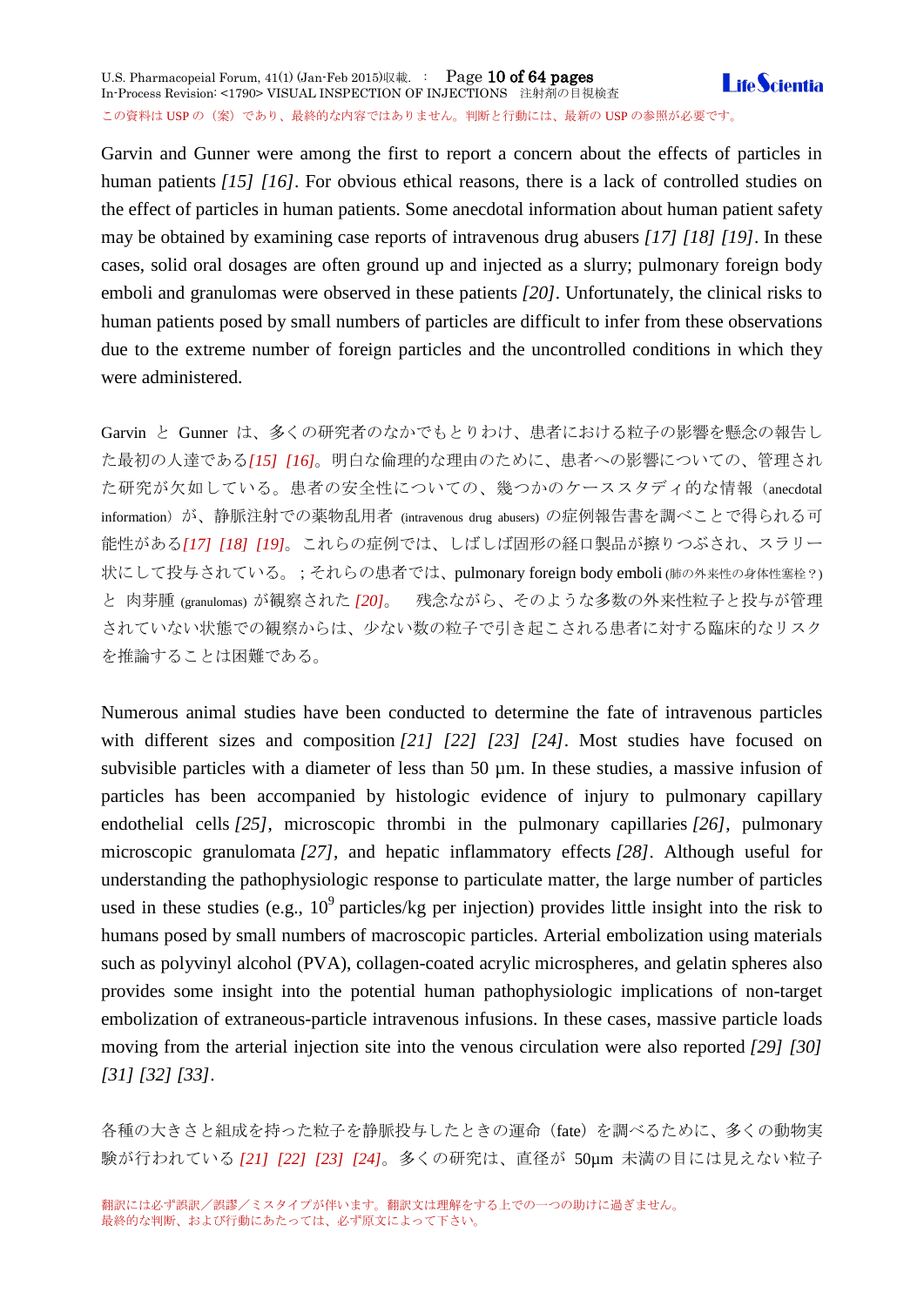Garvin and Gunner were among the first to report a concern about the effects of particles in human patients [15] [16]. For obvious ethical reasons, there is a lack of controlled studies on the effect of particles in human patients. Some anecdotal information about human patient safety may be obtained by examining case reports of intravenous drug abusers [17] [18] [19]. In these cases, solid oral dosages are often ground up and injected as a slurry; pulmonary foreign body emboli and granulomas were observed in these patients [20]. Unfortunately, the clinical risks to human patients posed by small numbers of particles are difficult to infer from these observations due to the extreme number of foreign particles and the uncontrolled conditions in which they were administered.

Garvin と Gunner は、多くの研究者のなかでもとりわけ、患者における粒子の影響を懸念の報告した最初の人達である[15] [16]。明白な倫理的な理由のために、患者への影響についての、管理された研究が欠如している。患者の安全性についての、幾つかのケーススタディ的な情報（anecdotal information）が、静脈注射での薬物乱用者 (intravenous drug abusers) の症例報告書を調べことで得られる可能性がある[17] [18] [19]。これらの症例では、しばしば固形の経口製品が擦りつぶされ、スラリー状にして投与されている。；それらの患者では、pulmonary foreign body emboli (肺の外来性の身体性塞栓？) と 肉芽腫 (granulomas) が観察された [20]。 残念ながら、そのような多数の外来性粒子と投与が管理されていない状態での観察からは、少ない数の粒子で引き起こされる患者に対する臨床的なリスクを推論することは困難である。

Numerous animal studies have been conducted to determine the fate of intravenous particles with different sizes and composition [21] [22] [23] [24]. Most studies have focused on subvisible particles with a diameter of less than 50 µm. In these studies, a massive infusion of particles has been accompanied by histologic evidence of injury to pulmonary capillary endothelial cells [25], microscopic thrombi in the pulmonary capillaries [26], pulmonary microscopic granulomata [27], and hepatic inflammatory effects [28]. Although useful for understanding the pathophysiologic response to particulate matter, the large number of particles used in these studies (e.g., $10^9$ particles/kg per injection) provides little insight into the risk to humans posed by small numbers of macroscopic particles. Arterial embolization using materials such as polyvinyl alcohol (PVA), collagen-coated acrylic microspheres, and gelatin spheres also provides some insight into the potential human pathophysiologic implications of non-target embolization of extraneous-particle intravenous infusions. In these cases, massive particle loads moving from the arterial injection site into the venous circulation were also reported [29] [30] [31] [32] [33].

各種の大きさと組成を持った粒子を静脈投与したときの運命（fate）を調べるために、多くの動物実験が行われている [21] [22] [23] [24]。多くの研究は、直径が 50µm 未満の目には見えない粒子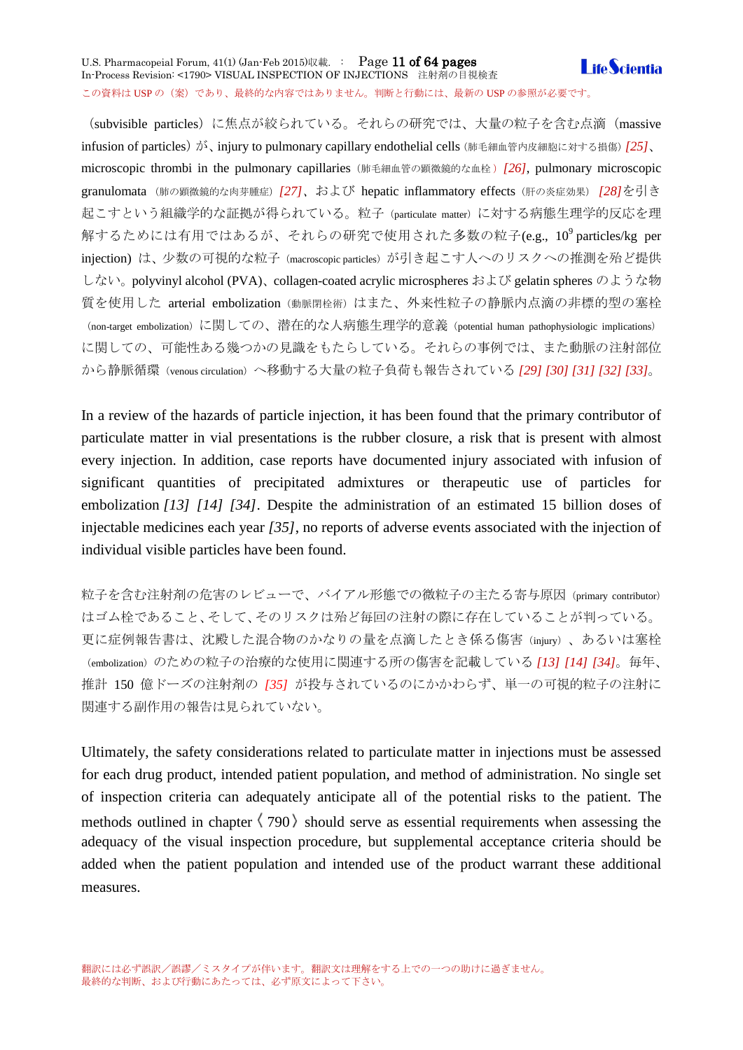（subvisible particles）に焦点が絞られている。それらの研究では、大量の粒子を含む点滴（massive infusion of particles）が、injury to pulmonary capillary endothelial cells（肺毛細血管内皮細胞に対する損傷）*[25]*、microscopic thrombi in the pulmonary capillaries（肺毛細血管の顕微鏡的な血栓）*[26]*, pulmonary microscopic granulomata（肺の顕微鏡的な肉芽腫症）*[27]*、および hepatic inflammatory effects（肝の炎症効果）*[28]*を引き起こすという組織学的な証拠が得られている。粒子（particulate matter）に対する病態生理学的反応を理解するためには有用ではあるが、それらの研究で使用された多数の粒子(e.g., $10^9$ particles/kg per injection) は、少数の可視的な粒子（macroscopic particles）が引き起こす人へのリスクへの推測を殆ど提供しない。polyvinyl alcohol (PVA)、collagen-coated acrylic microspheres および gelatin spheres のような物質を使用した arterial embolization（動脈閉栓術）はまた、外来性粒子の静脈内点滴の非標的型の塞栓（non-target embolization）に関しての、潜在的な人病態生理学的意義（potential human pathophysiologic implications）に関しての、可能性ある幾つかの見識をもたらしている。それらの事例では、また動脈の注射部位から静脈循環（venous circulation）へ移動する大量の粒子負荷も報告されている *[29] [30] [31] [32] [33]*。

In a review of the hazards of particle injection, it has been found that the primary contributor of particulate matter in vial presentations is the rubber closure, a risk that is present with almost every injection. In addition, case reports have documented injury associated with infusion of significant quantities of precipitated admixtures or therapeutic use of particles for embolization *[13] [14] [34]*. Despite the administration of an estimated 15 billion doses of injectable medicines each year *[35]*, no reports of adverse events associated with the injection of individual visible particles have been found.

粒子を含む注射剤の危害のレビューで、バイアル形態での微粒子の主たる寄与原因（primary contributor）はゴム栓であること、そして、そのリスクは殆ど毎回の注射の際に存在していることが判っている。更に症例報告書は、沈殿した混合物のかなりの量を点滴したとき係る傷害（injury）、あるいは塞栓（embolization）のための粒子の治療的な使用に関連する所の傷害を記載している *[13] [14] [34]*。毎年、推計 150 億ドーズの注射剤の *[35]* が投与されているのにかかわらず、単一の可視的粒子の注射に関連する副作用の報告は見られていない。

Ultimately, the safety considerations related to particulate matter in injections must be assessed for each drug product, intended patient population, and method of administration. No single set of inspection criteria can adequately anticipate all of the potential risks to the patient. The methods outlined in chapter〈790〉should serve as essential requirements when assessing the adequacy of the visual inspection procedure, but supplemental acceptance criteria should be added when the patient population and intended use of the product warrant these additional measures.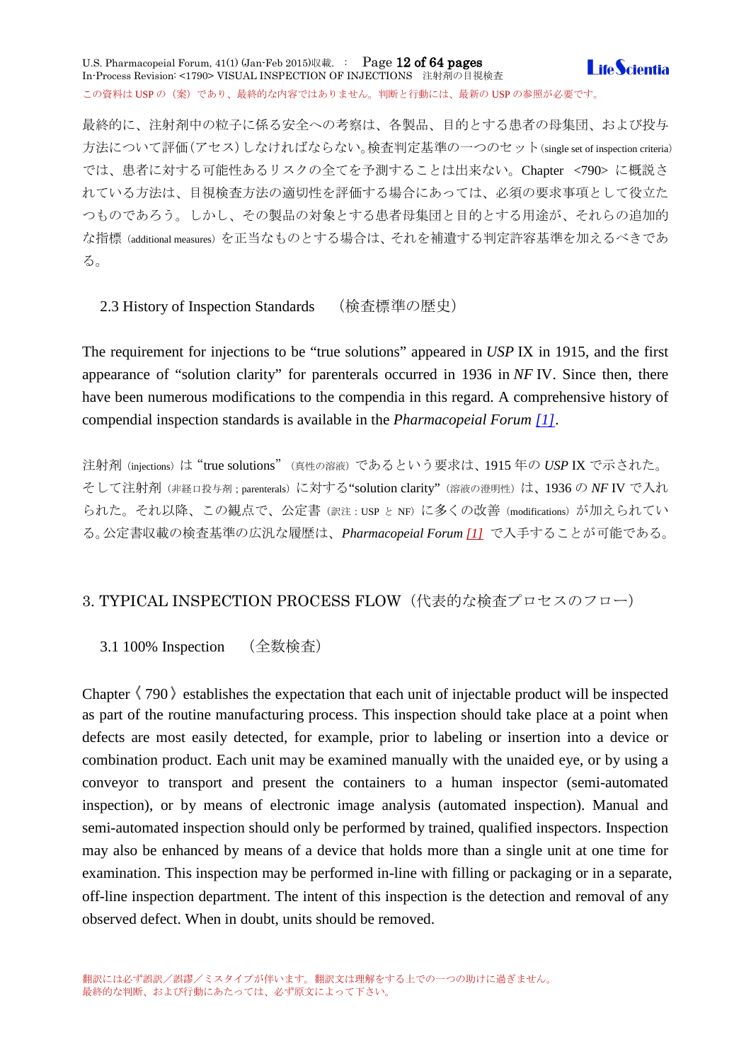最終的に、注射剤中の粒子に係る安全への考察は、各製品、目的とする患者の母集団、および投与方法について評価(アセス)しなければならない。検査判定基準の一つのセット(single set of inspection criteria)では、患者に対する可能性あるリスクの全てを予測することは出来ない。Chapter <790> に概説されている方法は、目視検査方法の適切性を評価する場合にあっては、必須の要求事項として役立たつものであろう。しかし、その製品の対象とする患者母集団と目的とする用途が、それらの追加的な指標(additional measures)を正当なものとする場合は、それを補遺する判定許容基準を加えるべきである。

### 2.3 History of Inspection Standards (検査標準の歴史)

The requirement for injections to be "true solutions" appeared in *USP* IX in 1915, and the first appearance of "solution clarity" for parenterals occurred in 1936 in *NF* IV. Since then, there have been numerous modifications to the compendia in this regard. A comprehensive history of compendial inspection standards is available in the *Pharmacopeial Forum* [1].

注射剤(injections)は"true solutions"(真性の溶液)であるという要求は、1915 年の *USP* IX で示された。そして注射剤(非経口投与剤;parenterals)に対する"solution clarity"(溶液の澄明性)は、1936 の *NF* IV で入れられた。それ以降、この観点で、公定書(訳注:USP と NF)に多くの改善(modifications)が加えられている。公定書収載の検査基準の広汎な履歴は、*Pharmacopeial Forum* [1] で入手することが可能である。

## 3. TYPICAL INSPECTION PROCESS FLOW(代表的な検査プロセスのフロー)

### 3.1 100% Inspection (全数検査)

Chapter〈790〉establishes the expectation that each unit of injectable product will be inspected as part of the routine manufacturing process. This inspection should take place at a point when defects are most easily detected, for example, prior to labeling or insertion into a device or combination product. Each unit may be examined manually with the unaided eye, or by using a conveyor to transport and present the containers to a human inspector (semi-automated inspection), or by means of electronic image analysis (automated inspection). Manual and semi-automated inspection should only be performed by trained, qualified inspectors. Inspection may also be enhanced by means of a device that holds more than a single unit at one time for examination. This inspection may be performed in-line with filling or packaging or in a separate, off-line inspection department. The intent of this inspection is the detection and removal of any observed defect. When in doubt, units should be removed.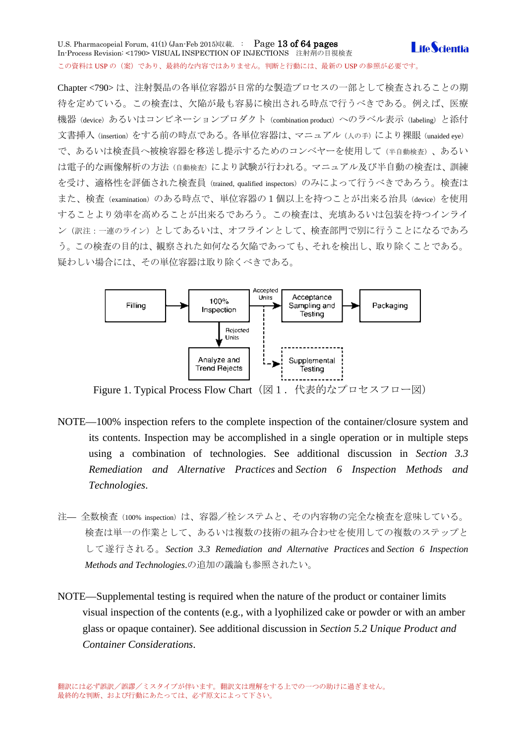Chapter <790> は、注射製品の各単位容器が日常的な製造プロセスの一部として検査されることの期待を定めている。この検査は、欠陥が最も容易に検出される時点で行うべきである。例えば、医療機器（device）あるいはコンビネーションプロダクト（combination product）へのラベル表示（labeling）と添付文書挿入（insertion）をする前の時点である。各単位容器は、マニュアル（人の手）により裸眼（unaided eye）で、あるいは検査員へ被検容器を移送し提示するためのコンベヤーを使用して（半自動検査）、あるいは電子的な画像解析の方法（自動検査）により試験が行われる。マニュアル及び半自動の検査は、訓練を受け、適格性を評価された検査員（trained, qualified inspectors）のみによって行うべきであろう。検査はまた、検査（examination）のある時点で、単位容器の 1 個以上を持つことが出来る治具（device）を使用することより効率を高めることが出来るであろう。この検査は、充填あるいは包装を持つインライン（訳注：一連のライン）としてあるいは、オフラインとして、検査部門で別に行うことになるであろう。この検査の目的は、観察された如何なる欠陥であっても、それを検出し、取り除くことである。疑わしい場合には、その単位容器は取り除くべきである。

```
Filling → 100% Inspection —(Accepted Units)→ Acceptance Sampling and Testing → Packaging
                |                    ⋮
         (Rejected Units)            ⋮
                ↓                    ⋮
      Analyze and Trend Rejects      └ ─ → Supplemental Testing
```

Figure 1. Typical Process Flow Chart（図 1． 代表的なプロセスフロー図）

NOTE—100% inspection refers to the complete inspection of the container/closure system and its contents. Inspection may be accomplished in a single operation or in multiple steps using a combination of technologies. See additional discussion in *Section 3.3 Remediation and Alternative Practices* and *Section 6 Inspection Methods and Technologies*.

注— 全数検査（100% inspection）は、容器／栓システムと、その内容物の完全な検査を意味している。検査は単一の作業として、あるいは複数の技術の組み合わせを使用しての複数のステップとして遂行される。*Section 3.3 Remediation and Alternative Practices* and *Section 6 Inspection Methods and Technologies*.の追加の議論も参照されたい。

NOTE—Supplemental testing is required when the nature of the product or container limits visual inspection of the contents (e.g., with a lyophilized cake or powder or with an amber glass or opaque container). See additional discussion in *Section 5.2 Unique Product and Container Considerations*.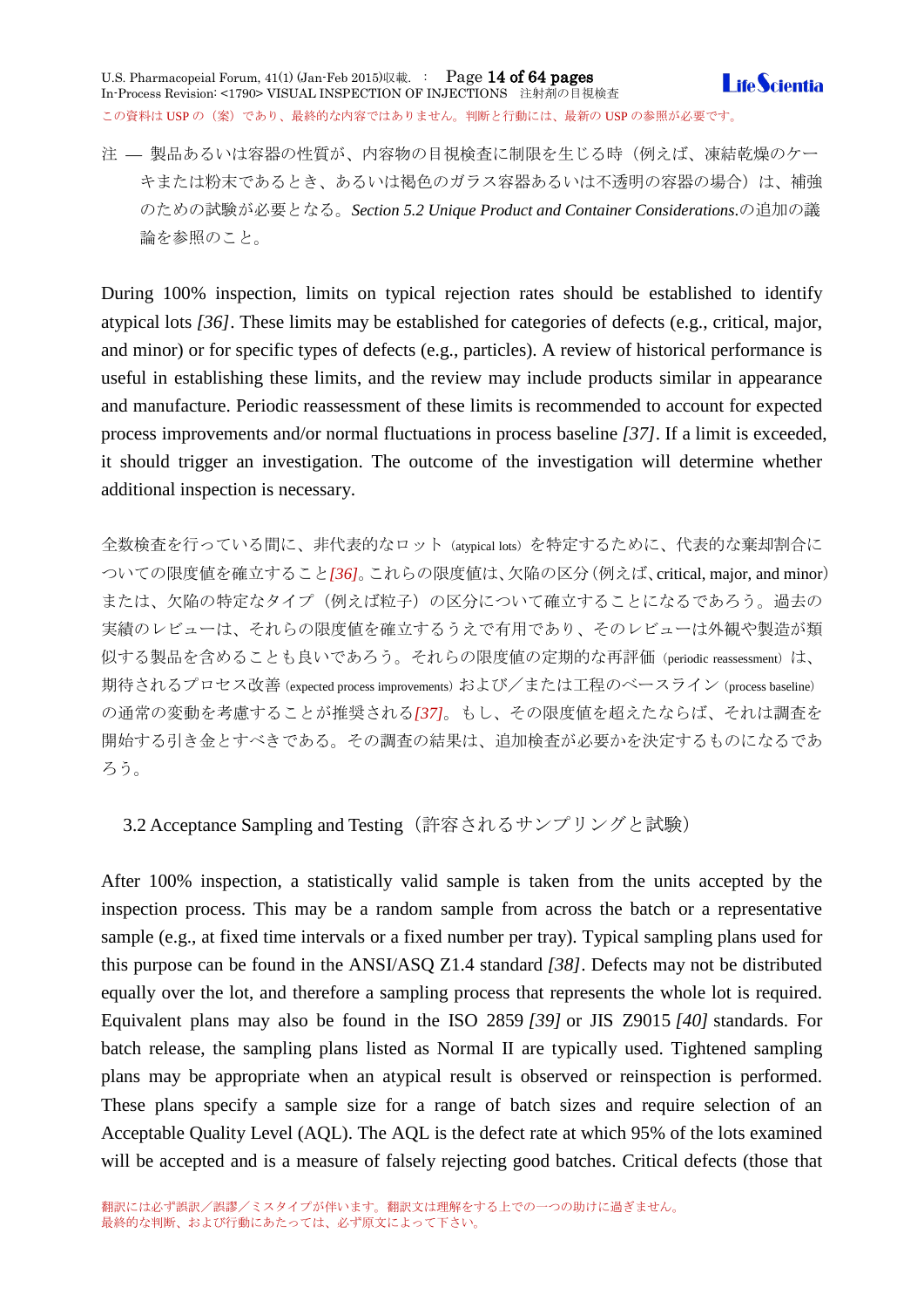注 ― 製品あるいは容器の性質が、内容物の目視検査に制限を生じる時（例えば、凍結乾燥のケーキまたは粉末であるとき、あるいは褐色のガラス容器あるいは不透明の容器の場合）は、補強のための試験が必要となる。*Section 5.2 Unique Product and Container Considerations.*の追加の議論を参照のこと。

During 100% inspection, limits on typical rejection rates should be established to identify atypical lots *[36]*. These limits may be established for categories of defects (e.g., critical, major, and minor) or for specific types of defects (e.g., particles). A review of historical performance is useful in establishing these limits, and the review may include products similar in appearance and manufacture. Periodic reassessment of these limits is recommended to account for expected process improvements and/or normal fluctuations in process baseline *[37]*. If a limit is exceeded, it should trigger an investigation. The outcome of the investigation will determine whether additional inspection is necessary.

全数検査を行っている間に、非代表的なロット（atypical lots）を特定するために、代表的な棄却割合についての限度値を確立すること*[36]*。これらの限度値は、欠陥の区分(例えば、critical, major, and minor)または、欠陥の特定なタイプ（例えば粒子）の区分について確立することになるであろう。過去の実績のレビューは、それらの限度値を確立するうえで有用であり、そのレビューは外観や製造が類似する製品を含めることも良いであろう。それらの限度値の定期的な再評価（periodic reassessment）は、期待されるプロセス改善 (expected process improvements) および／または工程のベースライン（process baseline）の通常の変動を考慮することが推奨される*[37]*。もし、その限度値を超えたならば、それは調査を開始する引き金とすべきである。その調査の結果は、追加検査が必要かを決定するものになるであろう。

### 3.2 Acceptance Sampling and Testing（許容されるサンプリングと試験）

After 100% inspection, a statistically valid sample is taken from the units accepted by the inspection process. This may be a random sample from across the batch or a representative sample (e.g., at fixed time intervals or a fixed number per tray). Typical sampling plans used for this purpose can be found in the ANSI/ASQ Z1.4 standard *[38]*. Defects may not be distributed equally over the lot, and therefore a sampling process that represents the whole lot is required. Equivalent plans may also be found in the ISO 2859 *[39]* or JIS Z9015 *[40]* standards. For batch release, the sampling plans listed as Normal II are typically used. Tightened sampling plans may be appropriate when an atypical result is observed or reinspection is performed. These plans specify a sample size for a range of batch sizes and require selection of an Acceptable Quality Level (AQL). The AQL is the defect rate at which 95% of the lots examined will be accepted and is a measure of falsely rejecting good batches. Critical defects (those that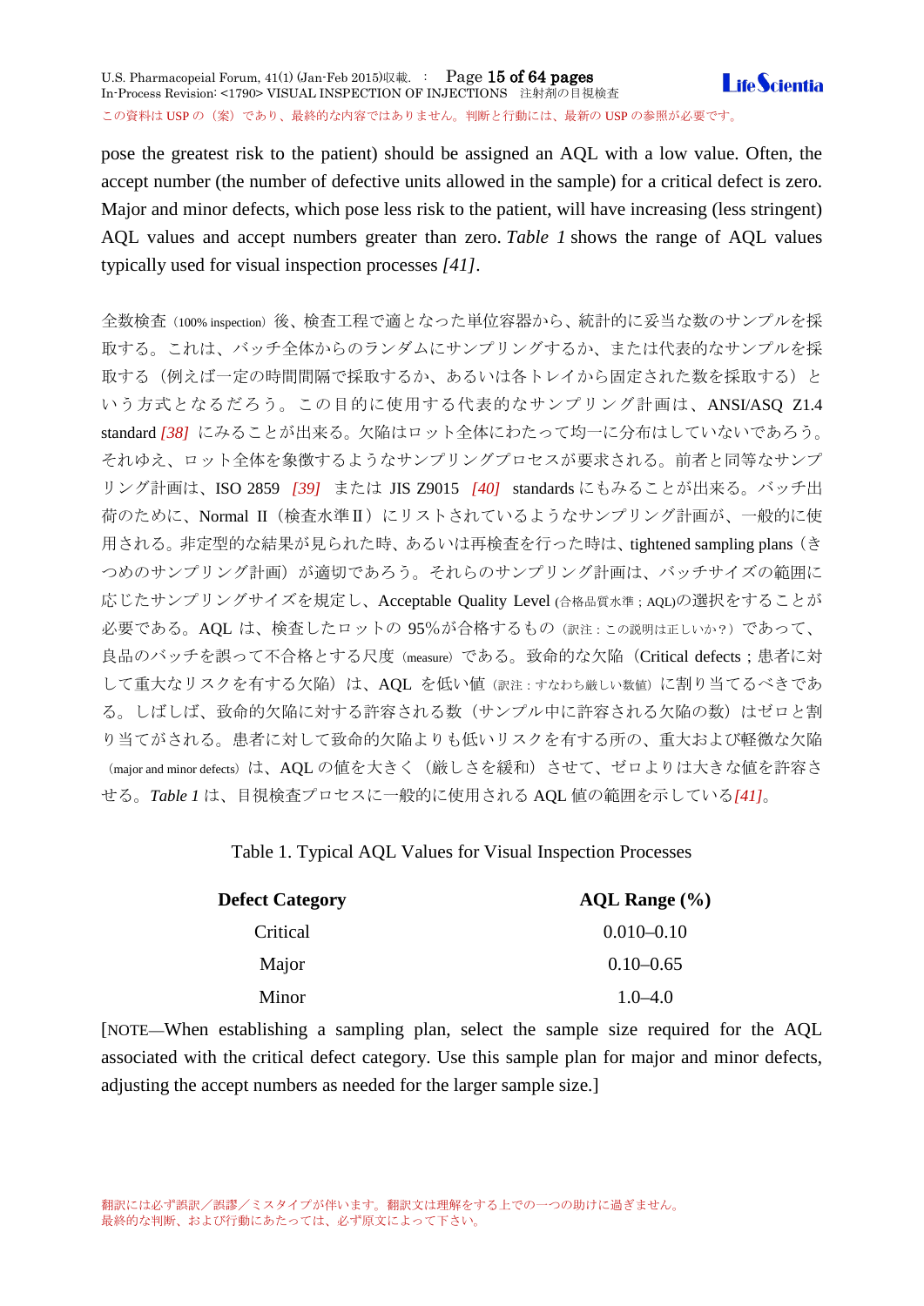pose the greatest risk to the patient) should be assigned an AQL with a low value. Often, the accept number (the number of defective units allowed in the sample) for a critical defect is zero. Major and minor defects, which pose less risk to the patient, will have increasing (less stringent) AQL values and accept numbers greater than zero. *Table 1* shows the range of AQL values typically used for visual inspection processes *[41]*.

全数検査（100% inspection）後、検査工程で適となった単位容器から、統計的に妥当な数のサンプルを採取する。これは、バッチ全体からのランダムにサンプリングするか、または代表的なサンプルを採取する（例えば一定の時間間隔で採取するか、あるいは各トレイから固定された数を採取する）という方式となるだろう。この目的に使用する代表的なサンプリング計画は、ANSI/ASQ Z1.4 standard *[38]* にみることが出来る。欠陥はロット全体にわたって均一に分布はしていないであろう。それゆえ、ロット全体を象徴するようなサンプリングプロセスが要求される。前者と同等なサンプリング計画は、ISO 2859 *[39]* または JIS Z9015 *[40]* standards にもみることが出来る。バッチ出荷のために、Normal II（検査水準Ⅱ）にリストされているようなサンプリング計画が、一般的に使用される。非定型的な結果が見られた時、あるいは再検査を行った時は、tightened sampling plans（きつめのサンプリング計画）が適切であろう。それらのサンプリング計画は、バッチサイズの範囲に応じたサンプリングサイズを規定し、Acceptable Quality Level (合格品質水準；AQL)の選択をすることが必要である。AQL は、検査したロットの 95%が合格するもの（訳注：この説明は正しいか？）であって、良品のバッチを誤って不合格とする尺度（measure）である。致命的な欠陥（Critical defects；患者に対して重大なリスクを有する欠陥）は、AQL を低い値（訳注：すなわち厳しい数値）に割り当てるべきである。しばしば、致命的欠陥に対する許容される数（サンプル中に許容される欠陥の数）はゼロと割り当てがされる。患者に対して致命的欠陥よりも低いリスクを有する所の、重大および軽微な欠陥（major and minor defects）は、AQL の値を大きく（厳しさを緩和）させて、ゼロよりは大きな値を許容させる。*Table 1* は、目視検査プロセスに一般的に使用される AQL 値の範囲を示している*[41]*。

Table 1. Typical AQL Values for Visual Inspection Processes

| Defect Category | AQL Range (%) |
|---|---|
| Critical | 0.010–0.10 |
| Major | 0.10–0.65 |
| Minor | 1.0–4.0 |

[NOTE—When establishing a sampling plan, select the sample size required for the AQL associated with the critical defect category. Use this sample plan for major and minor defects, adjusting the accept numbers as needed for the larger sample size.]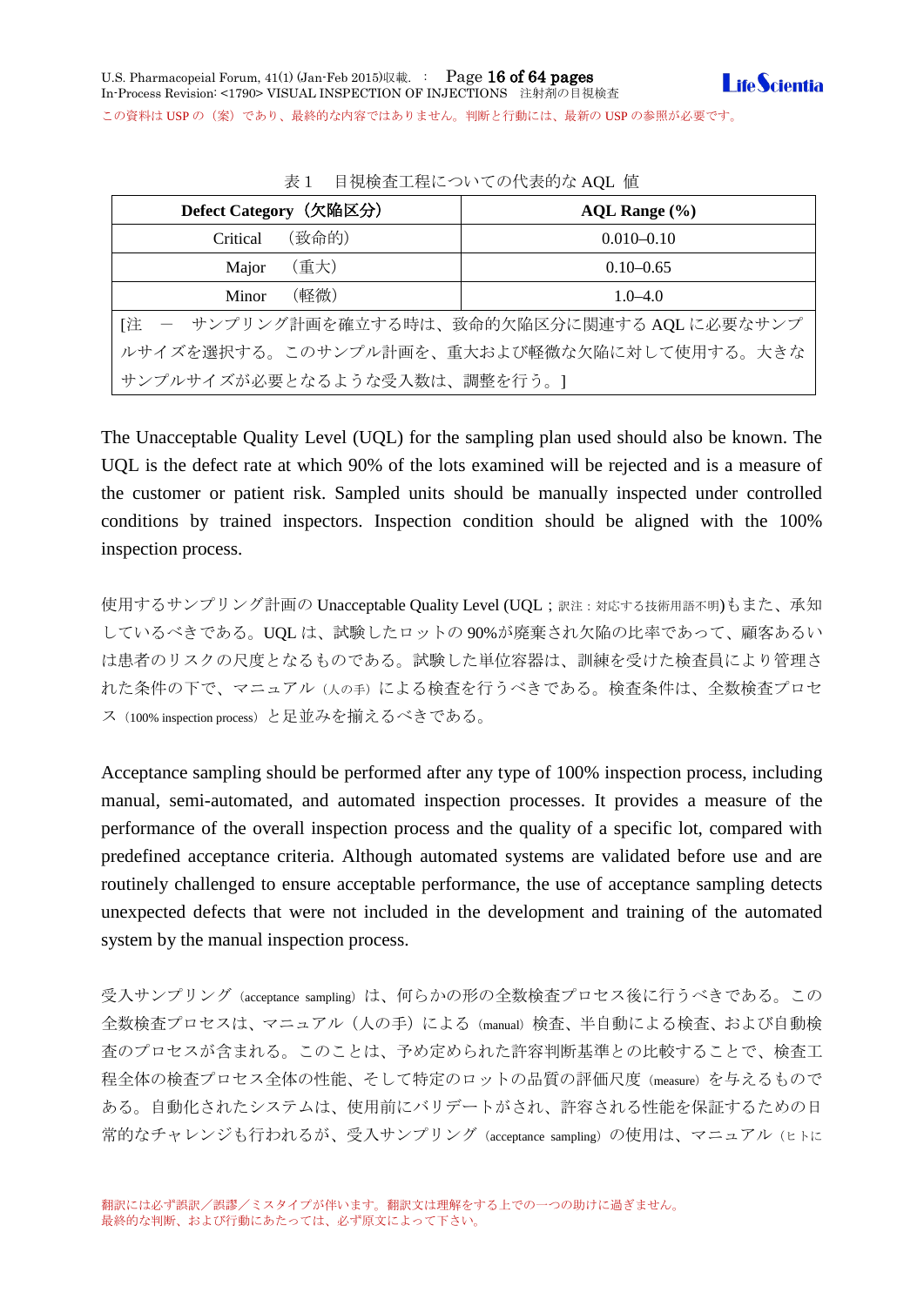表 1　目視検査工程についての代表的な AQL 値

| Defect Category（欠陥区分） | AQL Range (%) |
|---|---|
| Critical　（致命的） | 0.010–0.10 |
| Major　（重大） | 0.10–0.65 |
| Minor　（軽微） | 1.0–4.0 |
| [注　－　サンプリング計画を確立する時は、致命的欠陥区分に関連する AQL に必要なサンプルサイズを選択する。このサンプル計画を、重大および軽微な欠陥に対して使用する。大きなサンプルサイズが必要となるような受入数は、調整を行う。] | |

The Unacceptable Quality Level (UQL) for the sampling plan used should also be known. The UQL is the defect rate at which 90% of the lots examined will be rejected and is a measure of the customer or patient risk. Sampled units should be manually inspected under controlled conditions by trained inspectors. Inspection condition should be aligned with the 100% inspection process.

使用するサンプリング計画の Unacceptable Quality Level (UQL；訳注：対応する技術用語不明)もまた、承知しているべきである。UQL は、試験したロットの 90%が廃棄され欠陥の比率であって、顧客あるいは患者のリスクの尺度となるものである。試験した単位容器は、訓練を受けた検査員により管理された条件の下で、マニュアル（人の手）による検査を行うべきである。検査条件は、全数検査プロセス（100% inspection process）と足並みを揃えるべきである。

Acceptance sampling should be performed after any type of 100% inspection process, including manual, semi-automated, and automated inspection processes. It provides a measure of the performance of the overall inspection process and the quality of a specific lot, compared with predefined acceptance criteria. Although automated systems are validated before use and are routinely challenged to ensure acceptable performance, the use of acceptance sampling detects unexpected defects that were not included in the development and training of the automated system by the manual inspection process.

受入サンプリング（acceptance sampling）は、何らかの形の全数検査プロセス後に行うべきである。この全数検査プロセスは、マニュアル（人の手）による（manual）検査、半自動による検査、および自動検査のプロセスが含まれる。このことは、予め定められた許容判断基準との比較することで、検査工程全体の検査プロセス全体の性能、そして特定のロットの品質の評価尺度（measure）を与えるものである。自動化されたシステムは、使用前にバリデートがされ、許容される性能を保証するための日常的なチャレンジも行われるが、受入サンプリング（acceptance sampling）の使用は、マニュアル（ヒトに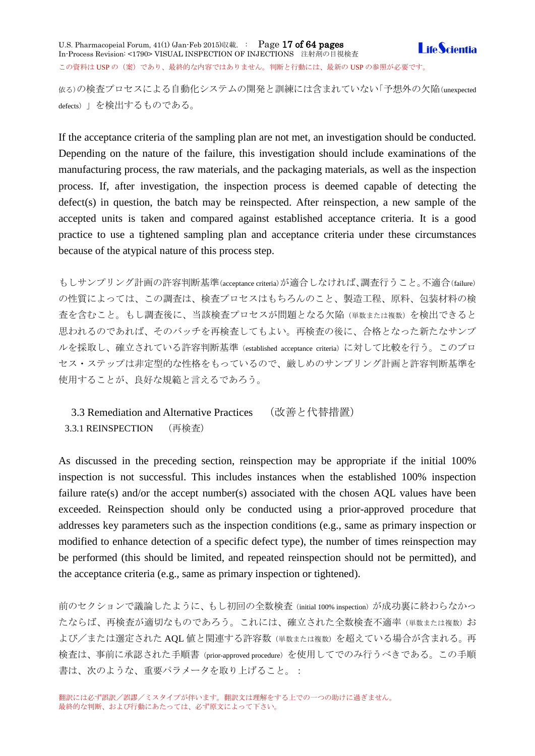依る）の検査プロセスによる自動化システムの開発と訓練には含まれていない「予想外の欠陥（unexpected defects）」を検出するものである。

If the acceptance criteria of the sampling plan are not met, an investigation should be conducted. Depending on the nature of the failure, this investigation should include examinations of the manufacturing process, the raw materials, and the packaging materials, as well as the inspection process. If, after investigation, the inspection process is deemed capable of detecting the defect(s) in question, the batch may be reinspected. After reinspection, a new sample of the accepted units is taken and compared against established acceptance criteria. It is a good practice to use a tightened sampling plan and acceptance criteria under these circumstances because of the atypical nature of this process step.

もしサンプリング計画の許容判断基準（acceptance criteria）が適合しなければ、調査行うこと。不適合（failure）の性質によっては、この調査は、検査プロセスはもちろんのこと、製造工程、原料、包装材料の検査を含むこと。もし調査後に、当該検査プロセスが問題となる欠陥（単数または複数）を検出できると思われるのであれば、そのバッチを再検査してもよい。再検査の後に、合格となった新たなサンプルを採取し、確立されている許容判断基準（established acceptance criteria）に対して比較を行う。このプロセス・ステップは非定型的な性格をもっているので、厳しめのサンプリング計画と許容判断基準を使用することが、良好な規範と言えるであろう。

## 3.3 Remediation and Alternative Practices　（改善と代替措置）

### 3.3.1 REINSPECTION　（再検査）

As discussed in the preceding section, reinspection may be appropriate if the initial 100% inspection is not successful. This includes instances when the established 100% inspection failure rate(s) and/or the accept number(s) associated with the chosen AQL values have been exceeded. Reinspection should only be conducted using a prior-approved procedure that addresses key parameters such as the inspection conditions (e.g., same as primary inspection or modified to enhance detection of a specific defect type), the number of times reinspection may be performed (this should be limited, and repeated reinspection should not be permitted), and the acceptance criteria (e.g., same as primary inspection or tightened).

前のセクションで議論したように、もし初回の全数検査（initial 100% inspection）が成功裏に終わらなかったならば、再検査が適切なものであろう。これには、確立された全数検査不適合率（単数または複数）および／または選定された AQL 値と関連する許容数（単数または複数）を超えている場合が含まれる。再検査は、事前に承認された手順書（prior-approved procedure）を使用してでのみ行うべきである。この手順書は、次のような、重要パラメータを取り上げること。：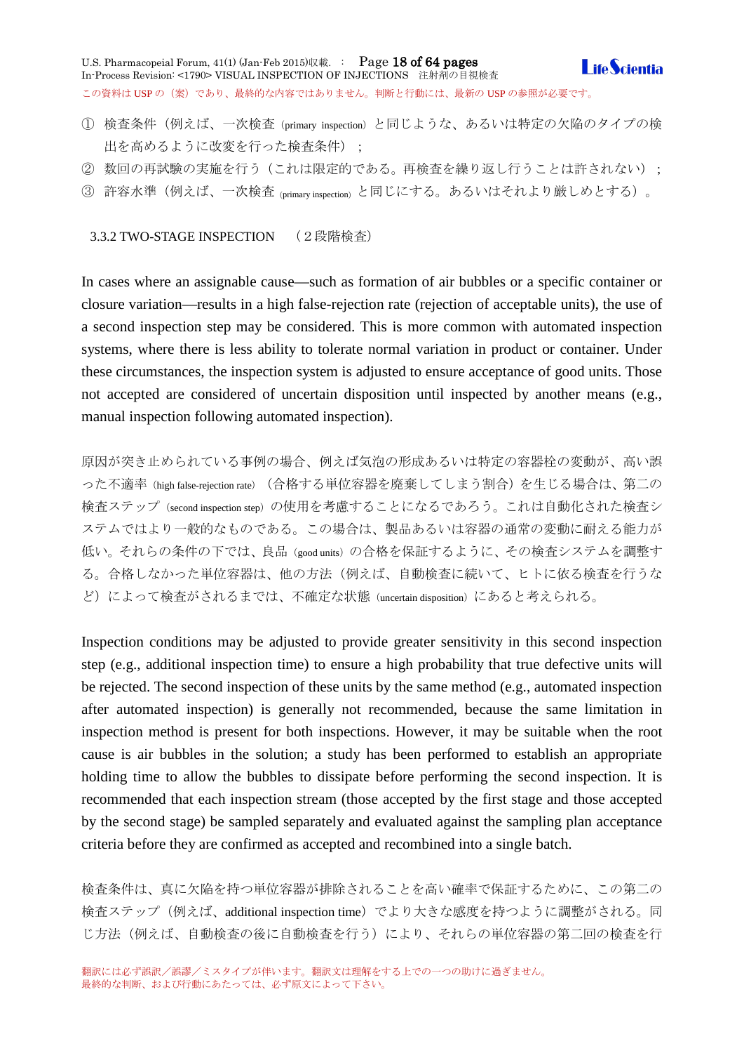① 検査条件（例えば、一次検査（primary inspection）と同じような、あるいは特定の欠陥のタイプの検出を高めるように改変を行った検査条件）；

② 数回の再試験の実施を行う（これは限定的である。再検査を繰り返し行うことは許されない）；

③ 許容水準（例えば、一次検査 (primary inspection) と同じにする。あるいはそれより厳しめとする）。

### 3.3.2 TWO-STAGE INSPECTION （２段階検査）

In cases where an assignable cause—such as formation of air bubbles or a specific container or closure variation—results in a high false-rejection rate (rejection of acceptable units), the use of a second inspection step may be considered. This is more common with automated inspection systems, where there is less ability to tolerate normal variation in product or container. Under these circumstances, the inspection system is adjusted to ensure acceptance of good units. Those not accepted are considered of uncertain disposition until inspected by another means (e.g., manual inspection following automated inspection).

原因が突き止められている事例の場合、例えば気泡の形成あるいは特定の容器栓の変動が、高い誤った不適率（high false-rejection rate）（合格する単位容器を廃棄してしまう割合）を生じる場合は、第二の検査ステップ（second inspection step）の使用を考慮することになるであろう。これは自動化された検査システムではより一般的なものである。この場合は、製品あるいは容器の通常の変動に耐える能力が低い。それらの条件の下では、良品（good units）の合格を保証するように、その検査システムを調整する。合格しなかった単位容器は、他の方法（例えば、自動検査に続いて、ヒトに依る検査を行うなど）によって検査がされるまでは、不確定な状態（uncertain disposition）にあると考えられる。

Inspection conditions may be adjusted to provide greater sensitivity in this second inspection step (e.g., additional inspection time) to ensure a high probability that true defective units will be rejected. The second inspection of these units by the same method (e.g., automated inspection after automated inspection) is generally not recommended, because the same limitation in inspection method is present for both inspections. However, it may be suitable when the root cause is air bubbles in the solution; a study has been performed to establish an appropriate holding time to allow the bubbles to dissipate before performing the second inspection. It is recommended that each inspection stream (those accepted by the first stage and those accepted by the second stage) be sampled separately and evaluated against the sampling plan acceptance criteria before they are confirmed as accepted and recombined into a single batch.

検査条件は、真に欠陥を持つ単位容器が排除されることを高い確率で保証するために、この第二の検査ステップ（例えば、additional inspection time）でより大きな感度を持つように調整がされる。同じ方法（例えば、自動検査の後に自動検査を行う）により、それらの単位容器の第二回の検査を行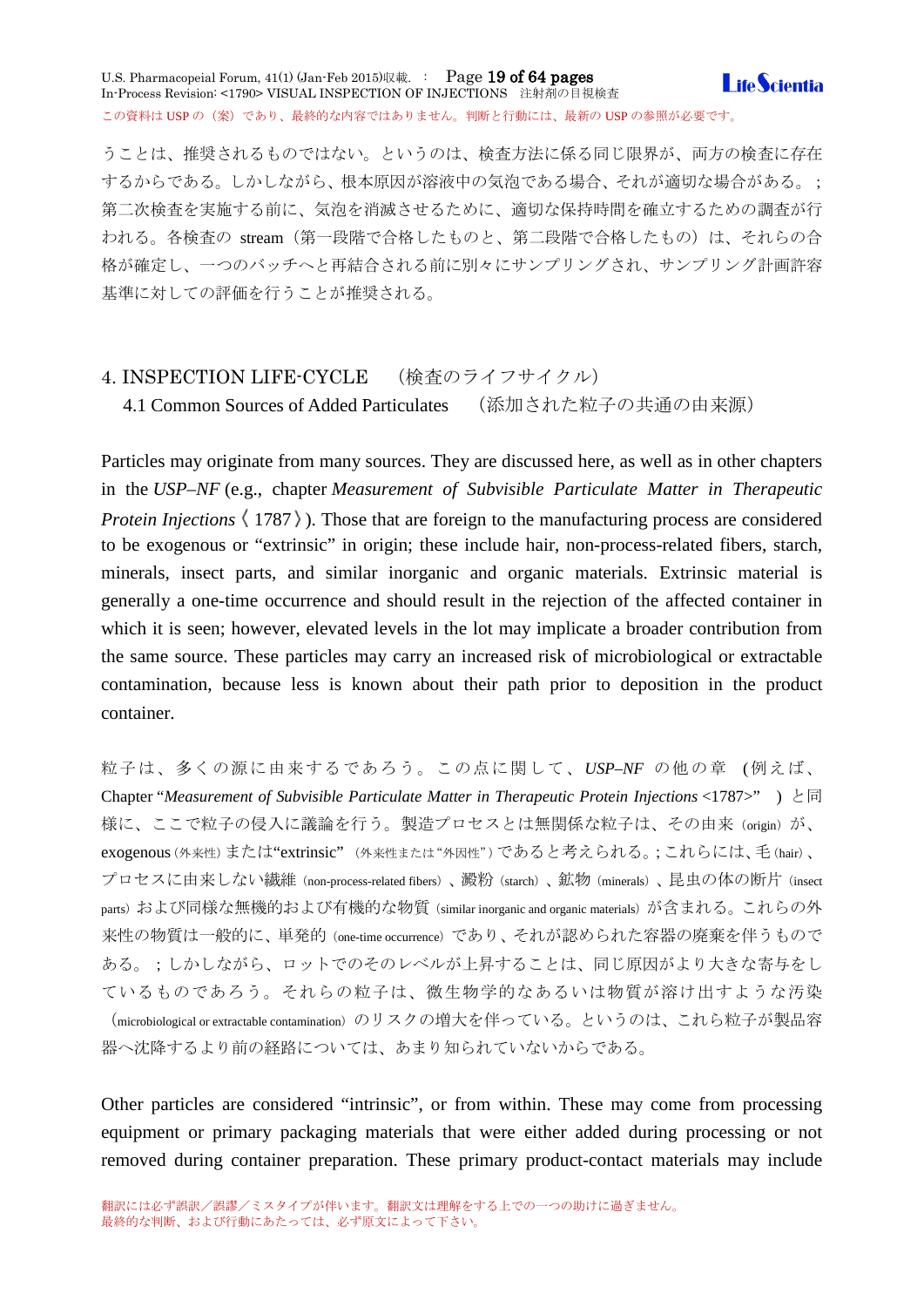うことは、推奨されるものではない。というのは、検査方法に係る同じ限界が、両方の検査に存在するからである。しかしながら、根本原因が溶液中の気泡である場合、それが適切な場合がある。；第二次検査を実施する前に、気泡を消滅させるために、適切な保持時間を確立するための調査が行われる。各検査の stream（第一段階で合格したものと、第二段階で合格したもの）は、それらの合格が確定し、一つのバッチへと再結合される前に別々にサンプリングされ、サンプリング計画許容基準に対しての評価を行うことが推奨される。

# 4. INSPECTION LIFE-CYCLE　（検査のライフサイクル）

## 4.1 Common Sources of Added Particulates　（添加された粒子の共通の由来源）

Particles may originate from many sources. They are discussed here, as well as in other chapters in the *USP–NF* (e.g., chapter *Measurement of Subvisible Particulate Matter in Therapeutic Protein Injections*〈1787〉). Those that are foreign to the manufacturing process are considered to be exogenous or "extrinsic" in origin; these include hair, non-process-related fibers, starch, minerals, insect parts, and similar inorganic and organic materials. Extrinsic material is generally a one-time occurrence and should result in the rejection of the affected container in which it is seen; however, elevated levels in the lot may implicate a broader contribution from the same source. These particles may carry an increased risk of microbiological or extractable contamination, because less is known about their path prior to deposition in the product container.

粒子は、多くの源に由来するであろう。この点に関して、*USP–NF* の他の章 (例えば、Chapter "*Measurement of Subvisible Particulate Matter in Therapeutic Protein Injections* <1787>" ) と同様に、ここで粒子の侵入に議論を行う。製造プロセスとは無関係な粒子は、その由来（origin）が、exogenous（外来性）または"extrinsic" （外来性または"外因性"）であると考えられる。; これらには、毛（hair）、プロセスに由来しない繊維（non-process-related fibers）、澱粉（starch）、鉱物（minerals）、昆虫の体の断片（insect parts）および同様な無機的および有機的な物質（similar inorganic and organic materials）が含まれる。これらの外来性の物質は一般的に、単発的（one-time occurrence）であり、それが認められた容器の廃棄を伴うものである。；しかしながら、ロットでのそのレベルが上昇することは、同じ原因がより大きな寄与をしているものであろう。それらの粒子は、微生物学的なあるいは物質が溶け出すような汚染（microbiological or extractable contamination）のリスクの増大を伴っている。というのは、これら粒子が製品容器へ沈降するより前の経路については、あまり知られていないからである。

Other particles are considered "intrinsic", or from within. These may come from processing equipment or primary packaging materials that were either added during processing or not removed during container preparation. These primary product-contact materials may include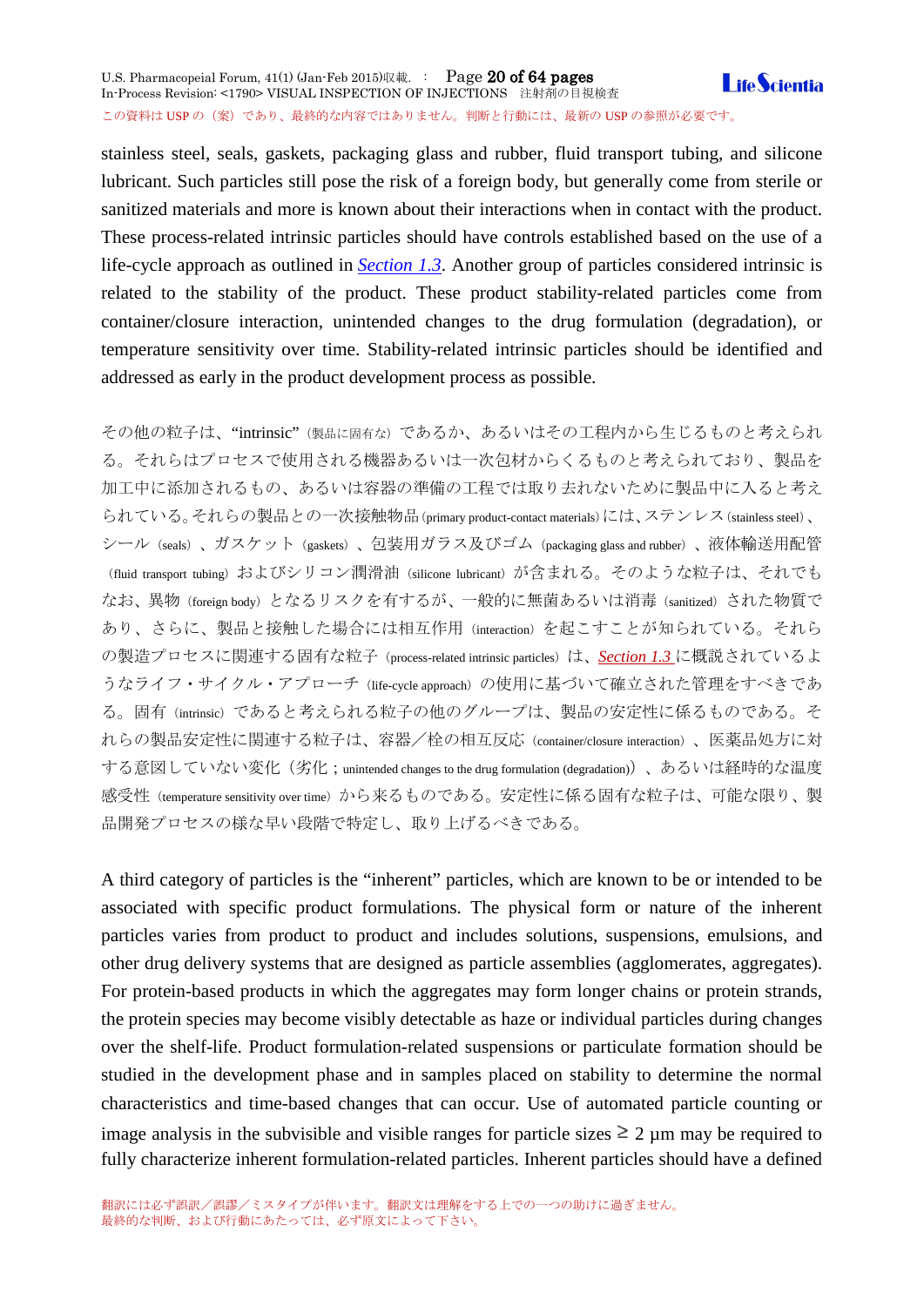stainless steel, seals, gaskets, packaging glass and rubber, fluid transport tubing, and silicone lubricant. Such particles still pose the risk of a foreign body, but generally come from sterile or sanitized materials and more is known about their interactions when in contact with the product. These process-related intrinsic particles should have controls established based on the use of a life-cycle approach as outlined in *Section 1.3*. Another group of particles considered intrinsic is related to the stability of the product. These product stability-related particles come from container/closure interaction, unintended changes to the drug formulation (degradation), or temperature sensitivity over time. Stability-related intrinsic particles should be identified and addressed as early in the product development process as possible.

その他の粒子は、"intrinsic"（製品に固有な）であるか、あるいはその工程内から生じるものと考えられる。それらはプロセスで使用される機器あるいは一次包材からくるものと考えられており、製品を加工中に添加されるもの、あるいは容器の準備の工程では取り去れないために製品中に入ると考えられている。それらの製品との一次接触物品 (primary product-contact materials) には、ステンレス (stainless steel)、シール（seals）、ガスケット（gaskets）、包装用ガラス及びゴム（packaging glass and rubber）、液体輸送用配管（fluid transport tubing）およびシリコン潤滑油（silicone lubricant）が含まれる。そのような粒子は、それでもなお、異物（foreign body）となるリスクを有するが、一般的に無菌あるいは消毒（sanitized）された物質であり、さらに、製品と接触した場合には相互作用（interaction）を起こすことが知られている。それらの製造プロセスに関連する固有な粒子（process-related intrinsic particles）は、*Section 1.3* に概説されているようなライフ・サイクル・アプローチ（life-cycle approach）の使用に基づいて確立された管理をすべきである。固有（intrinsic）であると考えられる粒子の他のグループは、製品の安定性に係るものである。それらの製品安定性に関連する粒子は、容器／栓の相互反応（container/closure interaction）、医薬品処方に対する意図していない変化（劣化；unintended changes to the drug formulation (degradation)）、あるいは経時的な温度感受性（temperature sensitivity over time）から来るものである。安定性に係る固有な粒子は、可能な限り、製品開発プロセスの様な早い段階で特定し、取り上げるべきである。

A third category of particles is the "inherent" particles, which are known to be or intended to be associated with specific product formulations. The physical form or nature of the inherent particles varies from product to product and includes solutions, suspensions, emulsions, and other drug delivery systems that are designed as particle assemblies (agglomerates, aggregates). For protein-based products in which the aggregates may form longer chains or protein strands, the protein species may become visibly detectable as haze or individual particles during changes over the shelf-life. Product formulation-related suspensions or particulate formation should be studied in the development phase and in samples placed on stability to determine the normal characteristics and time-based changes that can occur. Use of automated particle counting or image analysis in the subvisible and visible ranges for particle sizes ≥ 2 µm may be required to fully characterize inherent formulation-related particles. Inherent particles should have a defined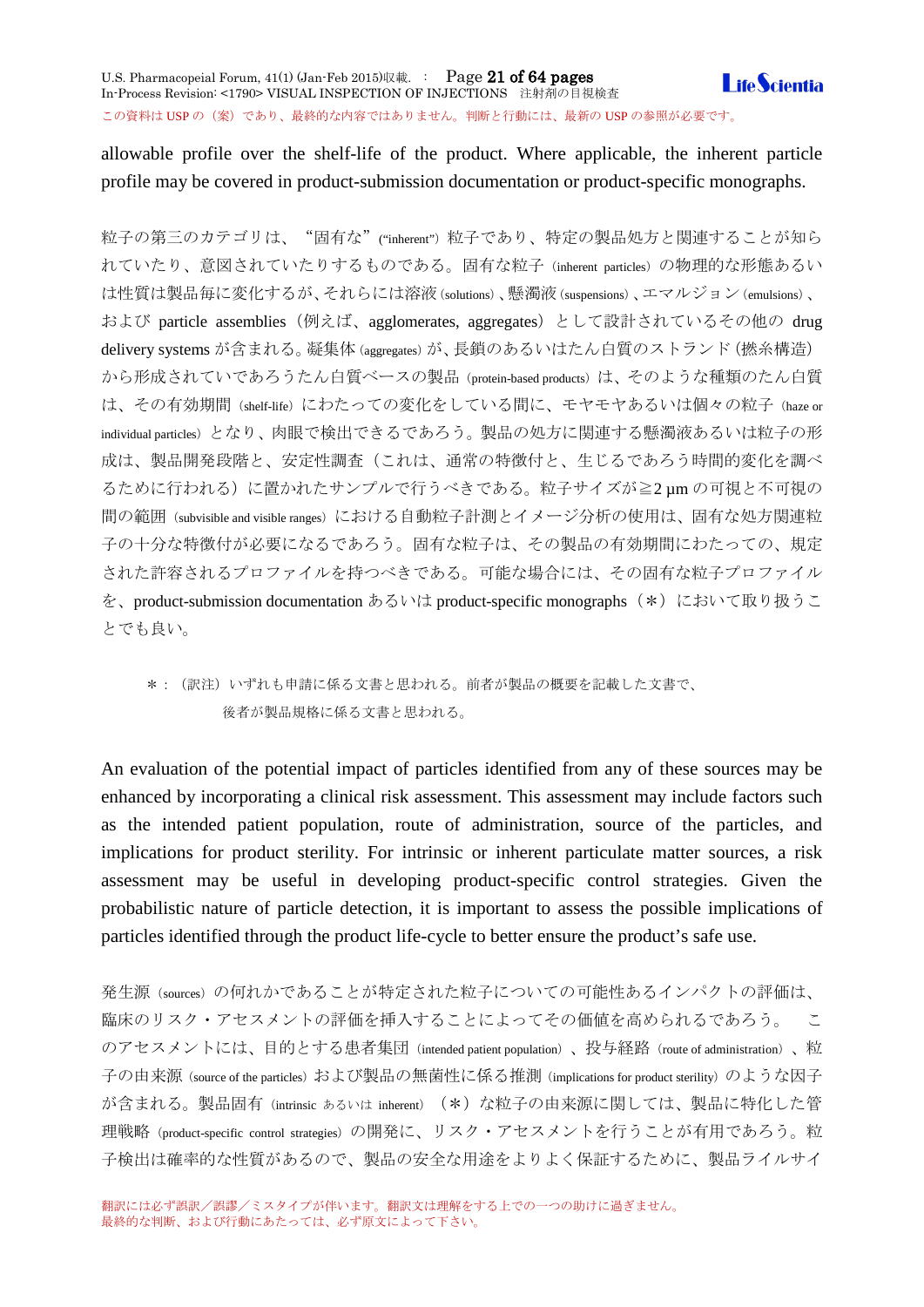allowable profile over the shelf-life of the product. Where applicable, the inherent particle profile may be covered in product-submission documentation or product-specific monographs.

粒子の第三のカテゴリは、"固有な"("inherent") 粒子であり、特定の製品処方と関連することが知られていたり、意図されていたりするものである。固有な粒子（inherent particles）の物理的な形態あるいは性質は製品毎に変化するが、それらには溶液 (solutions)、懸濁液 (suspensions)、エマルジョン (emulsions)、および particle assemblies（例えば、agglomerates, aggregates）として設計されているその他の drug delivery systems が含まれる。凝集体 (aggregates) が、長鎖のあるいはたん白質のストランド（撚糸構造）から形成されていであろうたん白質ベースの製品（protein-based products）は、そのような種類のたん白質は、その有効期間（shelf-life）にわたっての変化をしている間に、モヤモヤあるいは個々の粒子（haze or individual particles）となり、肉眼で検出できるであろう。製品の処方に関連する懸濁液あるいは粒子の形成は、製品開発段階と、安定性調査（これは、通常の特徴付と、生じるであろう時間的変化を調べるために行われる）に置かれたサンプルで行うべきである。粒子サイズが≧2 μm の可視と不可視の間の範囲（subvisible and visible ranges）における自動粒子計測とイメージ分析の使用は、固有な処方関連粒子の十分な特徴付が必要になるであろう。固有な粒子は、その製品の有効期間にわたっての、規定された許容されるプロファイルを持つべきである。可能な場合には、その固有な粒子プロファイルを、product-submission documentation あるいは product-specific monographs（＊）において取り扱うことでも良い。

＊：（訳注）いずれも申請に係る文書と思われる。前者が製品の概要を記載した文書で、後者が製品規格に係る文書と思われる。

An evaluation of the potential impact of particles identified from any of these sources may be enhanced by incorporating a clinical risk assessment. This assessment may include factors such as the intended patient population, route of administration, source of the particles, and implications for product sterility. For intrinsic or inherent particulate matter sources, a risk assessment may be useful in developing product-specific control strategies. Given the probabilistic nature of particle detection, it is important to assess the possible implications of particles identified through the product life-cycle to better ensure the product's safe use.

発生源（sources）の何れかであることが特定された粒子についての可能性あるインパクトの評価は、臨床のリスク・アセスメントの評価を挿入することによってその価値を高められるであろう。　このアセスメントには、目的とする患者集団（intended patient population）、投与経路（route of administration）、粒子の由来源（source of the particles）および製品の無菌性に係る推測（implications for product sterility）のような因子が含まれる。製品固有（intrinsic あるいは inherent）（＊）な粒子の由来源に関しては、製品に特化した管理戦略（product-specific control strategies）の開発に、リスク・アセスメントを行うことが有用であろう。粒子検出は確率的な性質があるので、製品の安全な用途をよりよく保証するために、製品ライルサイ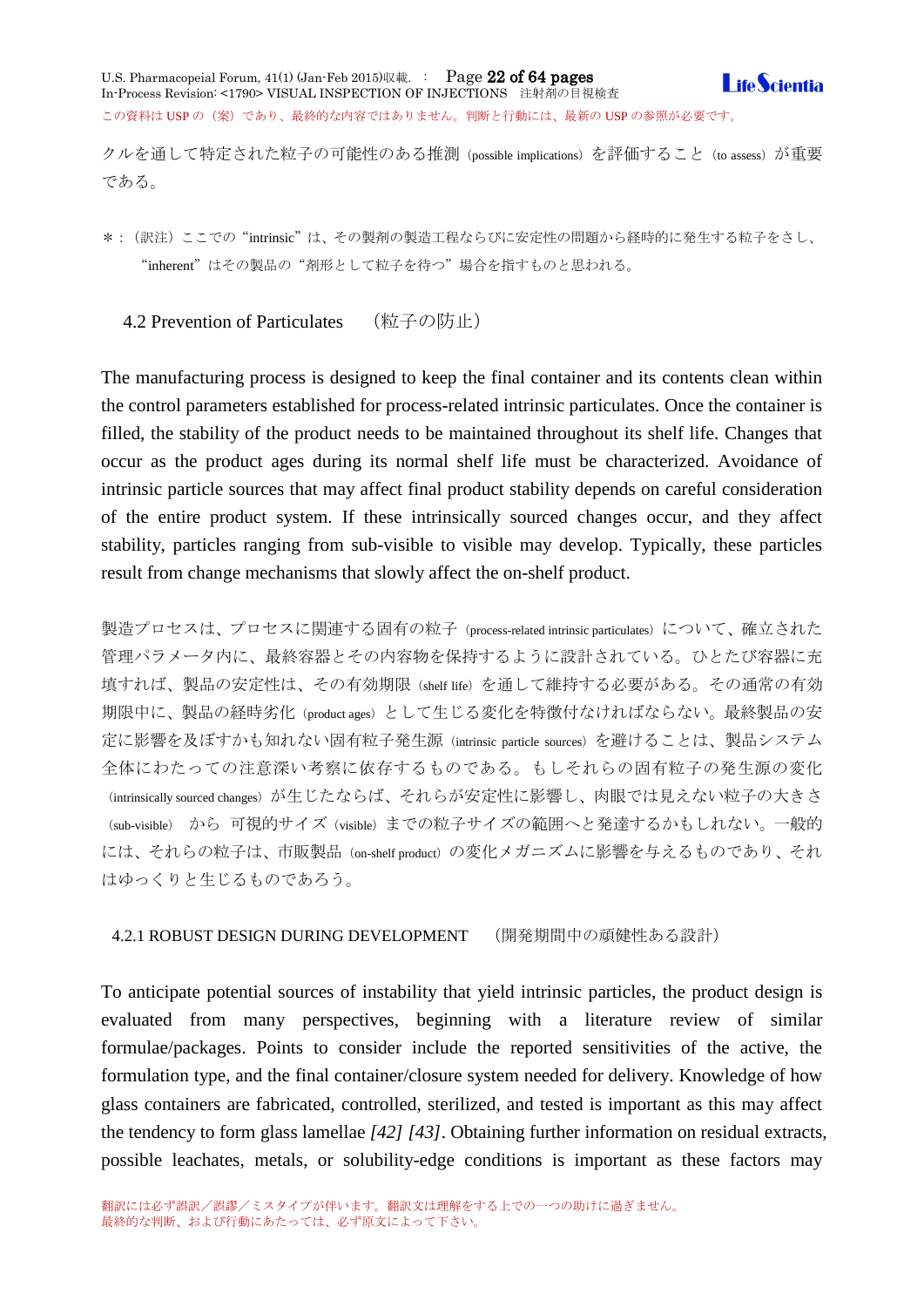クルを通して特定された粒子の可能性のある推測（possible implications）を評価すること（to assess）が重要である。

＊：（訳注）ここでの“intrinsic”は、その製剤の製造工程ならびに安定性の問題から経時的に発生する粒子をさし、“inherent”はその製品の“剤形として粒子を待つ”場合を指すものと思われる。

## 4.2 Prevention of Particulates　（粒子の防止）

The manufacturing process is designed to keep the final container and its contents clean within the control parameters established for process-related intrinsic particulates. Once the container is filled, the stability of the product needs to be maintained throughout its shelf life. Changes that occur as the product ages during its normal shelf life must be characterized. Avoidance of intrinsic particle sources that may affect final product stability depends on careful consideration of the entire product system. If these intrinsically sourced changes occur, and they affect stability, particles ranging from sub-visible to visible may develop. Typically, these particles result from change mechanisms that slowly affect the on-shelf product.

製造プロセスは、プロセスに関連する固有の粒子（process-related intrinsic particulates）について、確立された管理パラメータ内に、最終容器とその内容物を保持するように設計されている。ひとたび容器に充填すれば、製品の安定性は、その有効期限（shelf life）を通して維持する必要がある。その通常の有効期限中に、製品の経時劣化（product ages）として生じる変化を特徴付けなければならない。最終製品の安定に影響を及ぼすかも知れない固有粒子発生源（intrinsic particle sources）を避けることは、製品システム全体にわたっての注意深い考察に依存するものである。もしそれらの固有粒子の発生源の変化（intrinsically sourced changes）が生じたならば、それらが安定性に影響し、肉眼では見えない粒子の大きさ（sub-visible）　から　可視的サイズ（visible）までの粒子サイズの範囲へと発達するかもしれない。一般的には、それらの粒子は、市販製品（on-shelf product）の変化メガニズムに影響を与えるものであり、それはゆっくりと生じるものであろう。

### 4.2.1 ROBUST DESIGN DURING DEVELOPMENT　（開発期間中の頑健性ある設計）

To anticipate potential sources of instability that yield intrinsic particles, the product design is evaluated from many perspectives, beginning with a literature review of similar formulae/packages. Points to consider include the reported sensitivities of the active, the formulation type, and the final container/closure system needed for delivery. Knowledge of how glass containers are fabricated, controlled, sterilized, and tested is important as this may affect the tendency to form glass lamellae *[42] [43]*. Obtaining further information on residual extracts, possible leachates, metals, or solubility-edge conditions is important as these factors may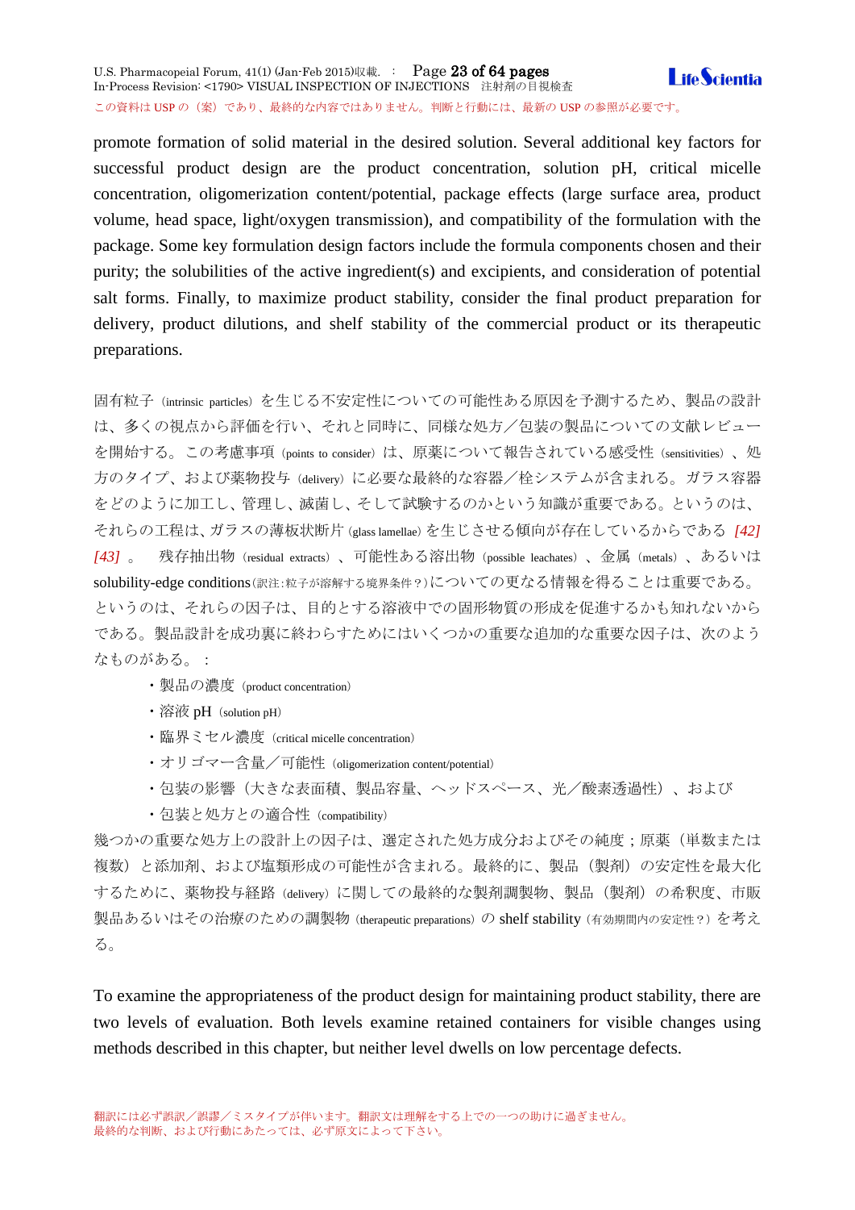promote formation of solid material in the desired solution. Several additional key factors for successful product design are the product concentration, solution pH, critical micelle concentration, oligomerization content/potential, package effects (large surface area, product volume, head space, light/oxygen transmission), and compatibility of the formulation with the package. Some key formulation design factors include the formula components chosen and their purity; the solubilities of the active ingredient(s) and excipients, and consideration of potential salt forms. Finally, to maximize product stability, consider the final product preparation for delivery, product dilutions, and shelf stability of the commercial product or its therapeutic preparations.

固有粒子（intrinsic particles）を生じる不安定性についての可能性ある原因を予測するため、製品の設計は、多くの視点から評価を行い、それと同時に、同様な処方／包装の製品についての文献レビューを開始する。この考慮事項（points to consider）は、原薬について報告されている感受性（sensitivities）、処方のタイプ、および薬物投与（delivery）に必要な最終的な容器／栓システムが含まれる。ガラス容器をどのように加工し、管理し、滅菌し、そして試験するのかという知識が重要である。というのは、それらの工程は、ガラスの薄板状断片（glass lamellae）を生じさせる傾向が存在しているからである *[42]* *[43]*。　残存抽出物（residual extracts）、可能性ある溶出物（possible leachates）、金属（metals）、あるいは solubility-edge conditions（訳注：粒子が溶解する境界条件？）についての更なる情報を得ることは重要である。というのは、それらの因子は、目的とする溶液中での固形物質の形成を促進するかも知れないからである。製品設計を成功裏に終わらすためにはいくつかの重要な追加的な重要な因子は、次のようなものがある。：

- 製品の濃度（product concentration）
- 溶液 pH（solution pH）
- 臨界ミセル濃度（critical micelle concentration）
- オリゴマー含量／可能性（oligomerization content/potential）
- 包装の影響（大きな表面積、製品容量、ヘッドスペース、光／酸素透過性）、および
- 包装と処方との適合性（compatibility）

幾つかの重要な処方上の設計上の因子は、選定された処方成分およびその純度；原薬（単数または複数）と添加剤、および塩類形成の可能性が含まれる。最終的に、製品（製剤）の安定性を最大化するために、薬物投与経路（delivery）に関しての最終的な製剤調製物、製品（製剤）の希釈度、市販製品あるいはその治療のための調製物（therapeutic preparations）の shelf stability（有効期間内の安定性？）を考える。

To examine the appropriateness of the product design for maintaining product stability, there are two levels of evaluation. Both levels examine retained containers for visible changes using methods described in this chapter, but neither level dwells on low percentage defects.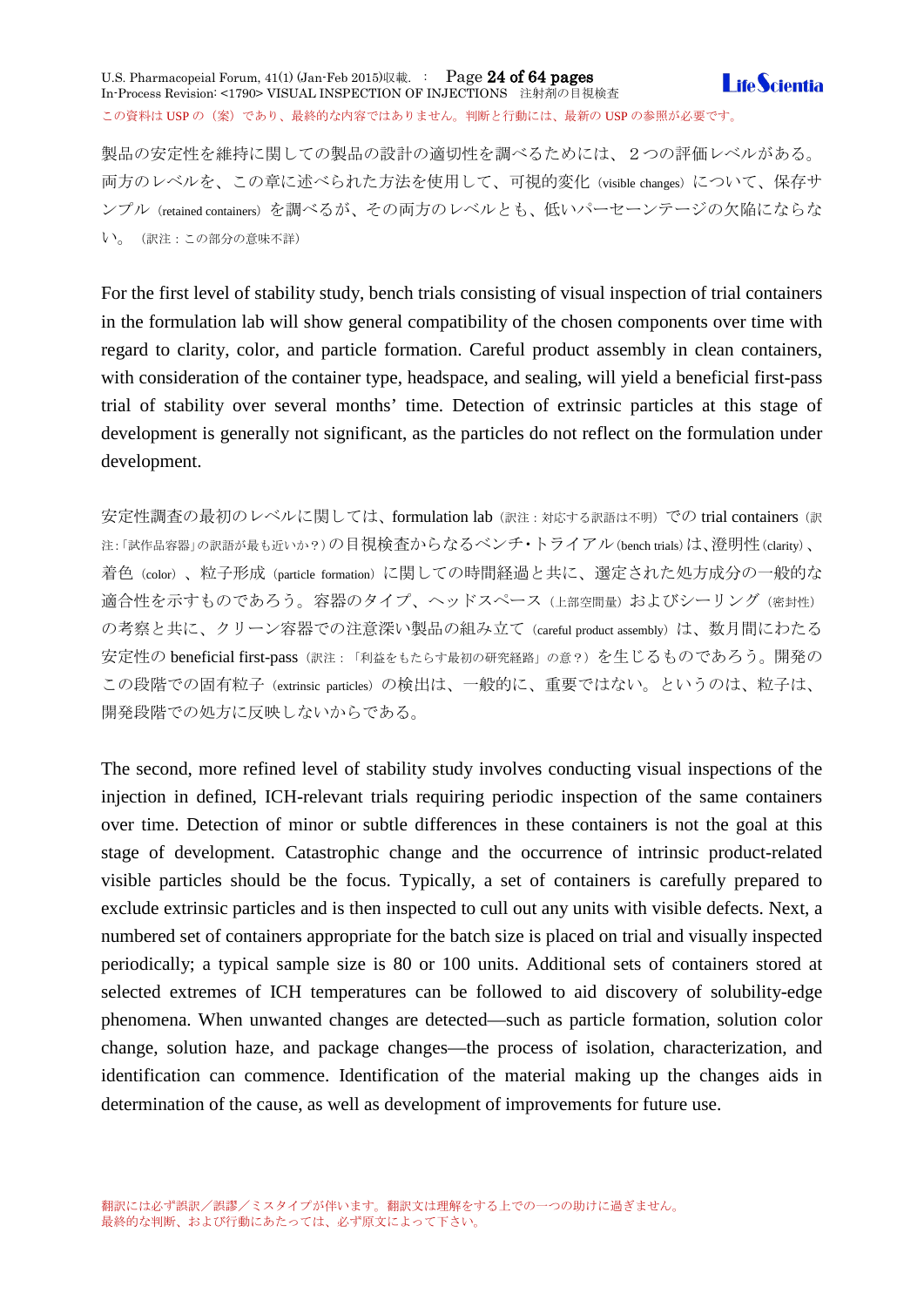製品の安定性を維持に関しての製品の設計の適切性を調べるためには、２つの評価レベルがある。両方のレベルを、この章に述べられた方法を使用して、可視的変化（visible changes）について、保存サンプル（retained containers）を調べるが、その両方のレベルとも、低いパーセーンテージの欠陥にならない。（訳注：この部分の意味不詳）

For the first level of stability study, bench trials consisting of visual inspection of trial containers in the formulation lab will show general compatibility of the chosen components over time with regard to clarity, color, and particle formation. Careful product assembly in clean containers, with consideration of the container type, headspace, and sealing, will yield a beneficial first-pass trial of stability over several months' time. Detection of extrinsic particles at this stage of development is generally not significant, as the particles do not reflect on the formulation under development.

安定性調査の最初のレベルに関しては、formulation lab（訳注：対応する訳語は不明）での trial containers（訳注:「試作品容器」の訳語が最も近いか？）の目視検査からなるベンチ・トライアル(bench trials)は、澄明性(clarity)、着色（color）、粒子形成（particle formation）に関しての時間経過と共に、選定された処方成分の一般的な適合性を示すものであろう。容器のタイプ、ヘッドスペース（上部空間量）およびシーリング（密封性）の考察と共に、クリーン容器での注意深い製品の組み立て（careful product assembly）は、数月間にわたる安定性の beneficial first-pass（訳注：「利益をもたらす最初の研究経路」の意？）を生じるものであろう。開発のこの段階での固有粒子（extrinsic particles）の検出は、一般的に、重要ではない。というのは、粒子は、開発段階での処方に反映しないからである。

The second, more refined level of stability study involves conducting visual inspections of the injection in defined, ICH-relevant trials requiring periodic inspection of the same containers over time. Detection of minor or subtle differences in these containers is not the goal at this stage of development. Catastrophic change and the occurrence of intrinsic product-related visible particles should be the focus. Typically, a set of containers is carefully prepared to exclude extrinsic particles and is then inspected to cull out any units with visible defects. Next, a numbered set of containers appropriate for the batch size is placed on trial and visually inspected periodically; a typical sample size is 80 or 100 units. Additional sets of containers stored at selected extremes of ICH temperatures can be followed to aid discovery of solubility-edge phenomena. When unwanted changes are detected—such as particle formation, solution color change, solution haze, and package changes—the process of isolation, characterization, and identification can commence. Identification of the material making up the changes aids in determination of the cause, as well as development of improvements for future use.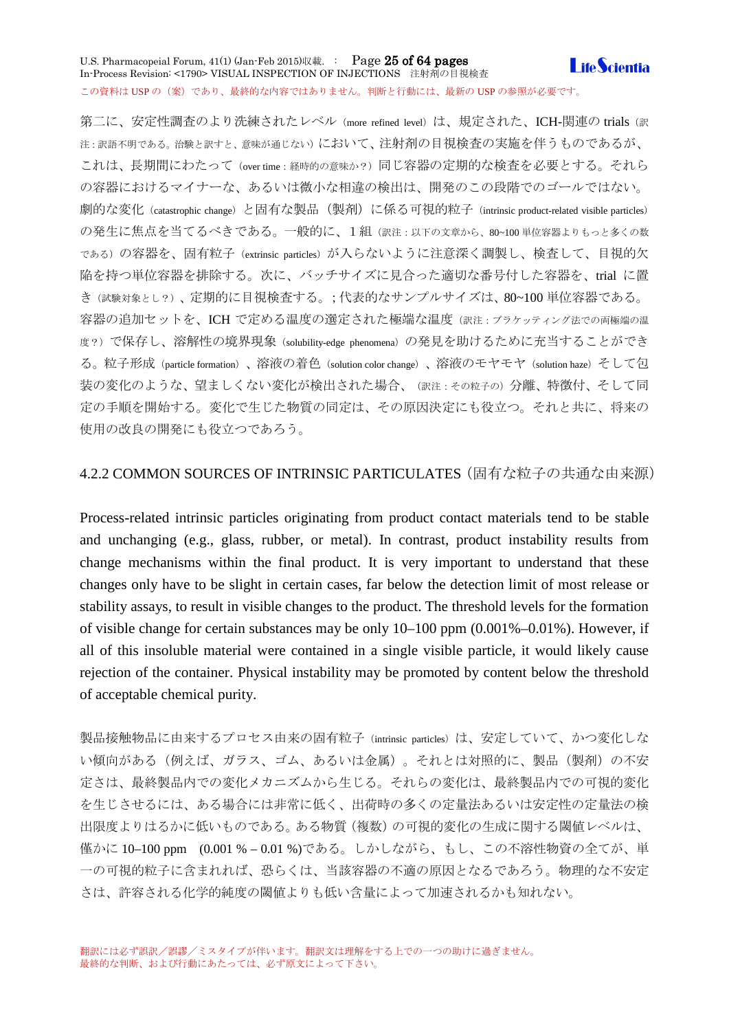第二に、安定性調査のより洗練されたレベル（more refined level）は、規定された、ICH-関連の trials（訳注：訳語不明である。治験と訳すと、意味が通じない）において、注射剤の目視検査の実施を伴うものであるが、これは、長期間にわたって（over time：経時的の意味か？）同じ容器の定期的な検査を必要とする。それらの容器におけるマイナーな、あるいは微小な相違の検出は、開発のこの段階でのゴールではない。劇的な変化（catastrophic change）と固有な製品（製剤）に係る可視的粒子（intrinsic product-related visible particles）の発生に焦点を当てるべきである。一般的に、１組（訳注：以下の文章から、80~100 単位容器よりもっと多くの数である）の容器を、固有粒子（extrinsic particles）が入らないように注意深く調製し、検査して、目視的欠陥を持つ単位容器を排除する。次に、バッチサイズに見合った適切な番号付した容器を、trial に置き（試験対象とし？）、定期的に目視検査する。；代表的なサンプルサイズは、80~100 単位容器である。容器の追加セットを、ICH で定める温度の選定された極端な温度（訳注：ブラケッティング法での両極端の温度？）で保存し、溶解性の境界現象（solubility-edge phenomena）の発見を助けるために充当することができる。粒子形成（particle formation）、溶液の着色（solution color change）、溶液のモヤモヤ（solution haze）そして包装の変化のような、望ましくない変化が検出された場合、（訳注：その粒子の）分離、特徴付、そして同定の手順を開始する。変化で生じた物質の同定は、その原因決定にも役立つ。それと共に、将来の使用の改良の開発にも役立つであろう。

### 4.2.2 COMMON SOURCES OF INTRINSIC PARTICULATES（固有な粒子の共通な由来源）

Process-related intrinsic particles originating from product contact materials tend to be stable and unchanging (e.g., glass, rubber, or metal). In contrast, product instability results from change mechanisms within the final product. It is very important to understand that these changes only have to be slight in certain cases, far below the detection limit of most release or stability assays, to result in visible changes to the product. The threshold levels for the formation of visible change for certain substances may be only 10–100 ppm (0.001%–0.01%). However, if all of this insoluble material were contained in a single visible particle, it would likely cause rejection of the container. Physical instability may be promoted by content below the threshold of acceptable chemical purity.

製品接触物品に由来するプロセス由来の固有粒子（intrinsic particles）は、安定していて、かつ変化しない傾向がある（例えば、ガラス、ゴム、あるいは金属）。それとは対照的に、製品（製剤）の不安定さは、最終製品内での変化メカニズムから生じる。それらの変化は、最終製品内での可視的変化を生じさせるには、ある場合には非常に低く、出荷時の多くの定量法あるいは安定性の定量法の検出限度よりはるかに低いものである。ある物質（複数）の可視的変化の生成に関する閾値レベルは、僅かに 10–100 ppm　(0.001 % – 0.01 %)である。しかしながら、もし、この不溶性物資の全てが、単一の可視的粒子に含まれれば、恐らくは、当該容器の不適の原因となるであろう。物理的な不安定さは、許容される化学的純度の閾値よりも低い含量によって加速されるかも知れない。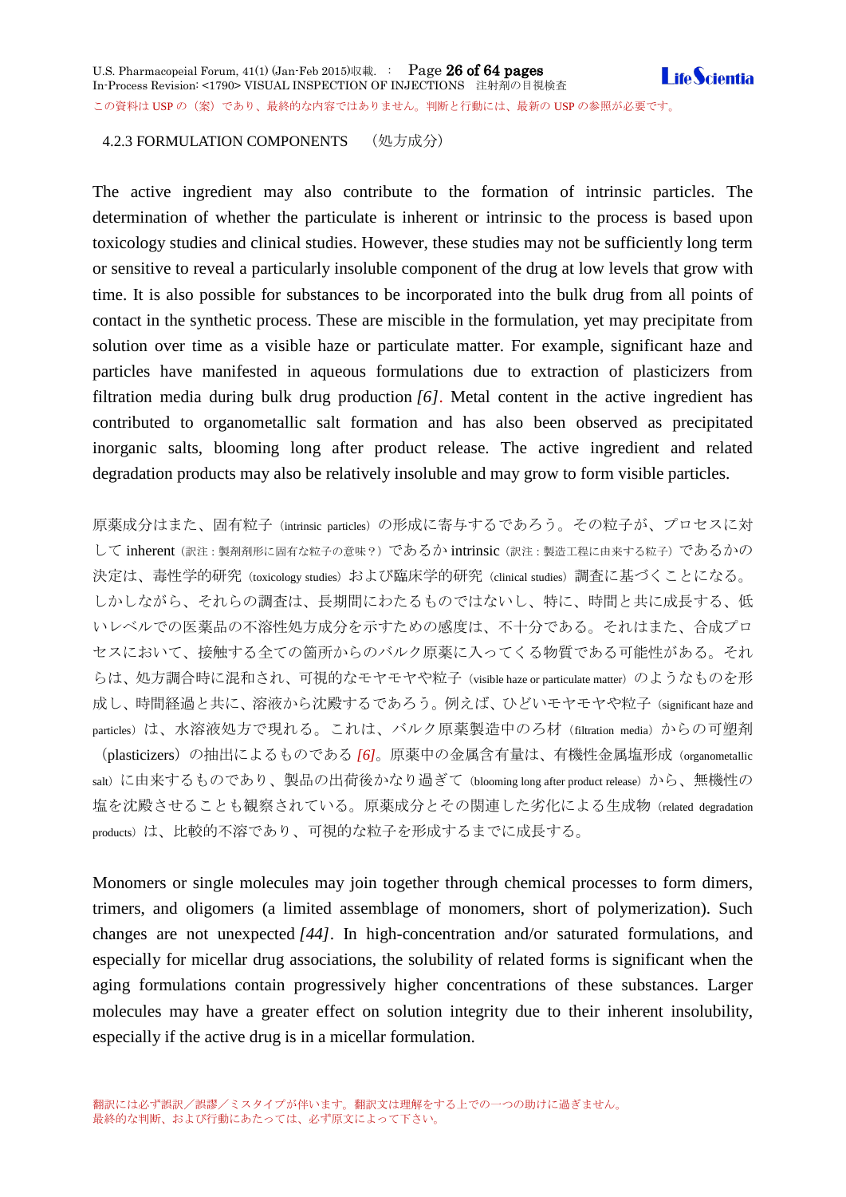### 4.2.3 FORMULATION COMPONENTS　（処方成分）

The active ingredient may also contribute to the formation of intrinsic particles. The determination of whether the particulate is inherent or intrinsic to the process is based upon toxicology studies and clinical studies. However, these studies may not be sufficiently long term or sensitive to reveal a particularly insoluble component of the drug at low levels that grow with time. It is also possible for substances to be incorporated into the bulk drug from all points of contact in the synthetic process. These are miscible in the formulation, yet may precipitate from solution over time as a visible haze or particulate matter. For example, significant haze and particles have manifested in aqueous formulations due to extraction of plasticizers from filtration media during bulk drug production *[6]*. Metal content in the active ingredient has contributed to organometallic salt formation and has also been observed as precipitated inorganic salts, blooming long after product release. The active ingredient and related degradation products may also be relatively insoluble and may grow to form visible particles.

原薬成分はまた、固有粒子（intrinsic particles）の形成に寄与するであろう。その粒子が、プロセスに対して inherent（訳注：製剤剤形に固有な粒子の意味？）であるか intrinsic（訳注：製造工程に由来する粒子）であるかの決定は、毒性学的研究（toxicology studies）および臨床学的研究（clinical studies）調査に基づくことになる。しかしながら、それらの調査は、長期間にわたるものではないし、特に、時間と共に成長する、低いレベルでの医薬品の不溶性処方成分を示すための感度は、不十分である。それはまた、合成プロセスにおいて、接触する全ての箇所からのバルク原薬に入ってくる物質である可能性がある。それらは、処方調合時に混和され、可視的なモヤモヤや粒子（visible haze or particulate matter）のようなものを形成し、時間経過と共に、溶液から沈殿するであろう。例えば、ひどいモヤモヤや粒子（significant haze and particles）は、水溶液処方で現れる。これは、バルク原薬製造中のろ材（filtration media）からの可塑剤（plasticizers）の抽出によるものである *[6]*。原薬中の金属含有量は、有機性金属塩形成（organometallic salt）に由来するものであり、製品の出荷後かなり過ぎて（blooming long after product release）から、無機性の塩を沈殿させることも観察されている。原薬成分とその関連した劣化による生成物（related degradation products）は、比較的不溶であり、可視的な粒子を形成するまでに成長する。

Monomers or single molecules may join together through chemical processes to form dimers, trimers, and oligomers (a limited assemblage of monomers, short of polymerization). Such changes are not unexpected *[44]*. In high-concentration and/or saturated formulations, and especially for micellar drug associations, the solubility of related forms is significant when the aging formulations contain progressively higher concentrations of these substances. Larger molecules may have a greater effect on solution integrity due to their inherent insolubility, especially if the active drug is in a micellar formulation.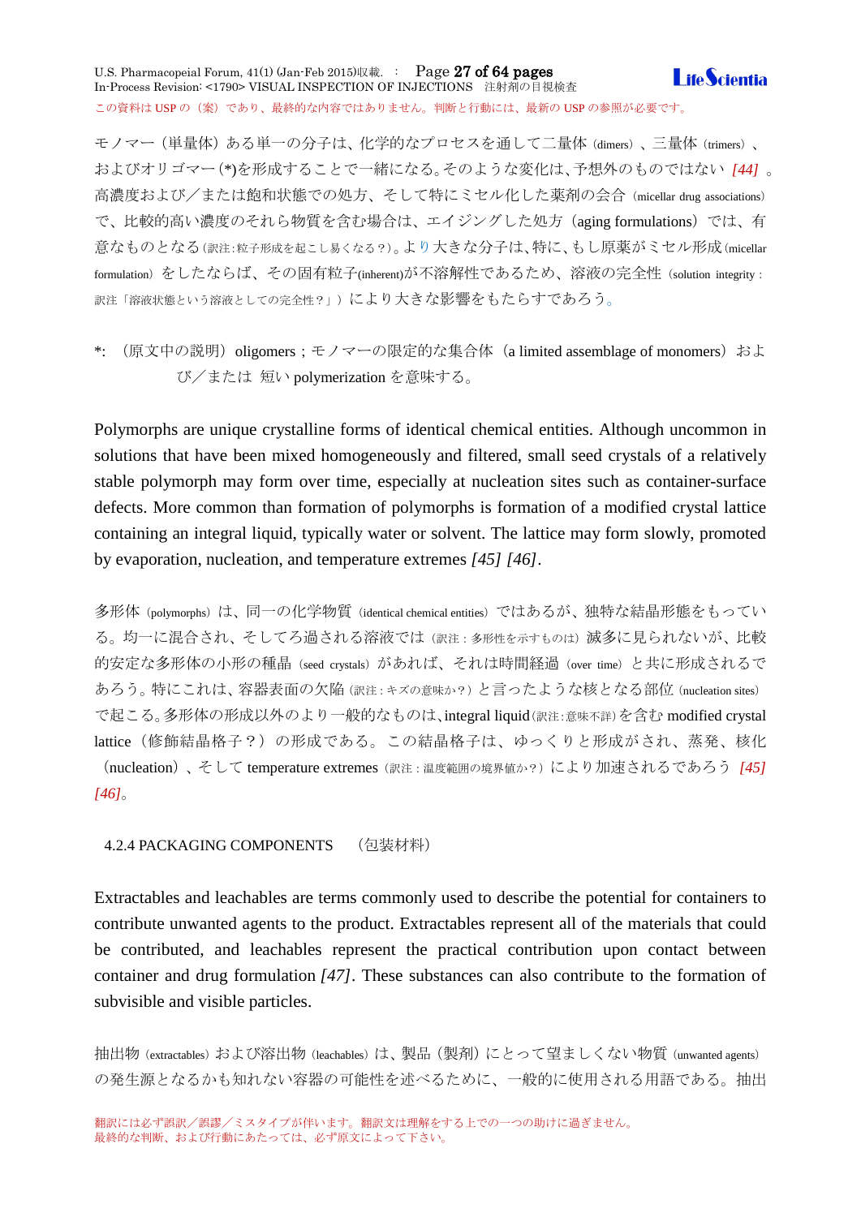モノマー（単量体）ある単一の分子は、化学的なプロセスを通して二量体（dimers）、三量体（trimers）、およびオリゴマー(*)を形成することで一緒になる。そのような変化は、予想外のものではない *[44]* 。高濃度および／または飽和状態での処方、そして特にミセル化した薬剤の会合（micellar drug associations）で、比較的高い濃度のそれら物質を含む場合は、エイジングした処方（aging formulations）では、有意なものとなる（訳注：粒子形成を起こし易くなる？）。より大きな分子は、特に、もし原薬がミセル形成（micellar formulation）をしたならば、その固有粒子(inherent)が不溶解性であるため、溶液の完全性（solution integrity：訳注「溶液状態という溶液としての完全性？」）により大きな影響をもたらすであろう。

*: （原文中の説明）oligomers；モノマーの限定的な集合体（a limited assemblage of monomers）および／または 短い polymerization を意味する。

Polymorphs are unique crystalline forms of identical chemical entities. Although uncommon in solutions that have been mixed homogeneously and filtered, small seed crystals of a relatively stable polymorph may form over time, especially at nucleation sites such as container-surface defects. More common than formation of polymorphs is formation of a modified crystal lattice containing an integral liquid, typically water or solvent. The lattice may form slowly, promoted by evaporation, nucleation, and temperature extremes *[45] [46]*.

多形体（polymorphs）は、同一の化学物質（identical chemical entities）ではあるが、独特な結晶形態をもっている。均一に混合され、そしてろ過される溶液では（訳注：多形性を示すものは）滅多に見られないが、比較的安定な多形体の小形の種晶（seed crystals）があれば、それは時間経過（over time）と共に形成されるであろう。特にこれは、容器表面の欠陥（訳注：キズの意味か？）と言ったような核となる部位（nucleation sites）で起こる。多形体の形成以外のより一般的なものは、integral liquid（訳注：意味不詳）を含む modified crystal lattice（修飾結晶格子？）の形成である。この結晶格子は、ゆっくりと形成がされ、蒸発、核化（nucleation）、そして temperature extremes（訳注：温度範囲の境界値か？）により加速されるであろう *[45] [46]*。

## 4.2.4 PACKAGING COMPONENTS （包装材料）

Extractables and leachables are terms commonly used to describe the potential for containers to contribute unwanted agents to the product. Extractables represent all of the materials that could be contributed, and leachables represent the practical contribution upon contact between container and drug formulation *[47]*. These substances can also contribute to the formation of subvisible and visible particles.

抽出物（extractables）および溶出物（leachables）は、製品（製剤）にとって望ましくない物質（unwanted agents）の発生源となるかも知れない容器の可能性を述べるために、一般的に使用される用語である。抽出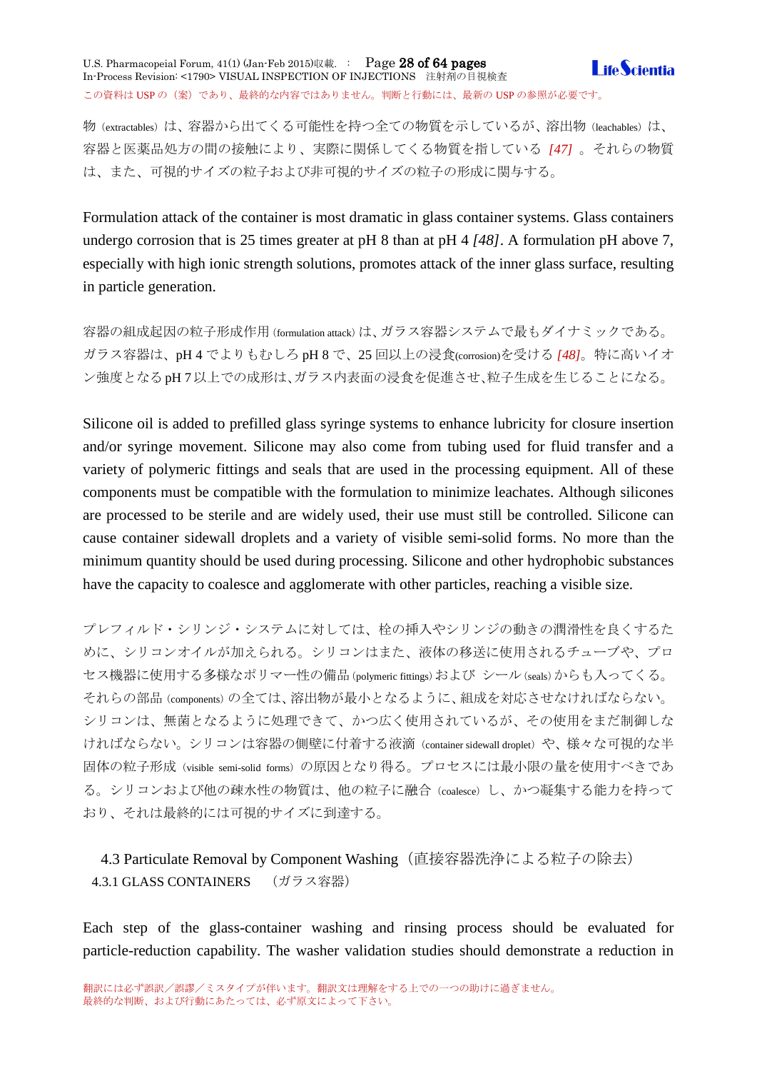物（extractables）は、容器から出てくる可能性を持つ全ての物質を示しているが、溶出物（leachables）は、容器と医薬品処方の間の接触により、実際に関係してくる物質を指している *[47]* 。それらの物質は、また、可視的サイズの粒子および非可視的サイズの粒子の形成に関与する。

Formulation attack of the container is most dramatic in glass container systems. Glass containers undergo corrosion that is 25 times greater at pH 8 than at pH 4 *[48]*. A formulation pH above 7, especially with high ionic strength solutions, promotes attack of the inner glass surface, resulting in particle generation.

容器の組成起因の粒子形成作用 (formulation attack) は、ガラス容器システムで最もダイナミックである。ガラス容器は、pH 4 でよりもむしろ pH 8 で、25 回以上の浸食(corrosion)を受ける *[48]*。特に高いイオン強度となる pH 7 以上での成形は、ガラス内表面の浸食を促進させ、粒子生成を生じることになる。

Silicone oil is added to prefilled glass syringe systems to enhance lubricity for closure insertion and/or syringe movement. Silicone may also come from tubing used for fluid transfer and a variety of polymeric fittings and seals that are used in the processing equipment. All of these components must be compatible with the formulation to minimize leachates. Although silicones are processed to be sterile and are widely used, their use must still be controlled. Silicone can cause container sidewall droplets and a variety of visible semi-solid forms. No more than the minimum quantity should be used during processing. Silicone and other hydrophobic substances have the capacity to coalesce and agglomerate with other particles, reaching a visible size.

プレフィルド・シリンジ・システムに対しては、栓の挿入やシリンジの動きの潤滑性を良くするために、シリコンオイルが加えられる。シリコンはまた、液体の移送に使用されるチューブや、プロセス機器に使用する多様なポリマー性の備品 (polymeric fittings) および シール (seals) からも入ってくる。それらの部品 (components) の全ては、溶出物が最小となるように、組成を対応させなければならない。シリコンは、無菌となるように処理できて、かつ広く使用されているが、その使用をまだ制御しなければならない。シリコンは容器の側壁に付着する液滴（container sidewall droplet）や、様々な可視的な半固体の粒子形成（visible semi-solid forms）の原因となり得る。プロセスには最小限の量を使用すべきである。シリコンおよび他の疎水性の物質は、他の粒子に融合（coalesce）し、かつ凝集する能力を持っており、それは最終的には可視的サイズに到達する。

## 4.3 Particulate Removal by Component Washing（直接容器洗浄による粒子の除去）

### 4.3.1 GLASS CONTAINERS （ガラス容器）

Each step of the glass-container washing and rinsing process should be evaluated for particle-reduction capability. The washer validation studies should demonstrate a reduction in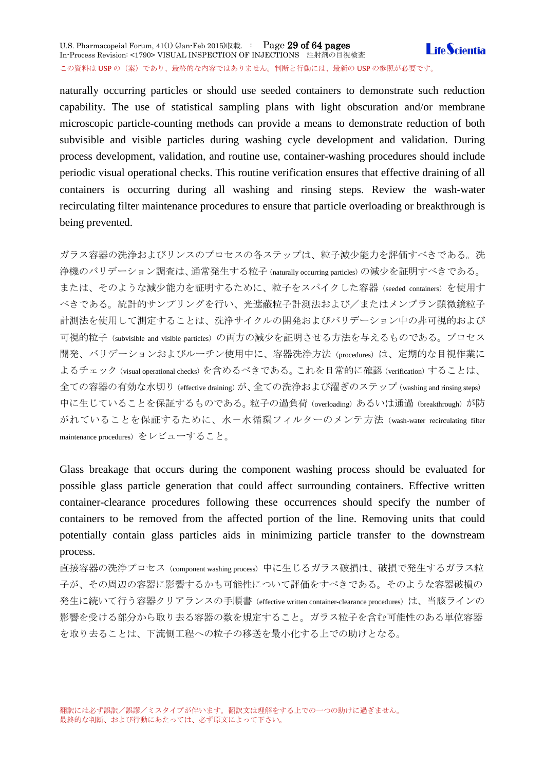naturally occurring particles or should use seeded containers to demonstrate such reduction capability. The use of statistical sampling plans with light obscuration and/or membrane microscopic particle-counting methods can provide a means to demonstrate reduction of both subvisible and visible particles during washing cycle development and validation. During process development, validation, and routine use, container-washing procedures should include periodic visual operational checks. This routine verification ensures that effective draining of all containers is occurring during all washing and rinsing steps. Review the wash-water recirculating filter maintenance procedures to ensure that particle overloading or breakthrough is being prevented.

ガラス容器の洗浄およびリンスのプロセスの各ステップは、粒子減少能力を評価すべきである。洗浄機のバリデーション調査は、通常発生する粒子（naturally occurring particles）の減少を証明すべきである。または、そのような減少能力を証明するために、粒子をスパイクした容器（seeded containers）を使用すべきである。統計的サンプリングを行い、光遮蔽粒子計測法および／またはメンブラン顕微鏡粒子計測法を使用して測定することは、洗浄サイクルの開発およびバリデーション中の非可視的および可視的粒子（subvisible and visible particles）の両方の減少を証明させる方法を与えるものである。プロセス開発、バリデーションおよびルーチン使用中に、容器洗浄方法（procedures）は、定期的な目視作業によるチェック（visual operational checks）を含めるべきである。これを日常的に確認（verification）することは、全ての容器の有効な水切り（effective draining）が、全ての洗浄および濯ぎのステップ（washing and rinsing steps）中に生じていることを保証するものである。粒子の過負荷（overloading）あるいは通過（breakthrough）が防がれていることを保証するために、水－水循環フィルターのメンテ方法（wash-water recirculating filter maintenance procedures）をレビューすること。

Glass breakage that occurs during the component washing process should be evaluated for possible glass particle generation that could affect surrounding containers. Effective written container-clearance procedures following these occurrences should specify the number of containers to be removed from the affected portion of the line. Removing units that could potentially contain glass particles aids in minimizing particle transfer to the downstream process.

直接容器の洗浄プロセス（component washing process）中に生じるガラス破損は、破損で発生するガラス粒子が、その周辺の容器に影響するかも可能性について評価をすべきである。そのような容器破損の発生に続いて行う容器クリアランスの手順書（effective written container-clearance procedures）は、当該ラインの影響を受ける部分から取り去る容器の数を規定すること。ガラス粒子を含む可能性のある単位容器を取り去ることは、下流側工程への粒子の移送を最小化する上での助けとなる。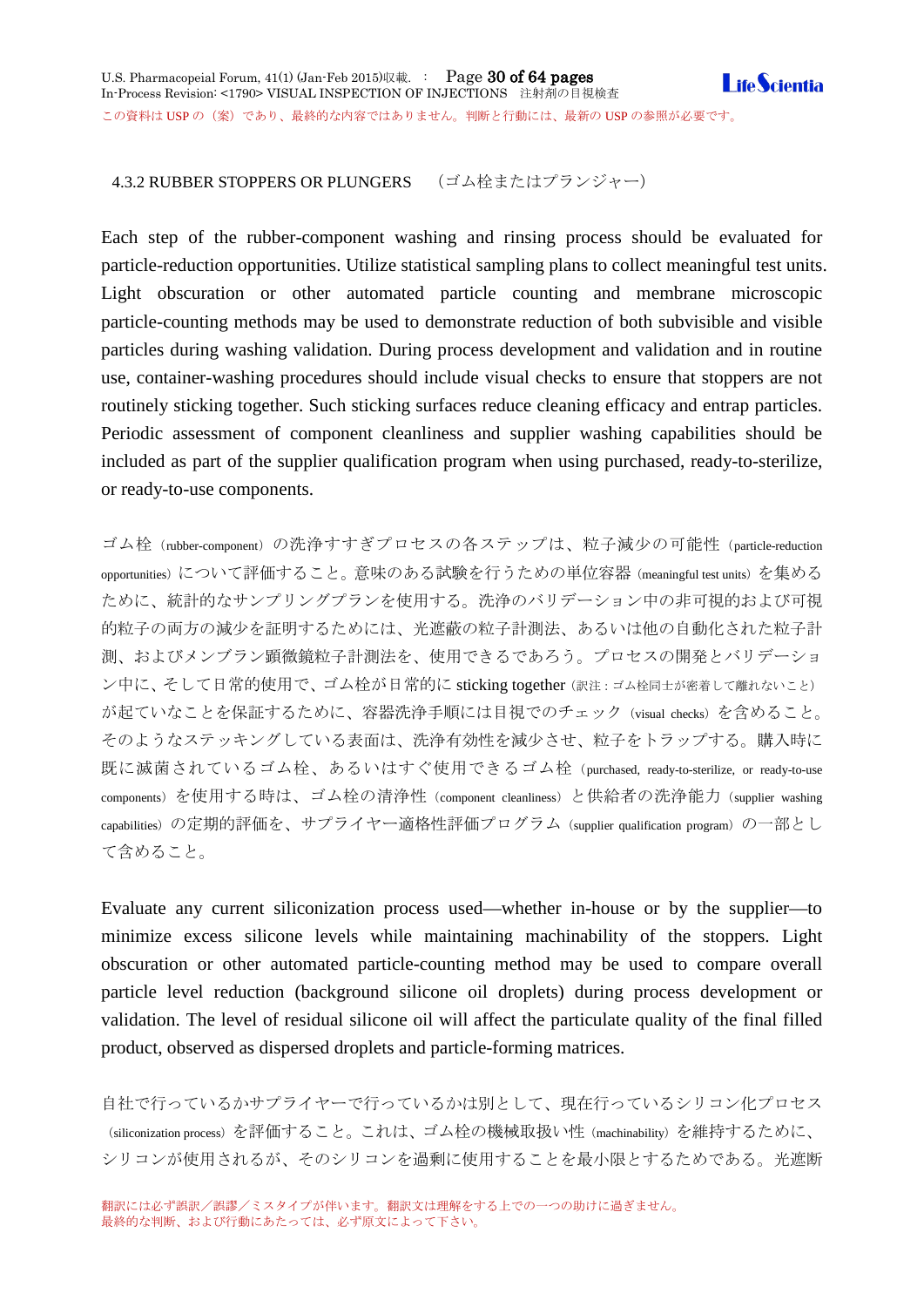### 4.3.2 RUBBER STOPPERS OR PLUNGERS　（ゴム栓またはプランジャー）

Each step of the rubber-component washing and rinsing process should be evaluated for particle-reduction opportunities. Utilize statistical sampling plans to collect meaningful test units. Light obscuration or other automated particle counting and membrane microscopic particle-counting methods may be used to demonstrate reduction of both subvisible and visible particles during washing validation. During process development and validation and in routine use, container-washing procedures should include visual checks to ensure that stoppers are not routinely sticking together. Such sticking surfaces reduce cleaning efficacy and entrap particles. Periodic assessment of component cleanliness and supplier washing capabilities should be included as part of the supplier qualification program when using purchased, ready-to-sterilize, or ready-to-use components.

ゴム栓（rubber-component）の洗浄すすぎプロセスの各ステップは、粒子減少の可能性（particle-reduction opportunities）について評価すること。意味のある試験を行うための単位容器（meaningful test units）を集めるために、統計的なサンプリングプランを使用する。洗浄のバリデーション中の非可視的および可視的粒子の両方の減少を証明するためには、光遮蔽の粒子計測法、あるいは他の自動化された粒子計測、およびメンブラン顕微鏡粒子計測法を、使用できるであろう。プロセスの開発とバリデーション中に、そして日常的使用で、ゴム栓が日常的に sticking together（訳注：ゴム栓同士が密着して離れないこと）が起ていないことを保証するために、容器洗浄手順には目視でのチェック（visual checks）を含めること。そのようなステッキングしている表面は、洗浄有効性を減少させ、粒子をトラップする。購入時に既に滅菌されているゴム栓、あるいはすぐ使用できるゴム栓（purchased, ready-to-sterilize, or ready-to-use components）を使用する時は、ゴム栓の清浄性（component cleanliness）と供給者の洗浄能力（supplier washing capabilities）の定期的評価を、サプライヤー適格性評価プログラム（supplier qualification program）の一部として含めること。

Evaluate any current siliconization process used—whether in-house or by the supplier—to minimize excess silicone levels while maintaining machinability of the stoppers. Light obscuration or other automated particle-counting method may be used to compare overall particle level reduction (background silicone oil droplets) during process development or validation. The level of residual silicone oil will affect the particulate quality of the final filled product, observed as dispersed droplets and particle-forming matrices.

自社で行っているかサプライヤーで行っているかは別として、現在行っているシリコン化プロセス（siliconization process）を評価すること。これは、ゴム栓の機械取扱い性（machinability）を維持するために、シリコンが使用されるが、そのシリコンを過剰に使用することを最小限とするためである。光遮断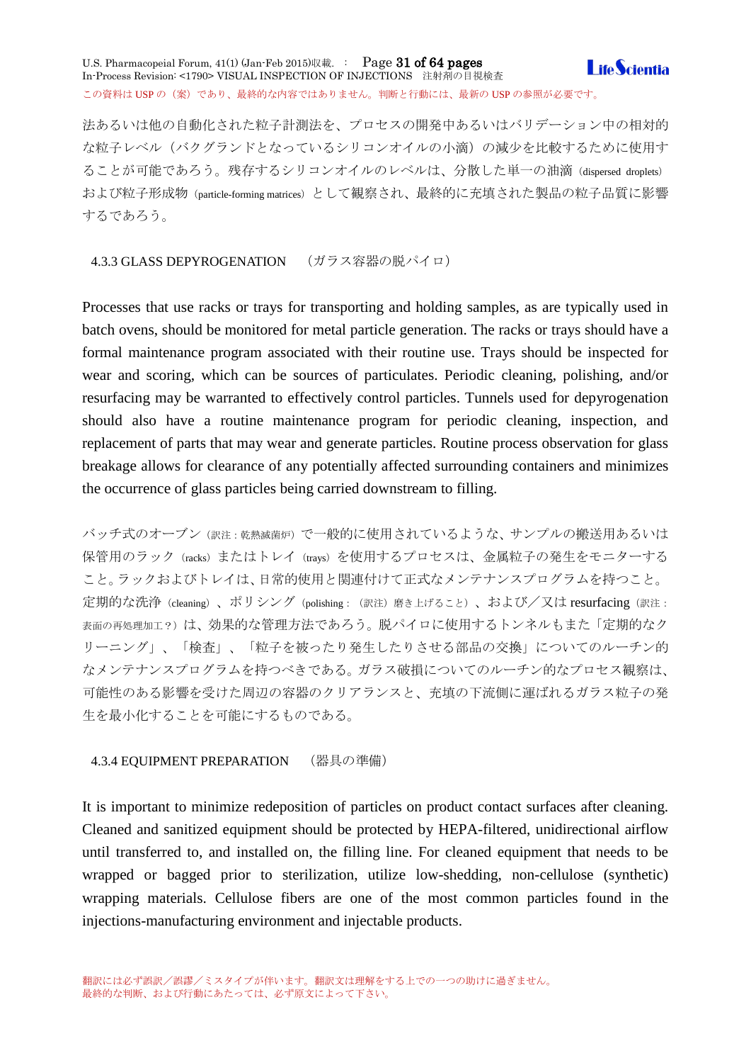法あるいは他の自動化された粒子計測法を、プロセスの開発中あるいはバリデーション中の相対的な粒子レベル（バクグランドとなっているシリコンオイルの小滴）の減少を比較するために使用することが可能であろう。残存するシリコンオイルのレベルは、分散した単一の油滴（dispersed droplets）および粒子形成物（particle-forming matrices）として観察され、最終的に充填された製品の粒子品質に影響するであろう。

### 4.3.3 GLASS DEPYROGENATION （ガラス容器の脱パイロ）

Processes that use racks or trays for transporting and holding samples, as are typically used in batch ovens, should be monitored for metal particle generation. The racks or trays should have a formal maintenance program associated with their routine use. Trays should be inspected for wear and scoring, which can be sources of particulates. Periodic cleaning, polishing, and/or resurfacing may be warranted to effectively control particles. Tunnels used for depyrogenation should also have a routine maintenance program for periodic cleaning, inspection, and replacement of parts that may wear and generate particles. Routine process observation for glass breakage allows for clearance of any potentially affected surrounding containers and minimizes the occurrence of glass particles being carried downstream to filling.

バッチ式のオーブン（訳注：乾熱滅菌炉）で一般的に使用されているような、サンプルの搬送用あるいは保管用のラック（racks）またはトレイ（trays）を使用するプロセスは、金属粒子の発生をモニターすること。ラックおよびトレイは、日常的使用と関連付けて正式なメンテナンスプログラムを持つこと。定期的な洗浄（cleaning）、ポリシング（polishing：（訳注）磨き上げること）、および／又は resurfacing（訳注：表面の再処理加工？）は、効果的な管理方法であろう。脱パイロに使用するトンネルもまた「定期的なクリーニング」、「検査」、「粒子を被ったり発生したりさせる部品の交換」についてのルーチン的なメンテナンスプログラムを持つべきである。ガラス破損についてのルーチン的なプロセス観察は、可能性のある影響を受けた周辺の容器のクリアランスと、充填の下流側に運ばれれるガラス粒子の発生を最小化することを可能にするものである。

### 4.3.4 EQUIPMENT PREPARATION （器具の準備）

It is important to minimize redeposition of particles on product contact surfaces after cleaning. Cleaned and sanitized equipment should be protected by HEPA-filtered, unidirectional airflow until transferred to, and installed on, the filling line. For cleaned equipment that needs to be wrapped or bagged prior to sterilization, utilize low-shedding, non-cellulose (synthetic) wrapping materials. Cellulose fibers are one of the most common particles found in the injections-manufacturing environment and injectable products.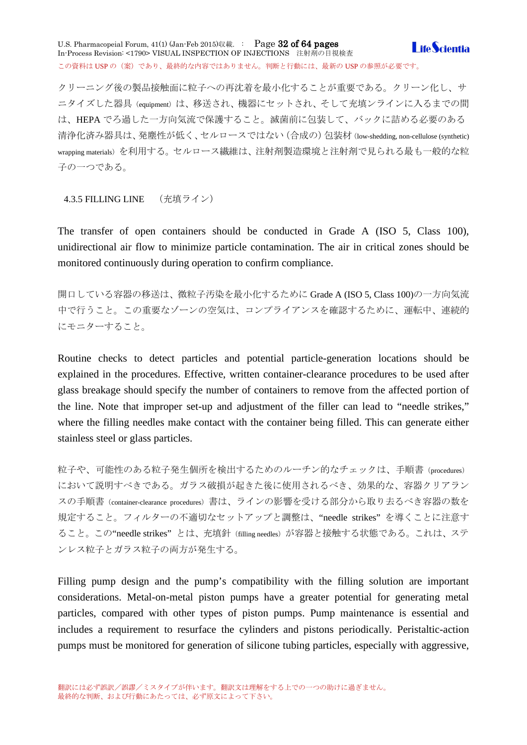クリーニング後の製品接触面に粒子への再沈着を最小化することが重要である。クリーン化し、サニタイズした器具（equipment）は、移送され、機器にセットされ、そして充填ンラインに入るまでの間は、HEPA でろ過した一方向気流で保護すること。滅菌前に包装して、バックに詰める必要のある清浄化済み器具は、発塵性が低く、セルロースではない（合成の）包装材（low-shedding, non-cellulose (synthetic) wrapping materials）を利用する。セルロース繊維は、注射剤製造環境と注射剤で見られる最も一般的な粒子の一つである。

### 4.3.5 FILLING LINE （充填ライン）

The transfer of open containers should be conducted in Grade A (ISO 5, Class 100), unidirectional air flow to minimize particle contamination. The air in critical zones should be monitored continuously during operation to confirm compliance.

開口している容器の移送は、微粒子汚染を最小化するために Grade A (ISO 5, Class 100)の一方向気流中で行うこと。この重要なゾーンの空気は、コンプライアンスを確認するために、運転中、連続的にモニターすること。

Routine checks to detect particles and potential particle-generation locations should be explained in the procedures. Effective, written container-clearance procedures to be used after glass breakage should specify the number of containers to remove from the affected portion of the line. Note that improper set-up and adjustment of the filler can lead to “needle strikes,” where the filling needles make contact with the container being filled. This can generate either stainless steel or glass particles.

粒子や、可能性のある粒子発生個所を検出するためのルーチン的なチェックは、手順書（procedures）において説明すべきである。ガラス破損が起きた後に使用されるべき、効果的な、容器クリアランスの手順書（container-clearance procedures）書は、ラインの影響を受ける部分から取り去るべき容器の数を規定すること。フィルターの不適切なセットアップと調整は、“needle strikes” を導くことに注意すること。この“needle strikes” とは、充填針（filling needles）が容器と接触する状態である。これは、ステンレス粒子とガラス粒子の両方が発生する。

Filling pump design and the pump’s compatibility with the filling solution are important considerations. Metal-on-metal piston pumps have a greater potential for generating metal particles, compared with other types of piston pumps. Pump maintenance is essential and includes a requirement to resurface the cylinders and pistons periodically. Peristaltic-action pumps must be monitored for generation of silicone tubing particles, especially with aggressive,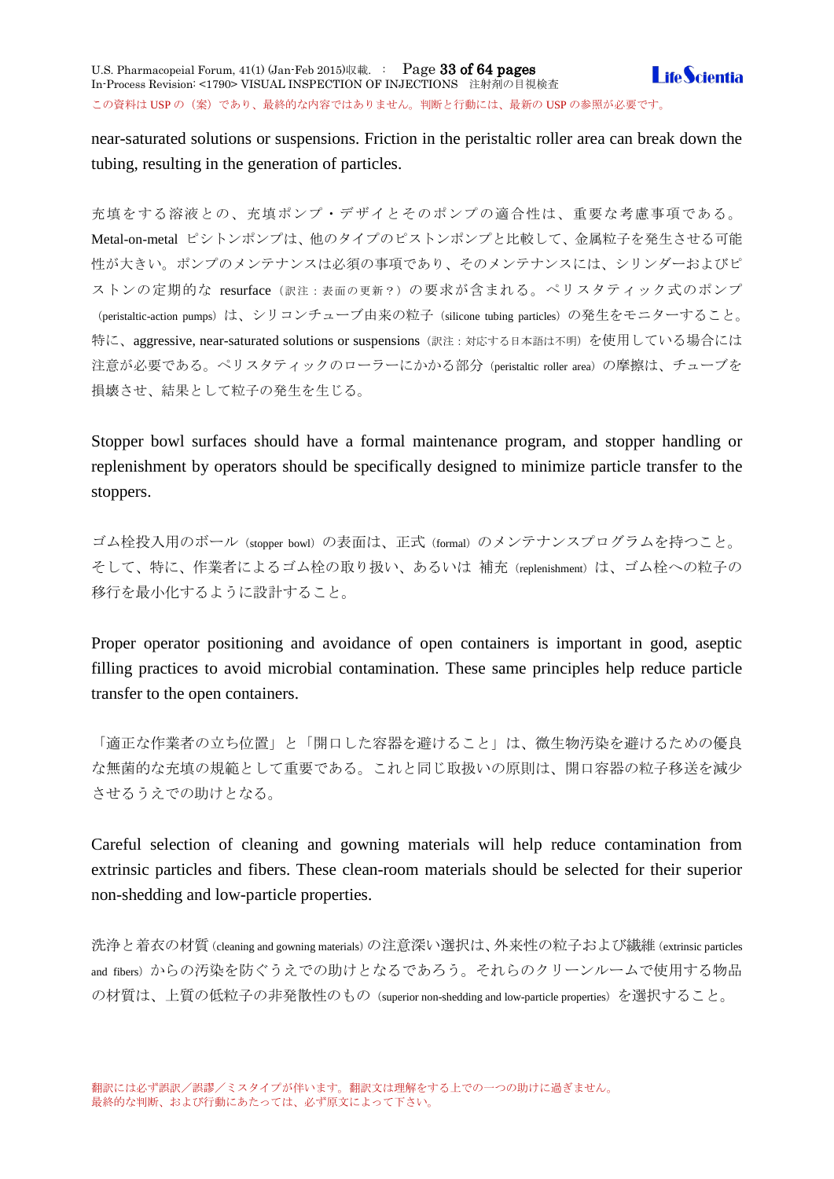near-saturated solutions or suspensions. Friction in the peristaltic roller area can break down the tubing, resulting in the generation of particles.

充填をする溶液との、充填ポンプ・デザインとそのポンプの適合性は、重要な考慮事項である。Metal-on-metal ピシトンポンプは、他のタイプのピストンポンプと比較して、金属粒子を発生させる可能性が大きい。ポンプのメンテナンスは必須の事項であり、そのメンテナンスには、シリンダーおよびピストンの定期的な resurface（訳注：表面の更新？）の要求が含まれる。ペリスタティック式のポンプ（peristaltic-action pumps）は、シリコンチューブ由来の粒子（silicone tubing particles）の発生をモニターすること。特に、aggressive, near-saturated solutions or suspensions（訳注：対応する日本語は不明）を使用している場合には注意が必要である。ペリスタティックのローラーにかかる部分（peristaltic roller area）の摩擦は、チューブを損壊させ、結果として粒子の発生を生じる。

Stopper bowl surfaces should have a formal maintenance program, and stopper handling or replenishment by operators should be specifically designed to minimize particle transfer to the stoppers.

ゴム栓投入用のボール（stopper bowl）の表面は、正式（formal）のメンテナンスプログラムを持つこと。そして、特に、作業者によるゴム栓の取り扱い、あるいは 補充（replenishment）は、ゴム栓への粒子の移行を最小化するように設計すること。

Proper operator positioning and avoidance of open containers is important in good, aseptic filling practices to avoid microbial contamination. These same principles help reduce particle transfer to the open containers.

「適正な作業者の立ち位置」と「開口した容器を避けること」は、微生物汚染を避けるための優良な無菌的な充填の規範として重要である。これと同じ取扱いの原則は、開口容器の粒子移送を減少させるうえでの助けとなる。

Careful selection of cleaning and gowning materials will help reduce contamination from extrinsic particles and fibers. These clean-room materials should be selected for their superior non-shedding and low-particle properties.

洗浄と着衣の材質（cleaning and gowning materials）の注意深い選択は、外来性の粒子および繊維（extrinsic particles and fibers）からの汚染を防ぐうえでの助けとなるであろう。それらのクリーンルームで使用する物品の材質は、上質の低粒子の非発散性のもの（superior non-shedding and low-particle properties）を選択すること。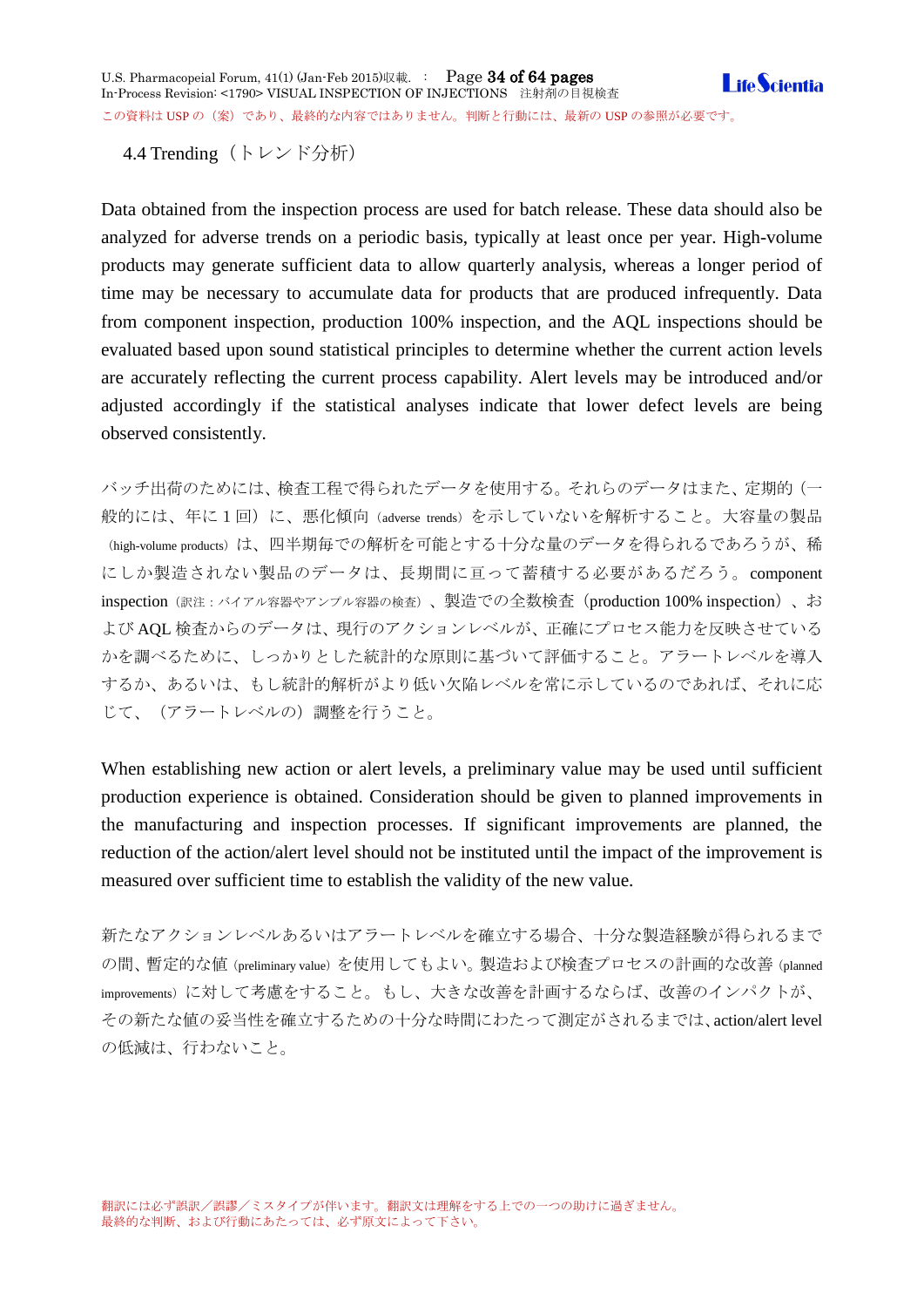### 4.4 Trending（トレンド分析）

Data obtained from the inspection process are used for batch release. These data should also be analyzed for adverse trends on a periodic basis, typically at least once per year. High-volume products may generate sufficient data to allow quarterly analysis, whereas a longer period of time may be necessary to accumulate data for products that are produced infrequently. Data from component inspection, production 100% inspection, and the AQL inspections should be evaluated based upon sound statistical principles to determine whether the current action levels are accurately reflecting the current process capability. Alert levels may be introduced and/or adjusted accordingly if the statistical analyses indicate that lower defect levels are being observed consistently.

バッチ出荷のためには、検査工程で得られたデータを使用する。それらのデータはまた、定期的（一般的には、年に１回）に、悪化傾向（adverse trends）を示していないを解析すること。大容量の製品（high-volume products）は、四半期毎での解析を可能とする十分な量のデータを得られるであろうが、稀にしか製造されない製品のデータは、長期間に亘って蓄積する必要があるだろう。component inspection（訳注：バイアル容器やアンプル容器の検査）、製造での全数検査（production 100% inspection）、および AQL 検査からのデータは、現行のアクションレベルが、正確にプロセス能力を反映させているかを調べるために、しっかりとした統計的な原則に基づいて評価すること。アラートレベルを導入するか、あるいは、もし統計的解析がより低い欠陥レベルを常に示しているのであれば、それに応じて、（アラートレベルの）調整を行うこと。

When establishing new action or alert levels, a preliminary value may be used until sufficient production experience is obtained. Consideration should be given to planned improvements in the manufacturing and inspection processes. If significant improvements are planned, the reduction of the action/alert level should not be instituted until the impact of the improvement is measured over sufficient time to establish the validity of the new value.

新たなアクションレベルあるいはアラートレベルを確立する場合、十分な製造経験が得られるまでの間、暫定的な値（preliminary value）を使用してもよい。製造および検査プロセスの計画的な改善（planned improvements）に対して考慮をすること。もし、大きな改善を計画するならば、改善のインパクトが、その新たな値の妥当性を確立するための十分な時間にわたって測定がされるまでは、action/alert level の低減は、行わないこと。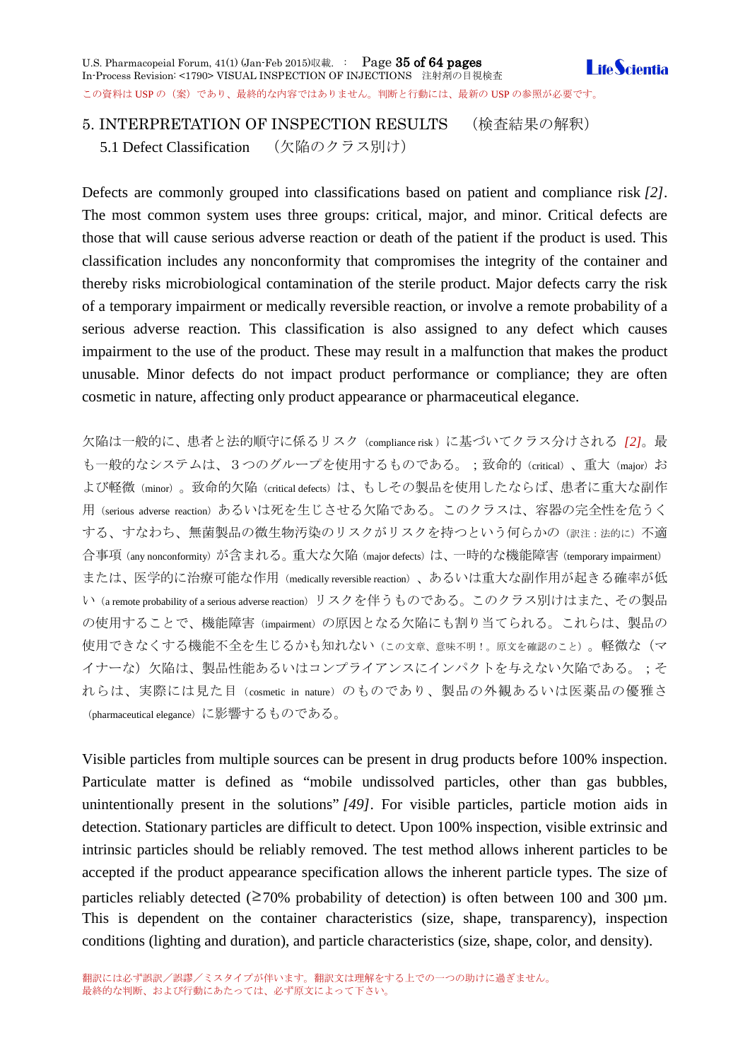## 5. INTERPRETATION OF INSPECTION RESULTS　（検査結果の解釈）

### 5.1 Defect Classification　（欠陥のクラス別け）

Defects are commonly grouped into classifications based on patient and compliance risk *[2]*. The most common system uses three groups: critical, major, and minor. Critical defects are those that will cause serious adverse reaction or death of the patient if the product is used. This classification includes any nonconformity that compromises the integrity of the container and thereby risks microbiological contamination of the sterile product. Major defects carry the risk of a temporary impairment or medically reversible reaction, or involve a remote probability of a serious adverse reaction. This classification is also assigned to any defect which causes impairment to the use of the product. These may result in a malfunction that makes the product unusable. Minor defects do not impact product performance or compliance; they are often cosmetic in nature, affecting only product appearance or pharmaceutical elegance.

欠陥は一般的に、患者と法的順守に係るリスク（compliance risk）に基づいてクラス分けされる *[2]*。最も一般的なシステムは、３つのグループを使用するものである。；致命的（critical）、重大（major）および軽微（minor）。致命的欠陥（critical defects）は、もしその製品を使用したならば、患者に重大な副作用（serious adverse reaction）あるいは死を生じさせる欠陥である。このクラスは、容器の完全性を危うくする、すなわち、無菌製品の微生物汚染のリスクがリスクを持つという何らかの（訳注：法的に）不適合事項（any nonconformity）が含まれる。重大な欠陥（major defects）は、一時的な機能障害（temporary impairment）または、医学的に治療可能な作用（medically reversible reaction）、あるいは重大な副作用が起きる確率が低い（a remote probability of a serious adverse reaction）リスクを伴うものである。このクラス別けはまた、その製品の使用することで、機能障害（impairment）の原因となる欠陥にも割り当てられる。これらは、製品の使用できなくする機能不全を生じるかも知れない（この文章、意味不明！。原文を確認のこと）。軽微な（マイナーな）欠陥は、製品性能あるいはコンプライアンスにインパクトを与えない欠陥である。；それらは、実際には見た目（cosmetic in nature）のものであり、製品の外観あるいは医薬品の優雅さ（pharmaceutical elegance）に影響するものである。

Visible particles from multiple sources can be present in drug products before 100% inspection. Particulate matter is defined as “mobile undissolved particles, other than gas bubbles, unintentionally present in the solutions” *[49]*. For visible particles, particle motion aids in detection. Stationary particles are difficult to detect. Upon 100% inspection, visible extrinsic and intrinsic particles should be reliably removed. The test method allows inherent particles to be accepted if the product appearance specification allows the inherent particle types. The size of particles reliably detected (≥70% probability of detection) is often between 100 and 300 µm. This is dependent on the container characteristics (size, shape, transparency), inspection conditions (lighting and duration), and particle characteristics (size, shape, color, and density).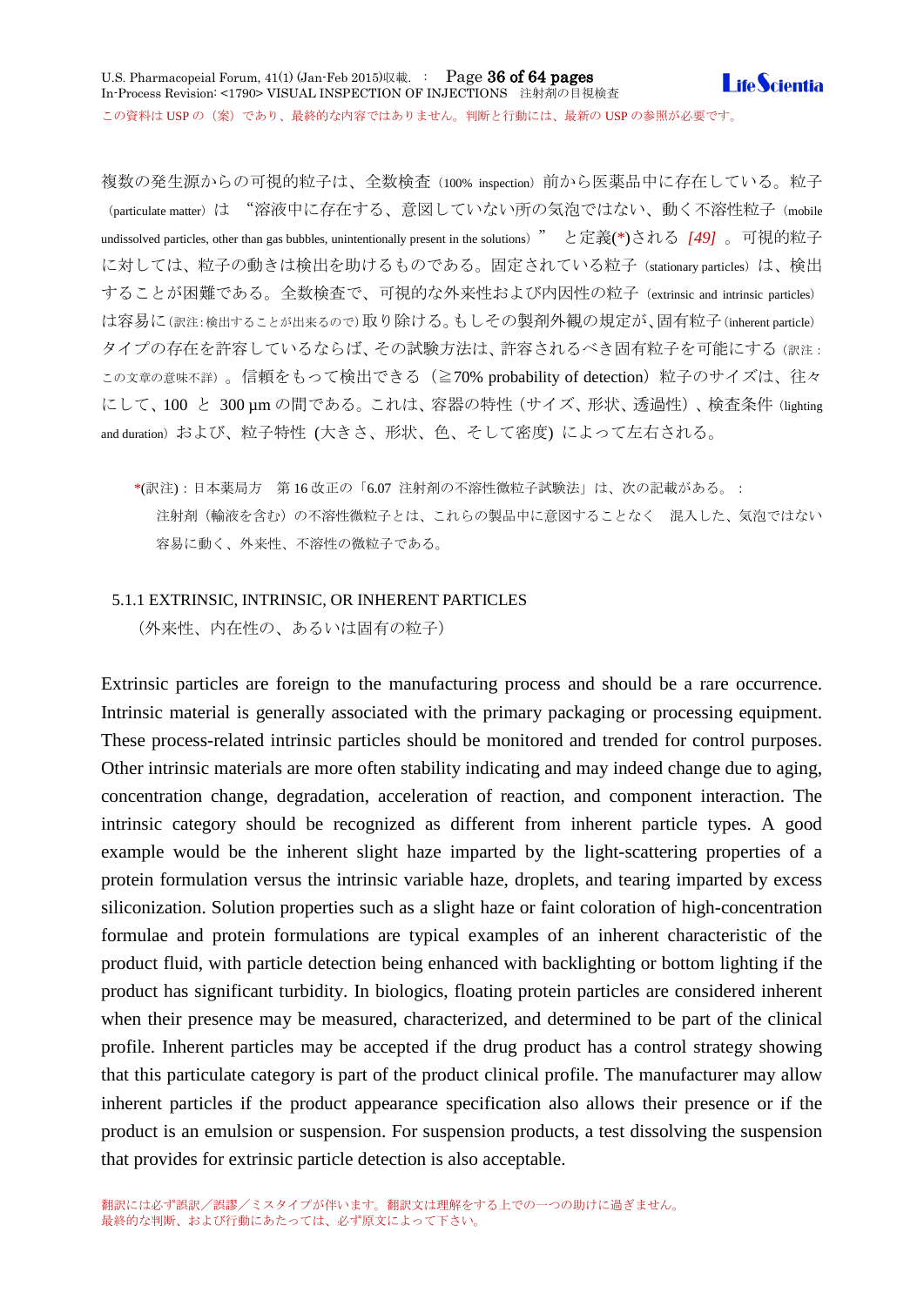複数の発生源からの可視的粒子は、全数検査（100% inspection）前から医薬品中に存在している。粒子（particulate matter）は "溶液中に存在する、意図していない所の気泡ではない、動く不溶性粒子（mobile undissolved particles, other than gas bubbles, unintentionally present in the solutions）" と定義(*)される *[49]* 。可視的粒子に対しては、粒子の動きは検出を助けるものである。固定されている粒子（stationary particles）は、検出することが困難である。全数検査で、可視的な外来性および内因性の粒子（extrinsic and intrinsic particles）は容易に（訳注：検出することが出来るので）取り除ける。もしその製剤外観の規定が、固有粒子（inherent particle）タイプの存在を許容しているならば、その試験方法は、許容されるべき固有粒子を可能にする（訳注：この文章の意味不詳）。信頼をもって検出できる（≧70% probability of detection）粒子のサイズは、往々にして、100 と 300 µm の間である。これは、容器の特性（サイズ、形状、透過性）、検査条件（lighting and duration）および、粒子特性 (大きさ、形状、色、そして密度) によって左右される。

> *(訳注)：日本薬局方　第 16 改正の「6.07 注射剤の不溶性微粒子試験法」は、次の記載がある。：
> 注射剤（輸液を含む）の不溶性微粒子とは、これらの製品中に意図することなく　混入した、気泡ではない容易に動く、外来性、不溶性の微粒子である。

### 5.1.1 EXTRINSIC, INTRINSIC, OR INHERENT PARTICLES
（外来性、内在性の、あるいは固有の粒子）

Extrinsic particles are foreign to the manufacturing process and should be a rare occurrence. Intrinsic material is generally associated with the primary packaging or processing equipment. These process-related intrinsic particles should be monitored and trended for control purposes. Other intrinsic materials are more often stability indicating and may indeed change due to aging, concentration change, degradation, acceleration of reaction, and component interaction. The intrinsic category should be recognized as different from inherent particle types. A good example would be the inherent slight haze imparted by the light-scattering properties of a protein formulation versus the intrinsic variable haze, droplets, and tearing imparted by excess siliconization. Solution properties such as a slight haze or faint coloration of high-concentration formulae and protein formulations are typical examples of an inherent characteristic of the product fluid, with particle detection being enhanced with backlighting or bottom lighting if the product has significant turbidity. In biologics, floating protein particles are considered inherent when their presence may be measured, characterized, and determined to be part of the clinical profile. Inherent particles may be accepted if the drug product has a control strategy showing that this particulate category is part of the product clinical profile. The manufacturer may allow inherent particles if the product appearance specification also allows their presence or if the product is an emulsion or suspension. For suspension products, a test dissolving the suspension that provides for extrinsic particle detection is also acceptable.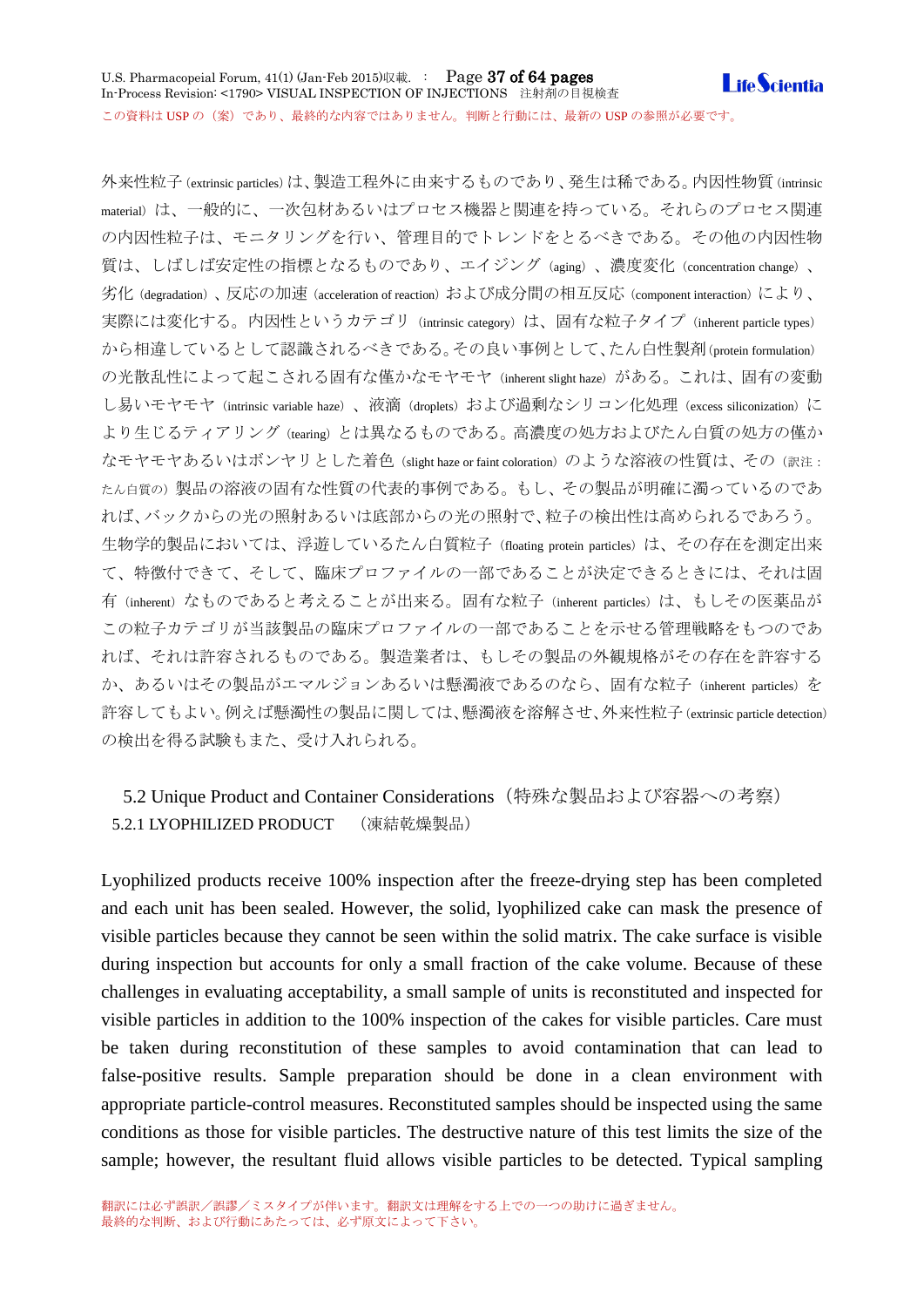外来性粒子 (extrinsic particles) は、製造工程外に由来するものであり、発生は稀である。内因性物質 (intrinsic material) は、一般的に、一次包材あるいはプロセス機器と関連を持っている。それらのプロセス関連の内因性粒子は、モニタリングを行い、管理目的でトレンドをとるべきである。その他の内因性物質は、しばしば安定性の指標となるものであり、エイジング（aging）、濃度変化（concentration change）、劣化（degradation）、反応の加速（acceleration of reaction）および成分間の相互反応（component interaction）により、実際には変化する。内因性というカテゴリ（intrinsic category）は、固有な粒子タイプ（inherent particle types）から相違しているとして認識されるべきである。その良い事例として、たん白性製剤（protein formulation）の光散乱性によって起こされる固有な僅かなモヤモヤ（inherent slight haze）がある。これは、固有の変動し易いモヤモヤ（intrinsic variable haze）、液滴（droplets）および過剰なシリコン化処理（excess siliconization）により生じるティアリング（tearing）とは異なるものである。高濃度の処方およびたん白質の処方の僅かなモヤモヤあるいはボンヤリとした着色（slight haze or faint coloration）のような溶液の性質は、その（訳注：たん白質の）製品の溶液の固有な性質の代表的事例である。もし、その製品が明確に濁っているのであれば、バックからの光の照射あるいは底部からの光の照射で、粒子の検出性は高められるであろう。生物学的製品においては、浮遊しているたん白質粒子（floating protein particles）は、その存在を測定出来て、特徴付できて、そして、臨床プロファイルの一部であることが決定できるときには、それは固有（inherent）なものであると考えることが出来る。固有な粒子（inherent particles）は、もしその医薬品がこの粒子カテゴリが当該製品の臨床プロファイルの一部であることを示せる管理戦略をもつのであれば、それは許容されるものである。製造業者は、もしその製品の外観規格がその存在を許容するか、あるいはその製品がエマルジョンあるいは懸濁液であるのなら、固有な粒子（inherent particles）を許容してもよい。例えば懸濁性の製品に関しては、懸濁液を溶解させ、外来性粒子 (extrinsic particle detection) の検出を得る試験もまた、受け入れられる。

## 5.2 Unique Product and Container Considerations（特殊な製品および容器への考察）

### 5.2.1 LYOPHILIZED PRODUCT （凍結乾燥製品）

Lyophilized products receive 100% inspection after the freeze-drying step has been completed and each unit has been sealed. However, the solid, lyophilized cake can mask the presence of visible particles because they cannot be seen within the solid matrix. The cake surface is visible during inspection but accounts for only a small fraction of the cake volume. Because of these challenges in evaluating acceptability, a small sample of units is reconstituted and inspected for visible particles in addition to the 100% inspection of the cakes for visible particles. Care must be taken during reconstitution of these samples to avoid contamination that can lead to false-positive results. Sample preparation should be done in a clean environment with appropriate particle-control measures. Reconstituted samples should be inspected using the same conditions as those for visible particles. The destructive nature of this test limits the size of the sample; however, the resultant fluid allows visible particles to be detected. Typical sampling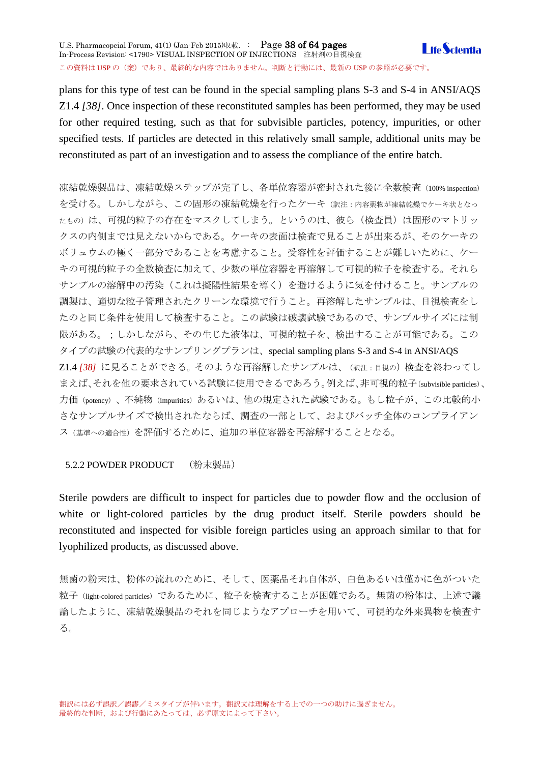plans for this type of test can be found in the special sampling plans S-3 and S-4 in ANSI/AQS Z1.4 *[38]*. Once inspection of these reconstituted samples has been performed, they may be used for other required testing, such as that for subvisible particles, potency, impurities, or other specified tests. If particles are detected in this relatively small sample, additional units may be reconstituted as part of an investigation and to assess the compliance of the entire batch.

凍結乾燥製品は、凍結乾燥ステップが完了し、各単位容器が密封された後に全数検査（100% inspection）を受ける。しかしながら、この固形の凍結乾燥を行ったケーキ（訳注：内容薬物が凍結乾燥でケーキ状となったもの）は、可視的粒子の存在をマスクしてしまう。というのは、彼ら（検査員）は固形のマトリックスの内側までは見えないからである。ケーキの表面は検査で見ることが出来るが、そのケーキのボリュウムの極く一部分であることを考慮すること。受容性を評価することが難しいために、ケーキの可視的粒子の全数検査に加えて、少数の単位容器を再溶解して可視的粒子を検査する。それらサンプルの溶解中の汚染（これは擬陽性結果を導く）を避けるように気を付けること。サンプルの調製は、適切な粒子管理されたクリーンな環境で行うこと。再溶解したサンプルは、目視検査をしたのと同じ条件を使用して検査すること。この試験は破壊試験であるので、サンプルサイズには制限がある。；しかしながら、その生じた液体は、可視的粒子を、検出することが可能である。このタイプの試験の代表的なサンプリングプランは、special sampling plans S-3 and S-4 in ANSI/AQS Z1.4 *[38]* に見ることができる。そのような再溶解したサンプルは、（訳注：目視の）検査を終わってしまえば、それを他の要求されている試験に使用できるであろう。例えば、非可視的粒子（subvisible particles）、力価（potency）、不純物（impurities）あるいは、他の規定された試験である。もし粒子が、この比較的小さなサンプルサイズで検出されたならば、調査の一部として、およびバッチ全体のコンプライアンス（基準への適合性）を評価するために、追加の単位容器を再溶解することとなる。

### 5.2.2 POWDER PRODUCT　（粉末製品）

Sterile powders are difficult to inspect for particles due to powder flow and the occlusion of white or light-colored particles by the drug product itself. Sterile powders should be reconstituted and inspected for visible foreign particles using an approach similar to that for lyophilized products, as discussed above.

無菌の粉末は、粉体の流れのために、そして、医薬品それ自体が、白色あるいは僅かに色がついた粒子（light-colored particles）であるために、粒子を検査することが困難である。無菌の粉体は、上述で議論したように、凍結乾燥製品のそれを同じようなアプローチを用いて、可視的な外来異物を検査する。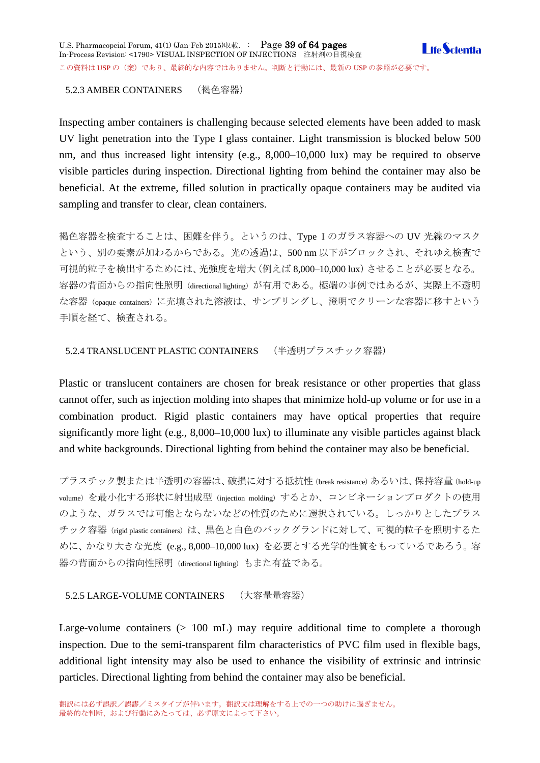### 5.2.3 AMBER CONTAINERS　（褐色容器）

Inspecting amber containers is challenging because selected elements have been added to mask UV light penetration into the Type I glass container. Light transmission is blocked below 500 nm, and thus increased light intensity (e.g., 8,000–10,000 lux) may be required to observe visible particles during inspection. Directional lighting from behind the container may also be beneficial. At the extreme, filled solution in practically opaque containers may be audited via sampling and transfer to clear, clean containers.

褐色容器を検査することは、困難を伴う。というのは、Type I のガラス容器への UV 光線のマスクという、別の要素が加わるからである。光の透過は、500 nm 以下がブロックされ、それゆえ検査で可視的粒子を検出するためには、光強度を増大（例えば 8,000–10,000 lux）させることが必要となる。容器の背面からの指向性照明（directional lighting）が有用である。極端の事例ではあるが、実際上不透明な容器（opaque containers）に充填された溶液は、サンプリングし、澄明でクリーンな容器に移すという手順を経て、検査される。

### 5.2.4 TRANSLUCENT PLASTIC CONTAINERS　（半透明プラスチック容器）

Plastic or translucent containers are chosen for break resistance or other properties that glass cannot offer, such as injection molding into shapes that minimize hold-up volume or for use in a combination product. Rigid plastic containers may have optical properties that require significantly more light (e.g., 8,000–10,000 lux) to illuminate any visible particles against black and white backgrounds. Directional lighting from behind the container may also be beneficial.

プラスチック製または半透明の容器は、破損に対する抵抗性（break resistance）あるいは、保持容量（hold-up volume）を最小化する形状に射出成型（injection molding）するとか、コンビネーションプロダクトの使用のような、ガラスでは可能とならないなどの性質のために選択されている。しっかりとしたプラスチック容器（rigid plastic containers）は、黒色と白色のバックグランドに対して、可視的粒子を照明するために、かなり大きな光度 (e.g., 8,000–10,000 lux) を必要とする光学的性質をもっているであろう。容器の背面からの指向性照明（directional lighting）もまた有益である。

### 5.2.5 LARGE-VOLUME CONTAINERS　（大容量量容器）

Large-volume containers (> 100 mL) may require additional time to complete a thorough inspection. Due to the semi-transparent film characteristics of PVC film used in flexible bags, additional light intensity may also be used to enhance the visibility of extrinsic and intrinsic particles. Directional lighting from behind the container may also be beneficial.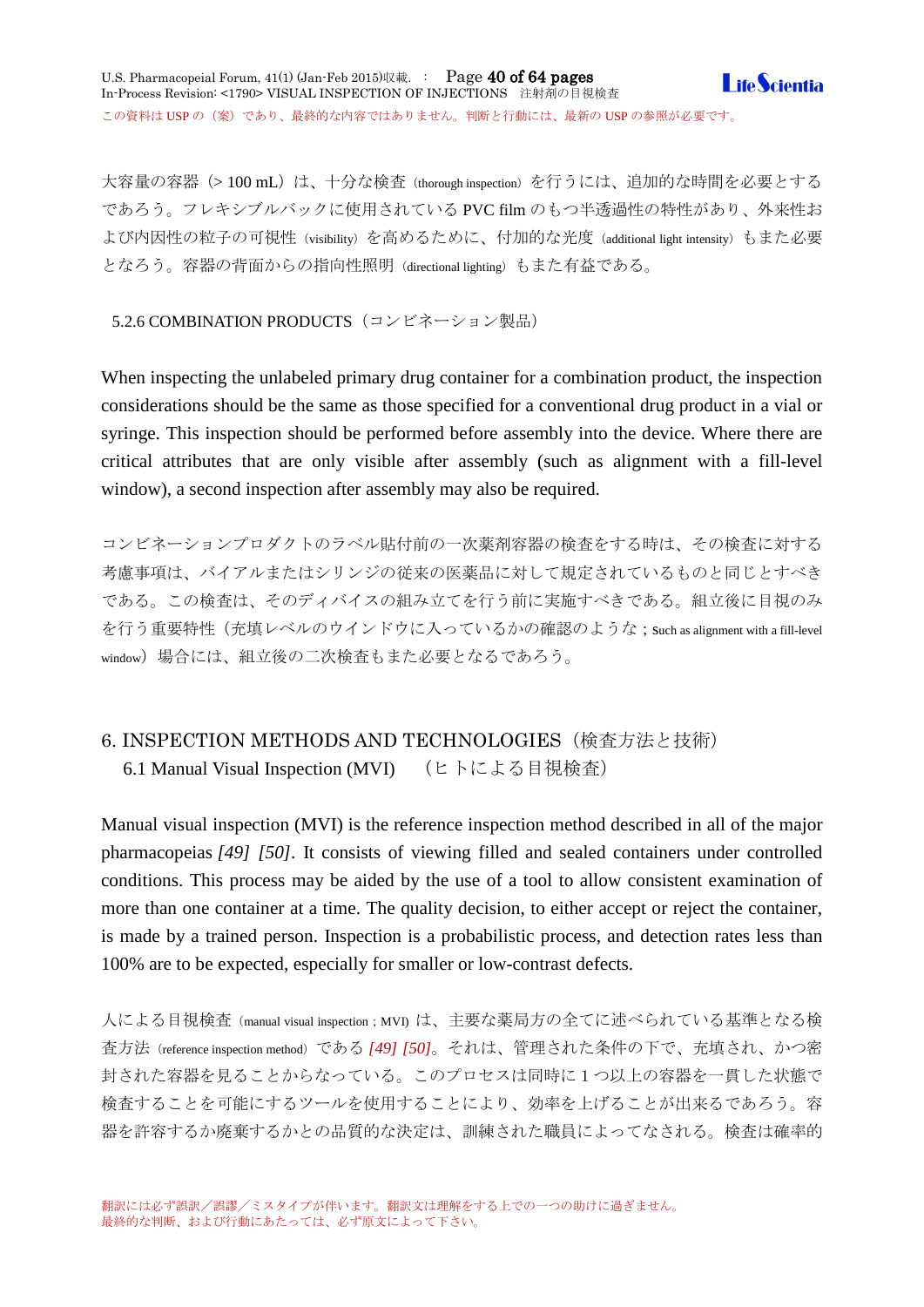大容量の容器（> 100 mL）は、十分な検査（thorough inspection）を行うには、追加的な時間を必要とするであろう。フレキシブルバックに使用されている PVC film のもつ半透過性の特性があり、外来性および内因性の粒子の可視性（visibility）を高めるために、付加的な光度（additional light intensity）もまた必要となろう。容器の背面からの指向性照明（directional lighting）もまた有益である。

### 5.2.6 COMBINATION PRODUCTS（コンビネーション製品）

When inspecting the unlabeled primary drug container for a combination product, the inspection considerations should be the same as those specified for a conventional drug product in a vial or syringe. This inspection should be performed before assembly into the device. Where there are critical attributes that are only visible after assembly (such as alignment with a fill-level window), a second inspection after assembly may also be required.

コンビネーションプロダクトのラベル貼付前の一次薬剤容器の検査をする時は、その検査に対する考慮事項は、バイアルまたはシリンジの従来の医薬品に対して規定されているものと同じとすべきである。この検査は、そのディバイスの組み立てを行う前に実施すべきである。組立後に目視のみを行う重要特性（充填レベルのウインドウに入っているかの確認のような；Such as alignment with a fill-level window）場合には、組立後の二次検査もまた必要となるであろう。

## 6. INSPECTION METHODS AND TECHNOLOGIES（検査方法と技術）

### 6.1 Manual Visual Inspection (MVI)　（ヒトによる目視検査）

Manual visual inspection (MVI) is the reference inspection method described in all of the major pharmacopeias *[49] [50]*. It consists of viewing filled and sealed containers under controlled conditions. This process may be aided by the use of a tool to allow consistent examination of more than one container at a time. The quality decision, to either accept or reject the container, is made by a trained person. Inspection is a probabilistic process, and detection rates less than 100% are to be expected, especially for smaller or low-contrast defects.

人による目視検査（manual visual inspection ; MVI）は、主要な薬局方の全てに述べられている基準となる検査方法（reference inspection method）である *[49] [50]*。それは、管理された条件の下で、充填され、かつ密封された容器を見ることからなっている。このプロセスは同時に 1 つ以上の容器を一貫した状態で検査することを可能にするツールを使用することにより、効率を上げることが出来るであろう。容器を許容するか廃棄するかとの品質的な決定は、訓練された職員によってなされる。検査は確率的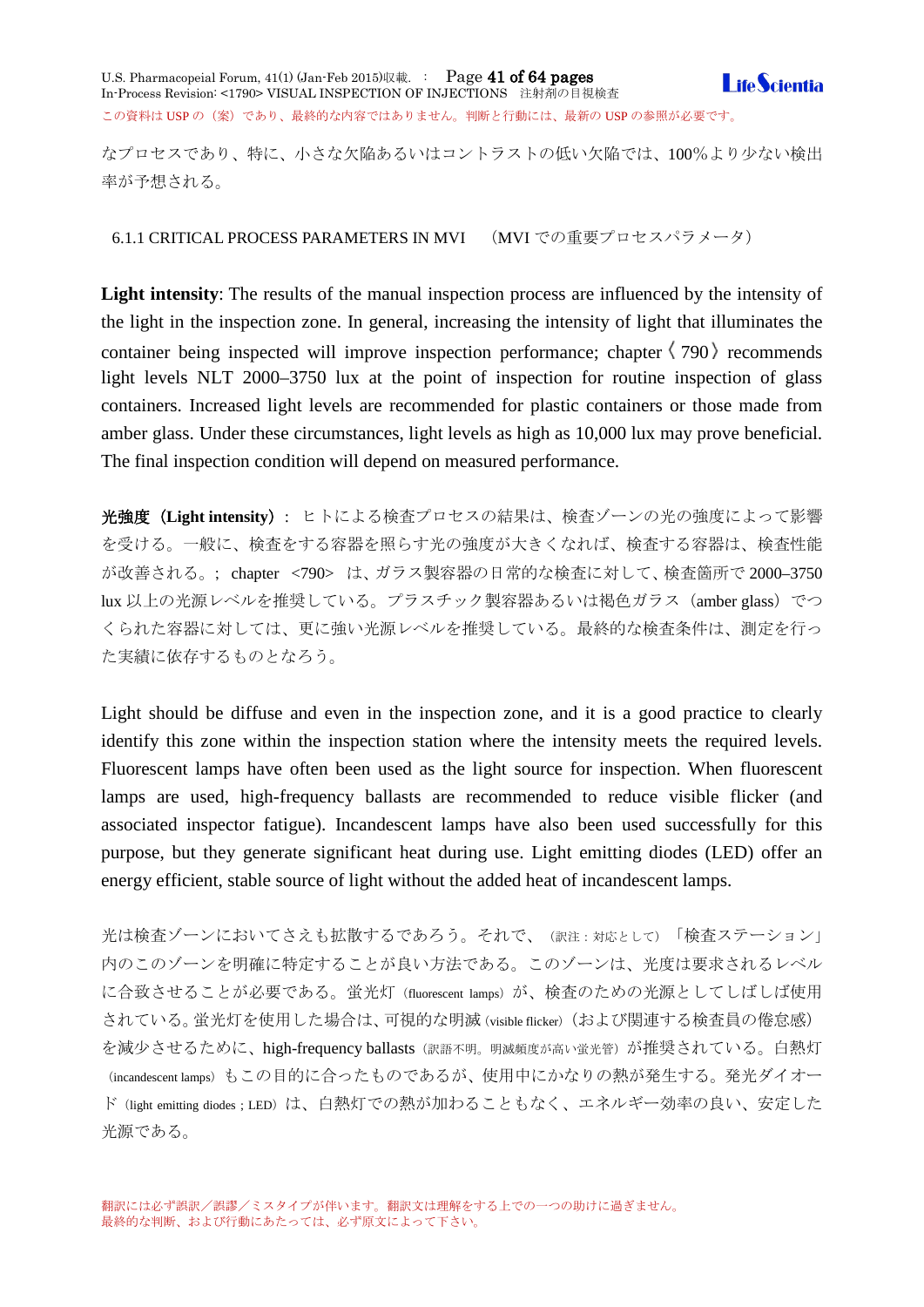なプロセスであり、特に、小さな欠陥あるいはコントラストの低い欠陥では、100%より少ない検出率が予想される。

### 6.1.1 CRITICAL PROCESS PARAMETERS IN MVI　（MVI での重要プロセスパラメータ）

**Light intensity**: The results of the manual inspection process are influenced by the intensity of the light in the inspection zone. In general, increasing the intensity of light that illuminates the container being inspected will improve inspection performance; chapter〈790〉recommends light levels NLT 2000–3750 lux at the point of inspection for routine inspection of glass containers. Increased light levels are recommended for plastic containers or those made from amber glass. Under these circumstances, light levels as high as 10,000 lux may prove beneficial. The final inspection condition will depend on measured performance.

**光強度（Light intensity）**：ヒトによる検査プロセスの結果は、検査ゾーンの光の強度によって影響を受ける。一般に、検査をする容器を照らす光の強度が大きくなれば、検査する容器は、検査性能が改善される。; chapter <790> は、ガラス製容器の日常的な検査に対して、検査箇所で 2000–3750 lux 以上の光源レベルを推奨している。プラスチック製容器あるいは褐色ガラス（amber glass）でつくられた容器に対しては、更に強い光源レベルを推奨している。最終的な検査条件は、測定を行った実績に依存するものとなろう。

Light should be diffuse and even in the inspection zone, and it is a good practice to clearly identify this zone within the inspection station where the intensity meets the required levels. Fluorescent lamps have often been used as the light source for inspection. When fluorescent lamps are used, high-frequency ballasts are recommended to reduce visible flicker (and associated inspector fatigue). Incandescent lamps have also been used successfully for this purpose, but they generate significant heat during use. Light emitting diodes (LED) offer an energy efficient, stable source of light without the added heat of incandescent lamps.

光は検査ゾーンにおいてさえも拡散するであろう。それで、（訳注：対応として）「検査ステーション」内のこのゾーンを明確に特定することが良い方法である。このゾーンは、光度は要求されるレベルに合致させることが必要である。蛍光灯（fluorescent lamps）が、検査のための光源としてしばしば使用されている。蛍光灯を使用した場合は、可視的な明滅（visible flicker）（および関連する検査員の倦怠感）を減少させるために、high-frequency ballasts（訳語不明。明滅頻度が高い蛍光管）が推奨されている。白熱灯（incandescent lamps）もこの目的に合ったものであるが、使用中にかなりの熱が発生する。発光ダイオード（light emitting diodes；LED）は、白熱灯での熱が加わることもなく、エネルギー効率の良い、安定した光源である。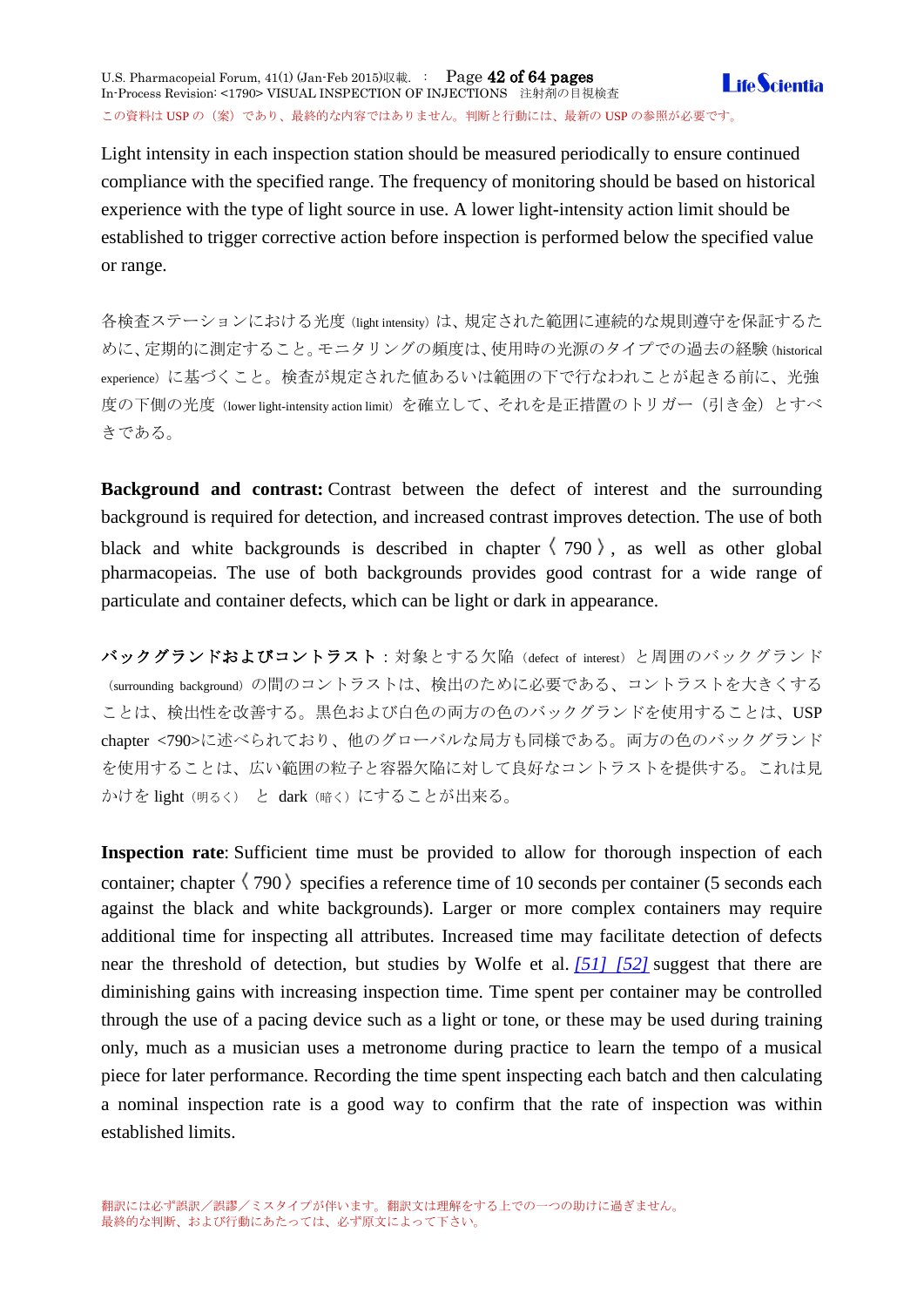Light intensity in each inspection station should be measured periodically to ensure continued compliance with the specified range. The frequency of monitoring should be based on historical experience with the type of light source in use. A lower light-intensity action limit should be established to trigger corrective action before inspection is performed below the specified value or range.

各検査ステーションにおける光度（light intensity）は、規定された範囲に連続的な規則遵守を保証するために、定期的に測定すること。モニタリングの頻度は、使用時の光源のタイプでの過去の経験（historical experience）に基づくこと。検査が規定された値あるいは範囲の下で行なわれことが起きる前に、光強度の下側の光度（lower light-intensity action limit）を確立して、それを是正措置のトリガー（引き金）とすべきである。

**Background and contrast:** Contrast between the defect of interest and the surrounding background is required for detection, and increased contrast improves detection. The use of both black and white backgrounds is described in chapter 〈790〉, as well as other global pharmacopeias. The use of both backgrounds provides good contrast for a wide range of particulate and container defects, which can be light or dark in appearance.

**バックグランドおよびコントラスト**：対象とする欠陥（defect of interest）と周囲のバックグランド（surrounding background）の間のコントラストは、検出のために必要である、コントラストを大きくすることは、検出性を改善する。黒色および白色の両方の色のバックグランドを使用することは、USP chapter <790>に述べられており、他のグローバルな局方も同様である。両方の色のバックグランドを使用することは、広い範囲の粒子と容器欠陥に対して良好なコントラストを提供する。これは見かけを light（明るく） と dark（暗く）にすることが出来る。

**Inspection rate**: Sufficient time must be provided to allow for thorough inspection of each container; chapter 〈790〉 specifies a reference time of 10 seconds per container (5 seconds each against the black and white backgrounds). Larger or more complex containers may require additional time for inspecting all attributes. Increased time may facilitate detection of defects near the threshold of detection, but studies by Wolfe et al. [51] [52] suggest that there are diminishing gains with increasing inspection time. Time spent per container may be controlled through the use of a pacing device such as a light or tone, or these may be used during training only, much as a musician uses a metronome during practice to learn the tempo of a musical piece for later performance. Recording the time spent inspecting each batch and then calculating a nominal inspection rate is a good way to confirm that the rate of inspection was within established limits.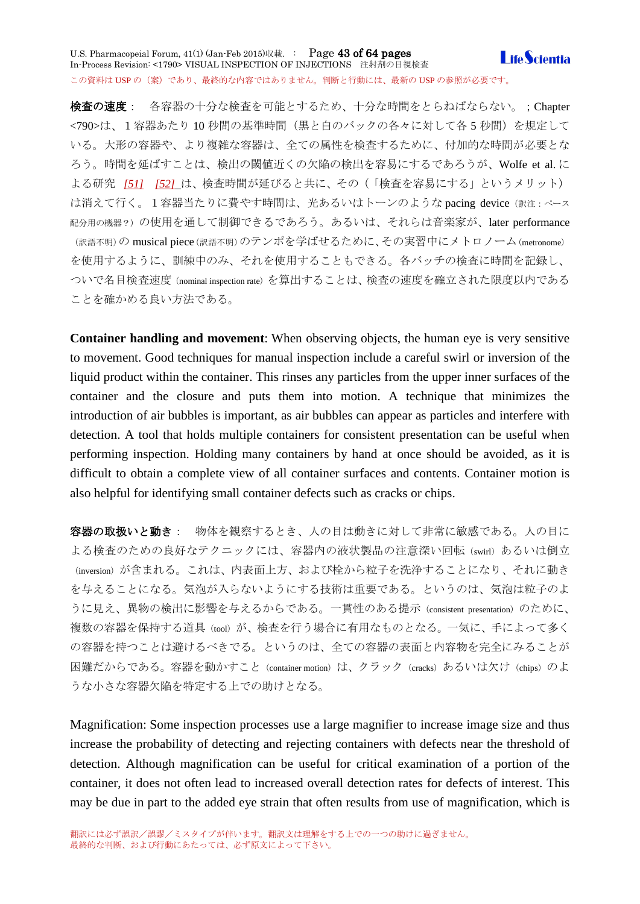**検査の速度**： 各容器の十分な検査を可能とするため、十分な時間をとらねばならない。；Chapter <790>は、1 容器あたり 10 秒間の基準時間（黒と白のバックの各々に対して各 5 秒間）を規定している。大形の容器や、より複雑な容器は、全ての属性を検査するために、付加的な時間が必要となろう。時間を延ばすことは、検出の閾値近くの欠陥の検出を容易にするであろうが、Wolfe et al. による研究 [51] [52] は、検査時間が延びると共に、その（「検査を容易にする」というメリット）は消えて行く。1 容器当たりに費やす時間は、光あるいはトーンのような pacing device（訳注：ペース配分用の機器？）の使用を通して制御できるであろう。あるいは、それらは音楽家が、later performance（訳語不明）の musical piece（訳語不明）のテンポを学ばせるために、その実習中にメトロノーム（metronome）を使用するように、訓練中のみ、それを使用することもできる。各バッチの検査に時間を記録し、ついで名目検査速度（nominal inspection rate）を算出することは、検査の速度を確立された限度以内であることを確かめる良い方法である。

**Container handling and movement**: When observing objects, the human eye is very sensitive to movement. Good techniques for manual inspection include a careful swirl or inversion of the liquid product within the container. This rinses any particles from the upper inner surfaces of the container and the closure and puts them into motion. A technique that minimizes the introduction of air bubbles is important, as air bubbles can appear as particles and interfere with detection. A tool that holds multiple containers for consistent presentation can be useful when performing inspection. Holding many containers by hand at once should be avoided, as it is difficult to obtain a complete view of all container surfaces and contents. Container motion is also helpful for identifying small container defects such as cracks or chips.

**容器の取扱いと動き**： 物体を観察するとき、人の目は動きに対して非常に敏感である。人の目による検査のための良好なテクニックには、容器内の液状製品の注意深い回転（swirl）あるいは倒立（inversion）が含まれる。これは、内表面上方、および栓から粒子を洗浄することになり、それに動きを与えることになる。気泡が入らないようにする技術は重要である。というのは、気泡は粒子のように見え、異物の検出に影響を与えるからである。一貫性のある提示（consistent presentation）のために、複数の容器を保持する道具（tool）が、検査を行う場合に有用なものとなる。一気に、手によって多くの容器を持つことは避けるべきでる。というのは、全ての容器の表面と内容物を完全にみることが困難だからである。容器を動かすこと（container motion）は、クラック（cracks）あるいは欠け（chips）のような小さな容器欠陥を特定する上での助けとなる。

Magnification: Some inspection processes use a large magnifier to increase image size and thus increase the probability of detecting and rejecting containers with defects near the threshold of detection. Although magnification can be useful for critical examination of a portion of the container, it does not often lead to increased overall detection rates for defects of interest. This may be due in part to the added eye strain that often results from use of magnification, which is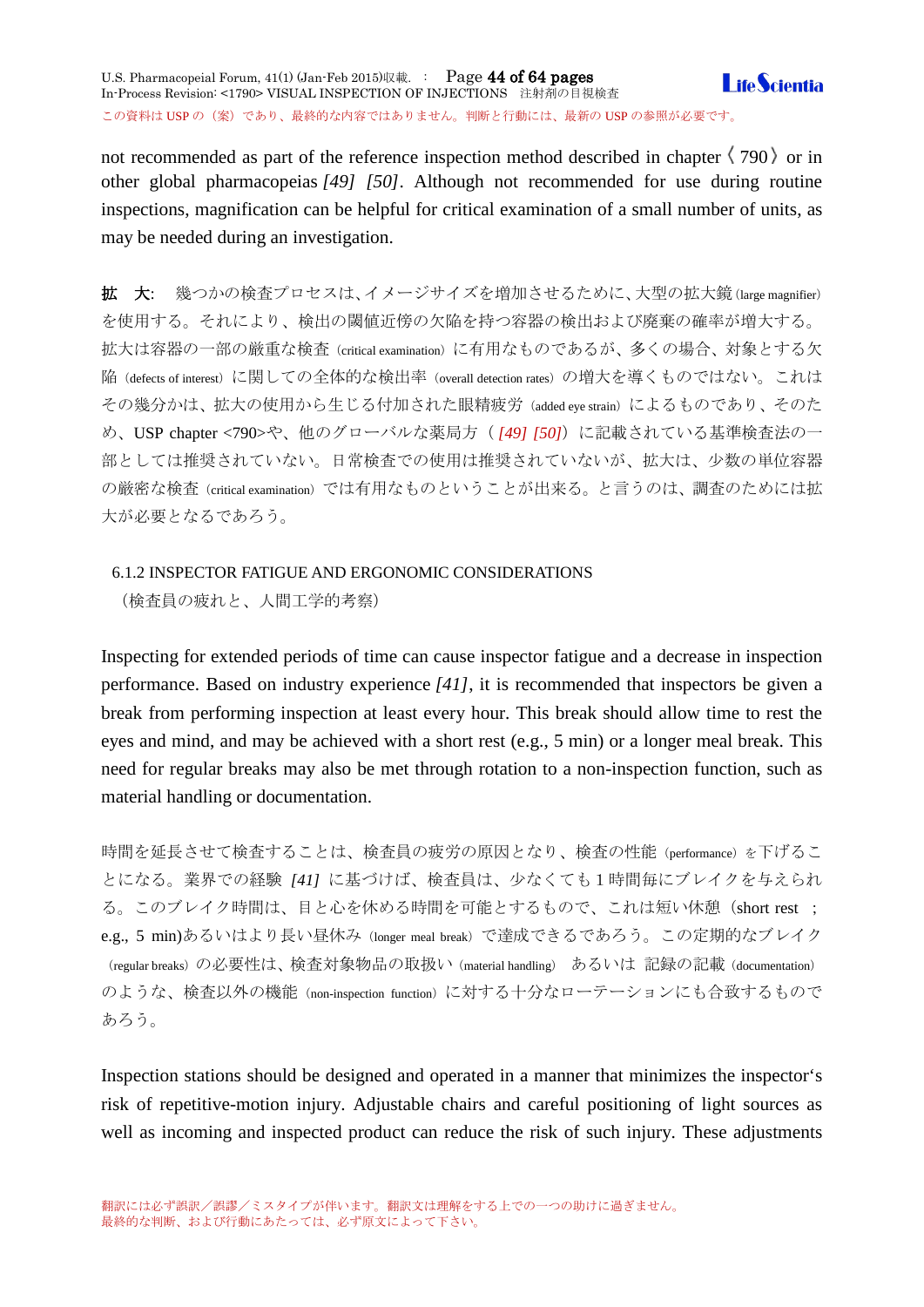not recommended as part of the reference inspection method described in chapter〈790〉or in other global pharmacopeias *[49] [50]*. Although not recommended for use during routine inspections, magnification can be helpful for critical examination of a small number of units, as may be needed during an investigation.

**拡　大**:　幾つかの検査プロセスは､イメージサイズを増加させるために､大型の拡大鏡(large magnifier)を使用する。それにより、検出の閾値近傍の欠陥を持つ容器の検出および廃棄の確率が増大する。拡大は容器の一部の厳重な検査（critical examination）に有用なものであるが、多くの場合、対象とする欠陥（defects of interest）に関しての全体的な検出率（overall detection rates）の増大を導くものではない。これはその幾分かは、拡大の使用から生じる付加された眼精疲労（added eye strain）によるものであり、そのため、USP chapter <790>や、他のグローバルな薬局方（ *[49] [50]*）に記載されている基準検査法の一部としては推奨されていない。日常検査での使用は推奨されていないが、拡大は、少数の単位容器の厳密な検査（critical examination）では有用なものということが出来る。と言うのは、調査のためには拡大が必要となるであろう。

### 6.1.2 INSPECTOR FATIGUE AND ERGONOMIC CONSIDERATIONS

（検査員の疲れと、人間工学的考察）

Inspecting for extended periods of time can cause inspector fatigue and a decrease in inspection performance. Based on industry experience *[41]*, it is recommended that inspectors be given a break from performing inspection at least every hour. This break should allow time to rest the eyes and mind, and may be achieved with a short rest (e.g., 5 min) or a longer meal break. This need for regular breaks may also be met through rotation to a non-inspection function, such as material handling or documentation.

時間を延長させて検査することは、検査員の疲労の原因となり、検査の性能（performance）を下げることになる。業界での経験 *[41]* に基づけば、検査員は、少なくても 1 時間毎にブレイクを与えられる。このブレイク時間は、目と心を休める時間を可能とするもので、これは短い休憩（short rest ; e.g., 5 min)あるいはより長い昼休み（longer meal break）で達成できるであろう。この定期的なブレイク（regular breaks）の必要性は、検査対象物品の取扱い（material handling）　あるいは　記録の記載（documentation）のような、検査以外の機能（non-inspection function）に対する十分なローテーションにも合致するものであろう。

Inspection stations should be designed and operated in a manner that minimizes the inspector‘s risk of repetitive-motion injury. Adjustable chairs and careful positioning of light sources as well as incoming and inspected product can reduce the risk of such injury. These adjustments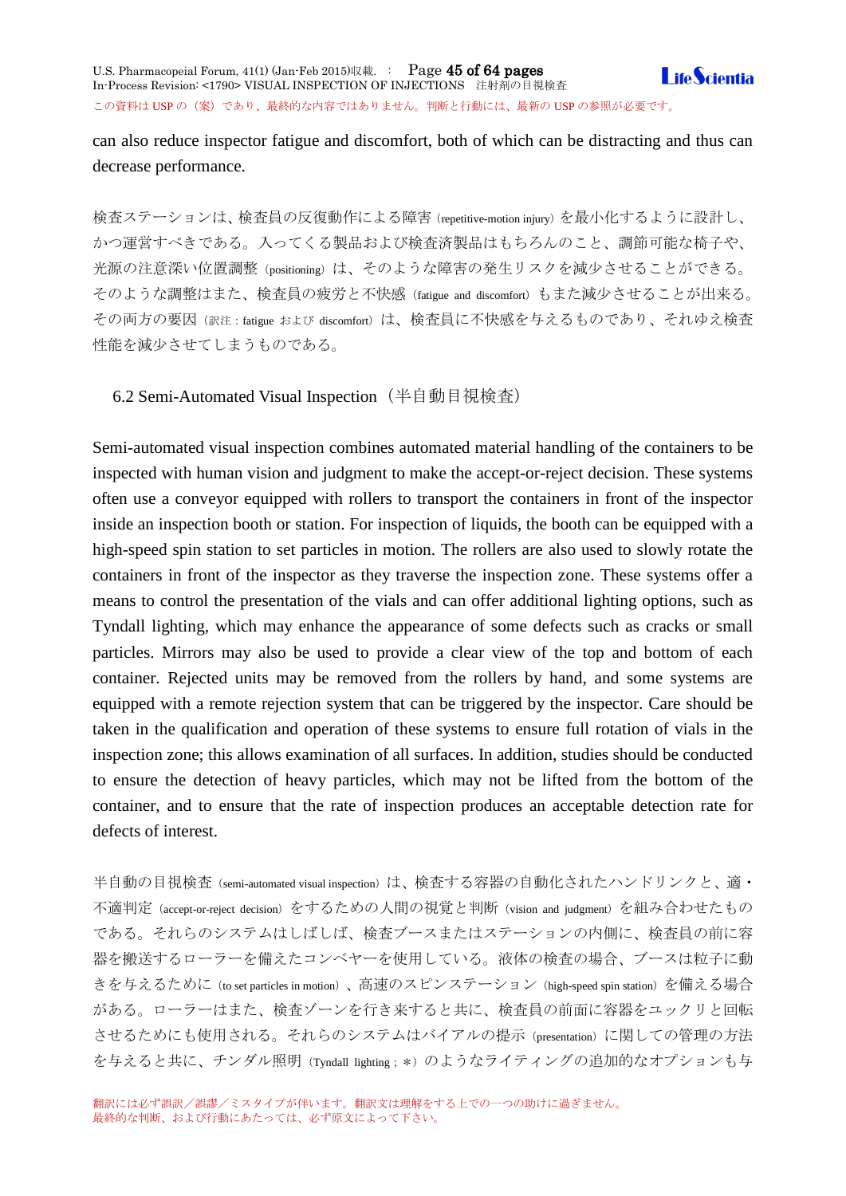can also reduce inspector fatigue and discomfort, both of which can be distracting and thus can decrease performance.

検査ステーションは、検査員の反復動作による障害（repetitive-motion injury）を最小化するように設計し、かつ運営すべきである。入ってくる製品および検査済製品はもちろんのこと、調節可能な椅子や、光源の注意深い位置調整（positioning）は、そのような障害の発生リスクを減少させることができる。そのような調整はまた、検査員の疲労と不快感（fatigue and discomfort）もまた減少させることが出来る。その両方の要因（訳注：fatigue および discomfort）は、検査員に不快感を与えるものであり、それゆえ検査性能を減少させてしまうものである。

## 6.2 Semi-Automated Visual Inspection（半自動目視検査）

Semi-automated visual inspection combines automated material handling of the containers to be inspected with human vision and judgment to make the accept-or-reject decision. These systems often use a conveyor equipped with rollers to transport the containers in front of the inspector inside an inspection booth or station. For inspection of liquids, the booth can be equipped with a high-speed spin station to set particles in motion. The rollers are also used to slowly rotate the containers in front of the inspector as they traverse the inspection zone. These systems offer a means to control the presentation of the vials and can offer additional lighting options, such as Tyndall lighting, which may enhance the appearance of some defects such as cracks or small particles. Mirrors may also be used to provide a clear view of the top and bottom of each container. Rejected units may be removed from the rollers by hand, and some systems are equipped with a remote rejection system that can be triggered by the inspector. Care should be taken in the qualification and operation of these systems to ensure full rotation of vials in the inspection zone; this allows examination of all surfaces. In addition, studies should be conducted to ensure the detection of heavy particles, which may not be lifted from the bottom of the container, and to ensure that the rate of inspection produces an acceptable detection rate for defects of interest.

半自動の目視検査（semi-automated visual inspection）は、検査する容器の自動化されたハンドリンクと、適・不適判定（accept-or-reject decision）をするための人間の視覚と判断（vision and judgment）を組み合わせたものである。それらのシステムはしばしば、検査ブースまたはステーションの内側に、検査員の前に容器を搬送するローラーを備えたコンベヤーを使用している。液体の検査の場合、ブースは粒子に動きを与えるために（to set particles in motion）、高速のスピンステーション（high-speed spin station）を備える場合がある。ローラーはまた、検査ゾーンを行き来すると共に、検査員の前面に容器をユックリと回転させるためにも使用される。それらのシステムはバイアルの提示（presentation）に関しての管理の方法を与えると共に、チンダル照明（Tyndall lighting；＊）のようなライティングの追加的なオプションも与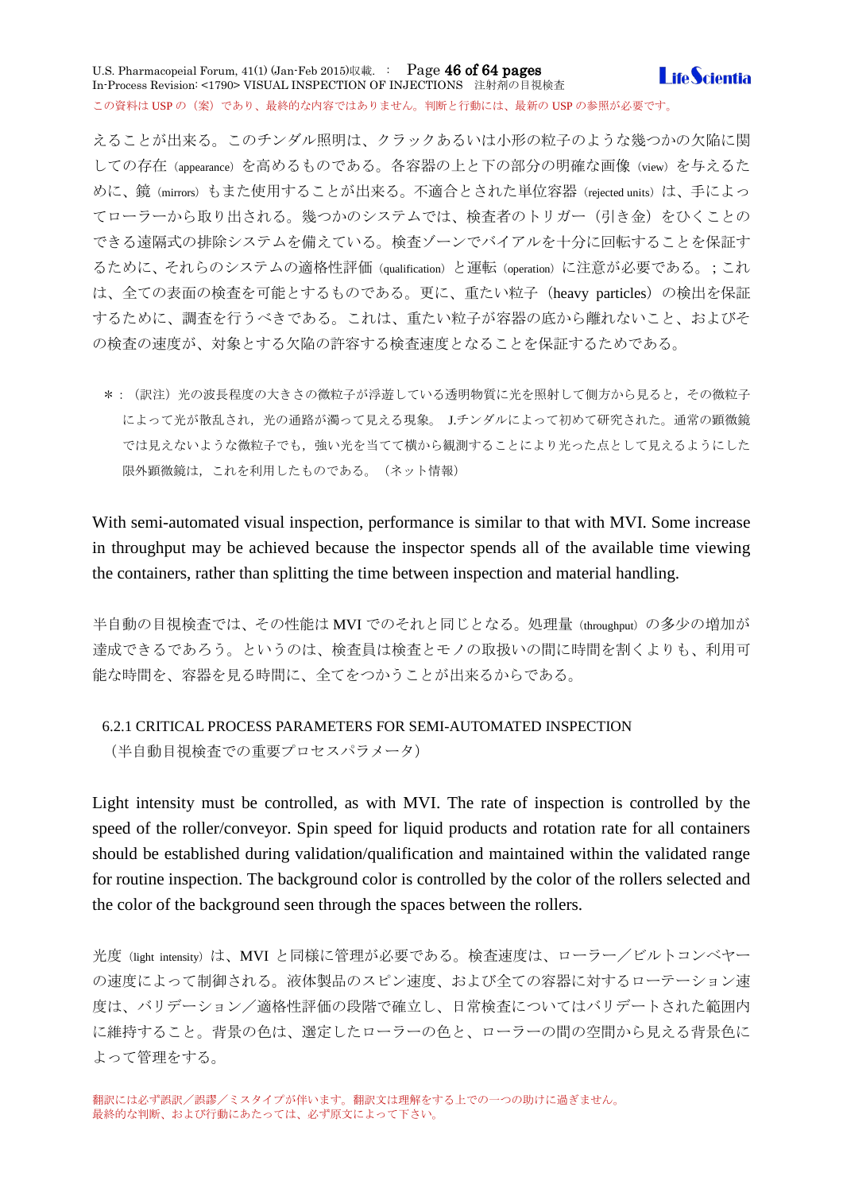えることが出来る。このチンダル照明は、クラックあるいは小形の粒子のような幾つかの欠陥に関しての存在（appearance）を高めるものである。各容器の上と下の部分の明確な画像（view）を与えるために、鏡（mirrors）もまた使用することが出来る。不適合とされた単位容器（rejected units）は、手によってローラーから取り出される。幾つかのシステムでは、検査者のトリガー（引き金）をひくことのできる遠隔式の排除システムを備えている。検査ゾーンでバイアルを十分に回転することを保証するために、それらのシステムの適格性評価（qualification）と運転（operation）に注意が必要である。；これは、全ての表面の検査を可能とするものである。更に、重たい粒子（heavy particles）の検出を保証するために、調査を行うべきである。これは、重たい粒子が容器の底から離れないこと、およびその検査の速度が、対象とする欠陥の許容する検査速度となることを保証するためである。

＊：（訳注）光の波長程度の大きさの微粒子が浮遊している透明物質に光を照射して側方から見ると，その微粒子によって光が散乱され，光の通路が濁って見える現象。 J.チンダルによって初めて研究された。通常の顕微鏡では見えないような微粒子でも，強い光を当てて横から観測することにより光った点として見えるようにした限外顕微鏡は，これを利用したものである。（ネット情報）

With semi-automated visual inspection, performance is similar to that with MVI. Some increase in throughput may be achieved because the inspector spends all of the available time viewing the containers, rather than splitting the time between inspection and material handling.

半自動の目視検査では、その性能は MVI でのそれと同じとなる。処理量（throughput）の多少の増加が達成できるであろう。というのは、検査員は検査とモノの取扱いの間に時間を割くよりも、利用可能な時間を、容器を見る時間に、全てをつかうことが出来るからである。

### 6.2.1 CRITICAL PROCESS PARAMETERS FOR SEMI-AUTOMATED INSPECTION
（半自動目視検査での重要プロセスパラメータ）

Light intensity must be controlled, as with MVI. The rate of inspection is controlled by the speed of the roller/conveyor. Spin speed for liquid products and rotation rate for all containers should be established during validation/qualification and maintained within the validated range for routine inspection. The background color is controlled by the color of the rollers selected and the color of the background seen through the spaces between the rollers.

光度（light intensity）は、MVI と同様に管理が必要である。検査速度は、ローラー／ビルトコンベヤーの速度によって制御される。液体製品のスピン速度、および全ての容器に対するローテーション速度は、バリデーション／適格性評価の段階で確立し、日常検査についてはバリデートされた範囲内に維持すること。背景の色は、選定したローラーの色と、ローラーの間の空間から見える背景色によって管理をする。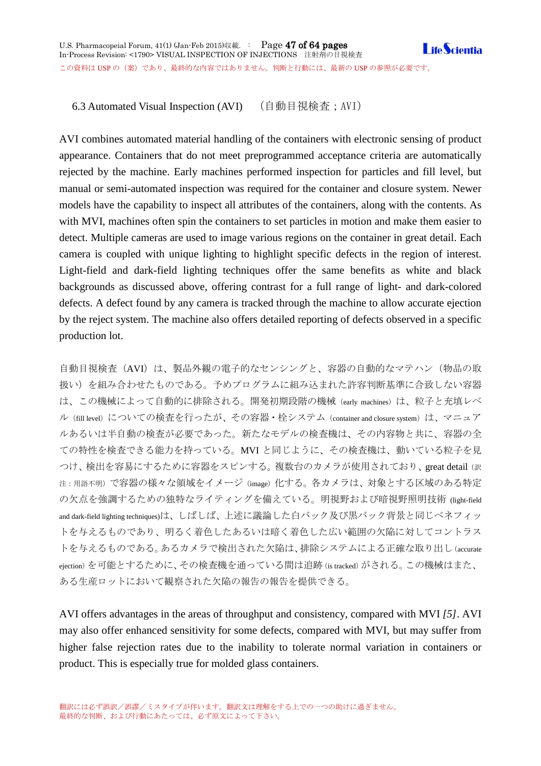### 6.3 Automated Visual Inspection (AVI)　（自動目視検査；AVI）

AVI combines automated material handling of the containers with electronic sensing of product appearance. Containers that do not meet preprogrammed acceptance criteria are automatically rejected by the machine. Early machines performed inspection for particles and fill level, but manual or semi-automated inspection was required for the container and closure system. Newer models have the capability to inspect all attributes of the containers, along with the contents. As with MVI, machines often spin the containers to set particles in motion and make them easier to detect. Multiple cameras are used to image various regions on the container in great detail. Each camera is coupled with unique lighting to highlight specific defects in the region of interest. Light-field and dark-field lighting techniques offer the same benefits as white and black backgrounds as discussed above, offering contrast for a full range of light- and dark-colored defects. A defect found by any camera is tracked through the machine to allow accurate ejection by the reject system. The machine also offers detailed reporting of defects observed in a specific production lot.

自動目視検査（AVI）は、製品外観の電子的なセンシングと、容器の自動的なマテハン（物品の取扱い）を組み合わせたものである。予めプログラムに組み込まれた許容判断基準に合致しない容器は、この機械によって自動的に排除される。開発初期段階の機械（early machines）は、粒子と充填レベル（fill level）についての検査を行ったが、その容器・栓システム（container and closure system）は、マニュアルあるいは半自動の検査が必要であった。新たなモデルの検査機は、その内容物と共に、容器の全ての特性を検査できる能力を持っている。MVI と同じように、その検査機は、動いている粒子を見つけ、検出を容易にするために容器をスピンする。複数台のカメラが使用されており、great detail（訳注：用語不明）で容器の様々な領域をイメージ（image）化する。各カメラは、対象とする区域のある特定の欠点を強調するための独特なライティングを備えている。明視野および暗視野照明技術 (light-field and dark-field lighting techniques)は、しばしば、上述に議論した白バック及び黒バック背景と同じベネフィットを与えるものであり、明るく着色したあるいは暗く着色した広い範囲の欠陥に対してコントラストを与えるものである。あるカメラで検出された欠陥は、排除システムによる正確な取り出し（accurate ejection）を可能とするために、その検査機を通っている間は追跡（is tracked）がされる。この機械はまた、ある生産ロットにおいて観察された欠陥の報告の報告を提供できる。

AVI offers advantages in the areas of throughput and consistency, compared with MVI *[5]*. AVI may also offer enhanced sensitivity for some defects, compared with MVI, but may suffer from higher false rejection rates due to the inability to tolerate normal variation in containers or product. This is especially true for molded glass containers.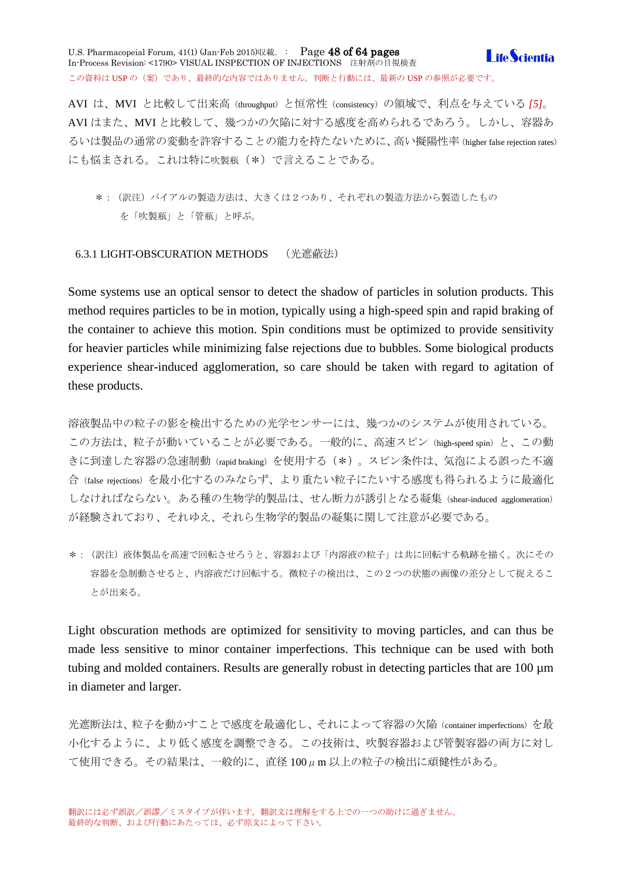AVI は、MVI と比較して出来高（throughput）と恒常性（consistency）の領域で、利点を与えている *[5]*。AVI はまた、MVI と比較して、幾つかの欠陥に対する感度を高められるであろう。しかし、容器あるいは製品の通常の変動を許容することの能力を持たないために、高い擬陽性率（higher false rejection rates）にも悩まされる。これは特に吹製瓶（＊）で言えることである。

＊：（訳注）バイアルの製造方法は、大きくは２つあり、それぞれの製造方法から製造したものを「吹製瓶」と「管瓶」と呼ぶ。

### 6.3.1 LIGHT-OBSCURATION METHODS　（光遮蔽法）

Some systems use an optical sensor to detect the shadow of particles in solution products. This method requires particles to be in motion, typically using a high-speed spin and rapid braking of the container to achieve this motion. Spin conditions must be optimized to provide sensitivity for heavier particles while minimizing false rejections due to bubbles. Some biological products experience shear-induced agglomeration, so care should be taken with regard to agitation of these products.

溶液製品中の粒子の影を検出するための光学センサーには、幾つかのシステムが使用されている。この方法は、粒子が動いていることが必要である。一般的に、高速スピン（high-speed spin）と、この動きに到達した容器の急速制動（rapid braking）を使用する（＊）。スピン条件は、気泡による誤った不適合（false rejections）を最小化するのみならず、より重たい粒子にたいする感度も得られるように最適化しなければならない。ある種の生物学的製品は、せん断力が誘引となる凝集（shear-induced agglomeration）が経験されており、それゆえ、それら生物学的製品の凝集に関して注意が必要である。

＊：（訳注）液体製品を高速で回転させろうと、容器および「内溶液の粒子」は共に回転する軌跡を描く。次にその容器を急制動させると、内溶液だけ回転する。微粒子の検出は、この２つの状態の画像の差分として捉えることが出来る。

Light obscuration methods are optimized for sensitivity to moving particles, and can thus be made less sensitive to minor container imperfections. This technique can be used with both tubing and molded containers. Results are generally robust in detecting particles that are 100 µm in diameter and larger.

光遮断法は、粒子を動かすことで感度を最適化し、それによって容器の欠陥（container imperfections）を最小化するように、より低く感度を調整できる。この技術は、吹製容器および管製容器の両方に対して使用できる。その結果は、一般的に、直径 100 μ m 以上の粒子の検出に頑健性がある。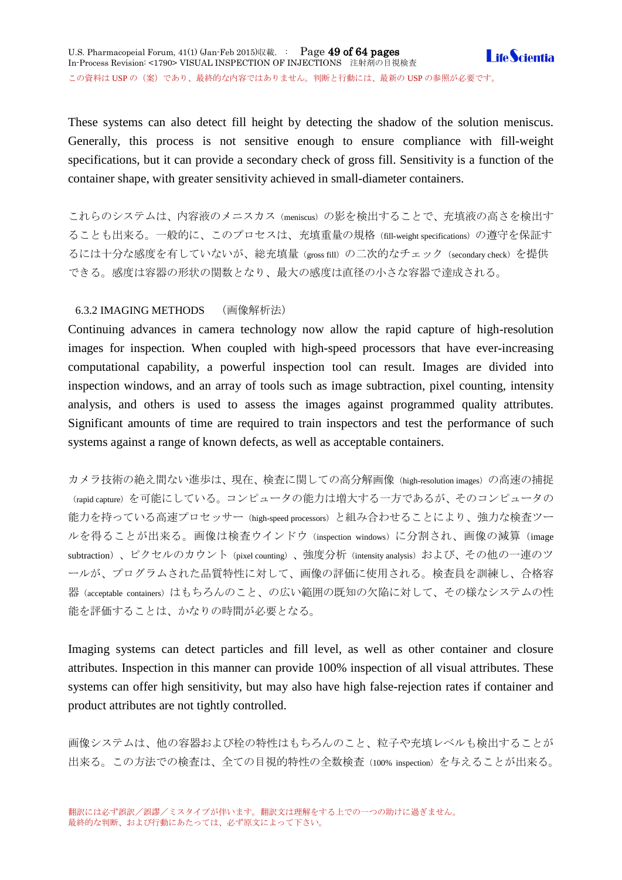These systems can also detect fill height by detecting the shadow of the solution meniscus. Generally, this process is not sensitive enough to ensure compliance with fill-weight specifications, but it can provide a secondary check of gross fill. Sensitivity is a function of the container shape, with greater sensitivity achieved in small-diameter containers.

これらのシステムは、内容液のメニスカス（meniscus）の影を検出することで、充填液の高さを検出することも出来る。一般的に、このプロセスは、充填重量の規格（fill-weight specifications）の遵守を保証するには十分な感度を有していないが、総充填量（gross fill）の二次的なチェック（secondary check）を提供できる。感度は容器の形状の関数となり、最大の感度は直径の小さな容器で達成される。

### 6.3.2 IMAGING METHODS （画像解析法）

Continuing advances in camera technology now allow the rapid capture of high-resolution images for inspection. When coupled with high-speed processors that have ever-increasing computational capability, a powerful inspection tool can result. Images are divided into inspection windows, and an array of tools such as image subtraction, pixel counting, intensity analysis, and others is used to assess the images against programmed quality attributes. Significant amounts of time are required to train inspectors and test the performance of such systems against a range of known defects, as well as acceptable containers.

カメラ技術の絶え間ない進歩は、現在、検査に関しての高分解画像（high-resolution images）の高速の捕捉（rapid capture）を可能にしている。コンピュータの能力は増大する一方であるが、そのコンピュータの能力を持っている高速プロセッサー（high-speed processors）と組み合わせることにより、強力な検査ツールを得ることが出来る。画像は検査ウインドウ（inspection windows）に分割され、画像の減算（image subtraction）、ピクセルのカウント（pixel counting）、強度分析（intensity analysis）および、その他の一連のツールが、プログラムされた品質特性に対して、画像の評価に使用される。検査員を訓練し、合格容器（acceptable containers）はもちろんのこと、の広い範囲の既知の欠陥に対して、その様なシステムの性能を評価することは、かなりの時間が必要となる。

Imaging systems can detect particles and fill level, as well as other container and closure attributes. Inspection in this manner can provide 100% inspection of all visual attributes. These systems can offer high sensitivity, but may also have high false-rejection rates if container and product attributes are not tightly controlled.

画像システムは、他の容器および栓の特性はもちろんのこと、粒子や充填レベルも検出することが出来る。この方法での検査は、全ての目視的特性の全数検査（100% inspection）を与えることが出来る。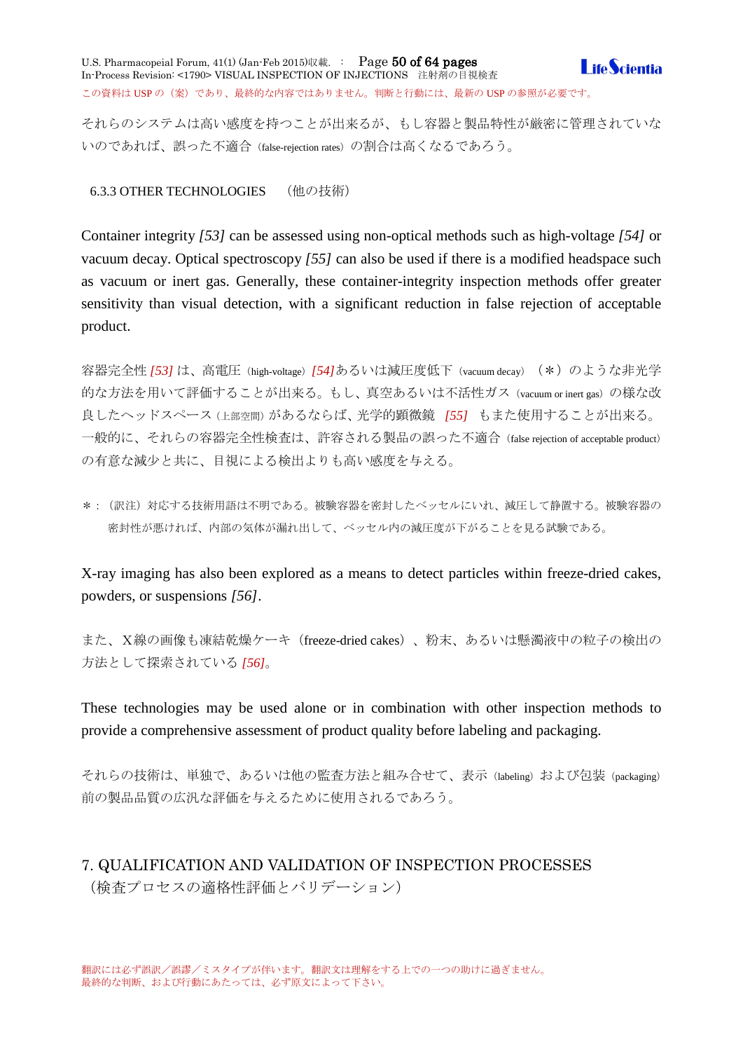それらのシステムは高い感度を持つことが出来るが、もし容器と製品特性が厳密に管理されていないのであれば、誤った不適合（false-rejection rates）の割合は高くなるであろう。

### 6.3.3 OTHER TECHNOLOGIES （他の技術）

Container integrity *[53]* can be assessed using non-optical methods such as high-voltage *[54]* or vacuum decay. Optical spectroscopy *[55]* can also be used if there is a modified headspace such as vacuum or inert gas. Generally, these container-integrity inspection methods offer greater sensitivity than visual detection, with a significant reduction in false rejection of acceptable product.

容器完全性 *[53]* は、高電圧（high-voltage）*[54]*あるいは減圧度低下（vacuum decay）（＊）のような非光学的な方法を用いて評価することが出来る。もし、真空あるいは不活性ガス（vacuum or inert gas）の様な改良したヘッドスペース（上部空間）があるならば、光学的顕微鏡 *[55]* もまた使用することが出来る。一般的に、それらの容器完全性検査は、許容される製品の誤った不適合（false rejection of acceptable product）の有意な減少と共に、目視による検出よりも高い感度を与える。

＊：（訳注）対応する技術用語は不明である。被験容器を密封したベッセルにいれ、減圧して静置する。被験容器の密封性が悪ければ、内部の気体が漏れ出して、ベッセル内の減圧度が下がることを見る試験である。

X-ray imaging has also been explored as a means to detect particles within freeze-dried cakes, powders, or suspensions *[56]*.

また、X線の画像も凍結乾燥ケーキ（freeze-dried cakes）、粉末、あるいは懸濁液中の粒子の検出の方法として探索されている *[56]*。

These technologies may be used alone or in combination with other inspection methods to provide a comprehensive assessment of product quality before labeling and packaging.

それらの技術は、単独で、あるいは他の監査方法と組み合せて、表示（labeling）および包装（packaging）前の製品品質の広汎な評価を与えるために使用されるであろう。

## 7. QUALIFICATION AND VALIDATION OF INSPECTION PROCESSES （検査プロセスの適格性評価とバリデーション）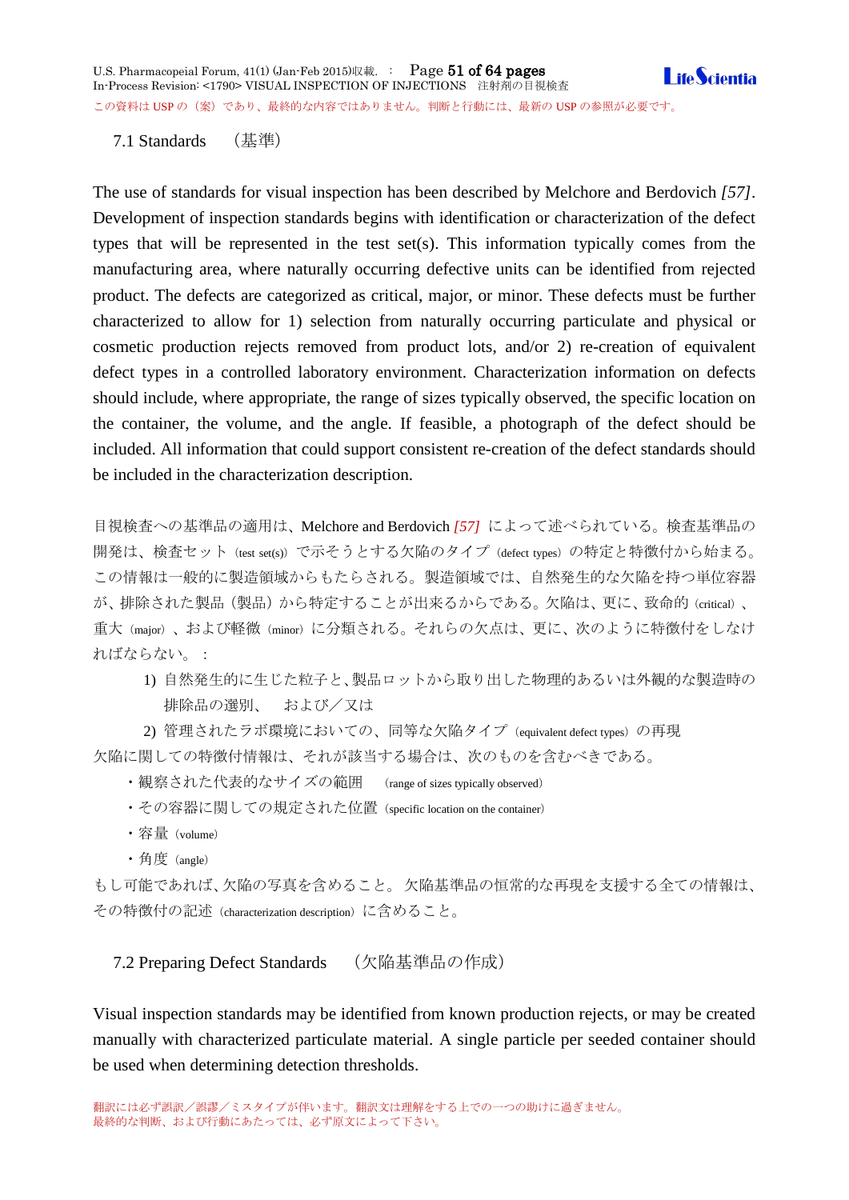## 7.1 Standards　（基準）

The use of standards for visual inspection has been described by Melchore and Berdovich *[57]*. Development of inspection standards begins with identification or characterization of the defect types that will be represented in the test set(s). This information typically comes from the manufacturing area, where naturally occurring defective units can be identified from rejected product. The defects are categorized as critical, major, or minor. These defects must be further characterized to allow for 1) selection from naturally occurring particulate and physical or cosmetic production rejects removed from product lots, and/or 2) re-creation of equivalent defect types in a controlled laboratory environment. Characterization information on defects should include, where appropriate, the range of sizes typically observed, the specific location on the container, the volume, and the angle. If feasible, a photograph of the defect should be included. All information that could support consistent re-creation of the defect standards should be included in the characterization description.

目視検査への基準品の適用は、Melchore and Berdovich *[57]* によって述べられている。検査基準品の開発は、検査セット（test set(s)）で示そうとする欠陥のタイプ（defect types）の特定と特徴付から始まる。この情報は一般的に製造領域からもたらされる。製造領域では、自然発生的な欠陥を持つ単位容器が、排除された製品（製品）から特定することが出来るからである。欠陥は、更に、致命的（critical）、重大（major）、および軽微（minor）に分類される。それらの欠点は、更に、次のように特徴付をしなければならない。：

1) 自然発生的に生じた粒子と、製品ロットから取り出した物理的あるいは外観的な製造時の排除品の選別、　および／又は
2) 管理されたラボ環境においての、同等な欠陥タイプ（equivalent defect types）の再現

欠陥に関しての特徴付情報は、それが該当する場合は、次のものを含むべきである。

- 観察された代表的なサイズの範囲　（range of sizes typically observed）
- その容器に関しての規定された位置（specific location on the container）
- 容量（volume）
- 角度（angle）

もし可能であれば、欠陥の写真を含めること。 欠陥基準品の恒常的な再現を支援する全ての情報は、その特徴付の記述（characterization description）に含めること。

## 7.2 Preparing Defect Standards　（欠陥基準品の作成）

Visual inspection standards may be identified from known production rejects, or may be created manually with characterized particulate material. A single particle per seeded container should be used when determining detection thresholds.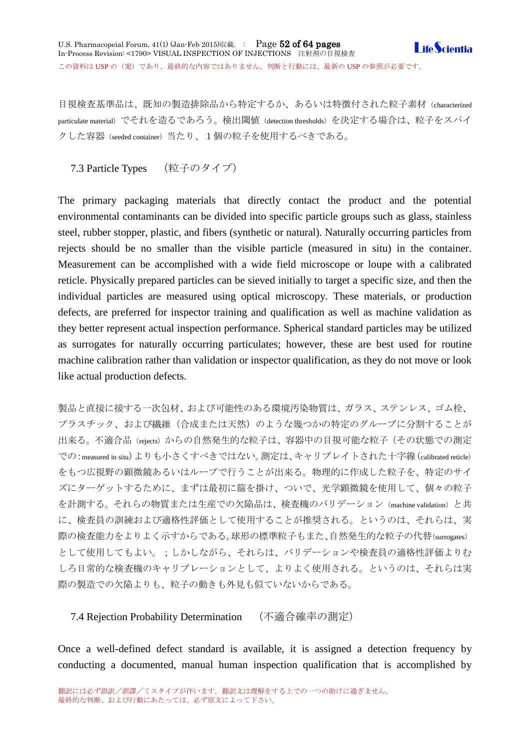目視検査基準品は、既知の製造排除品から特定するか、あるいは特徴付けされた粒子素材（characterized particulate material）でそれを造るであろう。検出閾値（detection thresholds）を決定する場合は、粒子をスパイクした容器（seeded container）当たり、１個の粒子を使用するべきである。

### 7.3 Particle Types　（粒子のタイプ）

The primary packaging materials that directly contact the product and the potential environmental contaminants can be divided into specific particle groups such as glass, stainless steel, rubber stopper, plastic, and fibers (synthetic or natural). Naturally occurring particles from rejects should be no smaller than the visible particle (measured in situ) in the container. Measurement can be accomplished with a wide field microscope or loupe with a calibrated reticle. Physically prepared particles can be sieved initially to target a specific size, and then the individual particles are measured using optical microscopy. These materials, or production defects, are preferred for inspector training and qualification as well as machine validation as they better represent actual inspection performance. Spherical standard particles may be utilized as surrogates for naturally occurring particulates; however, these are best used for routine machine calibration rather than validation or inspector qualification, as they do not move or look like actual production defects.

製品と直接に接する一次包材、および可能性のある環境汚染物質は、ガラス、ステンレス、ゴム栓、プラスチック、および繊維（合成または天然）のような幾つかの特定のグループに分割することが出来る。不適合品（rejects）からの自然発生的な粒子は、容器中の目視可能な粒子（その状態での測定での：measured in situ）よりも小さくすべきではない。測定は、キャリブレイトされた十字線（calibrated reticle）をもつ広視野の顕微鏡あるいはループで行うことが出来る。物理的に作成した粒子を、特定のサイズにターゲットにするために、まずは最初に篩を掛け、ついで、光学顕微鏡を使用して、個々の粒子を計測する。それらの物質または生産での欠陥品は、検査機のバリデーション（machine validation）と共に、検査員の訓練および適格性評価として使用することが推奨される。というのは、それらは、実際の検査能力をよりよく示すからである。球形の標準粒子もまた、自然発生的な粒子の代替（surrogates）として使用してもよい。；しかしながら、それらは、バリデーションや検査員の適格性評価よりむしろ日常的な検査機のキャリブレーションとして、よりよく使用される。というのは、それらは実際の製造での欠陥よりも、粒子の動きも外見も似ていないからである。

### 7.4 Rejection Probability Determination　（不適合確率の測定）

Once a well-defined defect standard is available, it is assigned a detection frequency by conducting a documented, manual human inspection qualification that is accomplished by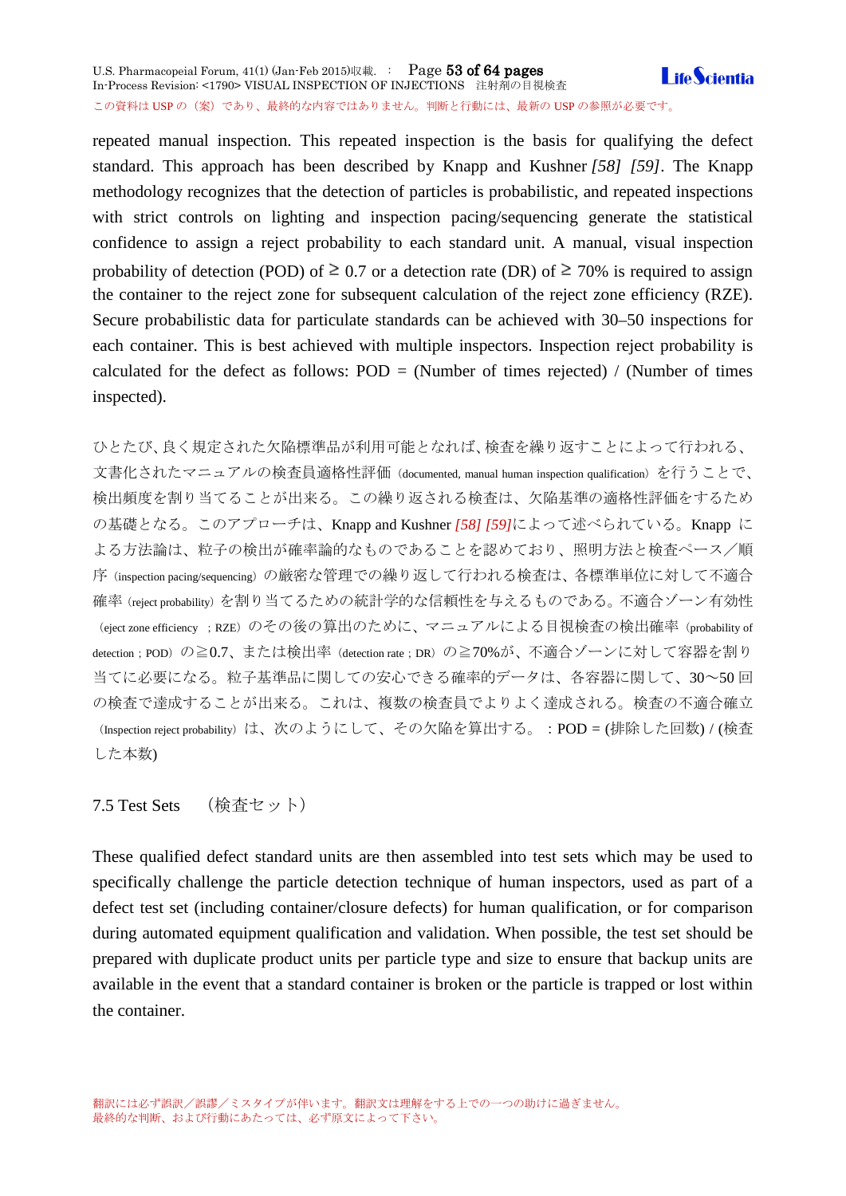repeated manual inspection. This repeated inspection is the basis for qualifying the defect standard. This approach has been described by Knapp and Kushner *[58] [59]*. The Knapp methodology recognizes that the detection of particles is probabilistic, and repeated inspections with strict controls on lighting and inspection pacing/sequencing generate the statistical confidence to assign a reject probability to each standard unit. A manual, visual inspection probability of detection (POD) of ≥ 0.7 or a detection rate (DR) of ≥ 70% is required to assign the container to the reject zone for subsequent calculation of the reject zone efficiency (RZE). Secure probabilistic data for particulate standards can be achieved with 30–50 inspections for each container. This is best achieved with multiple inspectors. Inspection reject probability is calculated for the defect as follows: POD = (Number of times rejected) / (Number of times inspected).

ひとたび、良く規定された欠陥標準品が利用可能となれば、検査を繰り返すことによって行われる、文書化されたマニュアルの検査員適格性評価（documented, manual human inspection qualification）を行うことで、検出頻度を割り当てることが出来る。この繰り返される検査は、欠陥基準の適格性評価をするための基礎となる。このアプローチは、Knapp and Kushner *[58] [59]*によって述べられている。Knapp による方法論は、粒子の検出が確率論的なものであることを認めており、照明方法と検査ペース／順序（inspection pacing/sequencing）の厳密な管理での繰り返して行われる検査は、各標準単位に対して不適合確率（reject probability）を割り当てるための統計学的な信頼性を与えるものである。不適合ゾーン有効性（eject zone efficiency ；RZE）のその後の算出のために、マニュアルによる目視検査の検出確率（probability of detection；POD）の≧0.7、または検出率（detection rate；DR）の≧70%が、不適合ゾーンに対して容器を割り当てに必要になる。粒子基準品に関しての安心できる確率的データは、各容器に関して、30～50 回の検査で達成することが出来る。これは、複数の検査員でよりよく達成される。検査の不適合確立（Inspection reject probability）は、次のようにして、その欠陥を算出する。：POD = (排除した回数) / (検査した本数)

## 7.5 Test Sets　（検査セット）

These qualified defect standard units are then assembled into test sets which may be used to specifically challenge the particle detection technique of human inspectors, used as part of a defect test set (including container/closure defects) for human qualification, or for comparison during automated equipment qualification and validation. When possible, the test set should be prepared with duplicate product units per particle type and size to ensure that backup units are available in the event that a standard container is broken or the particle is trapped or lost within the container.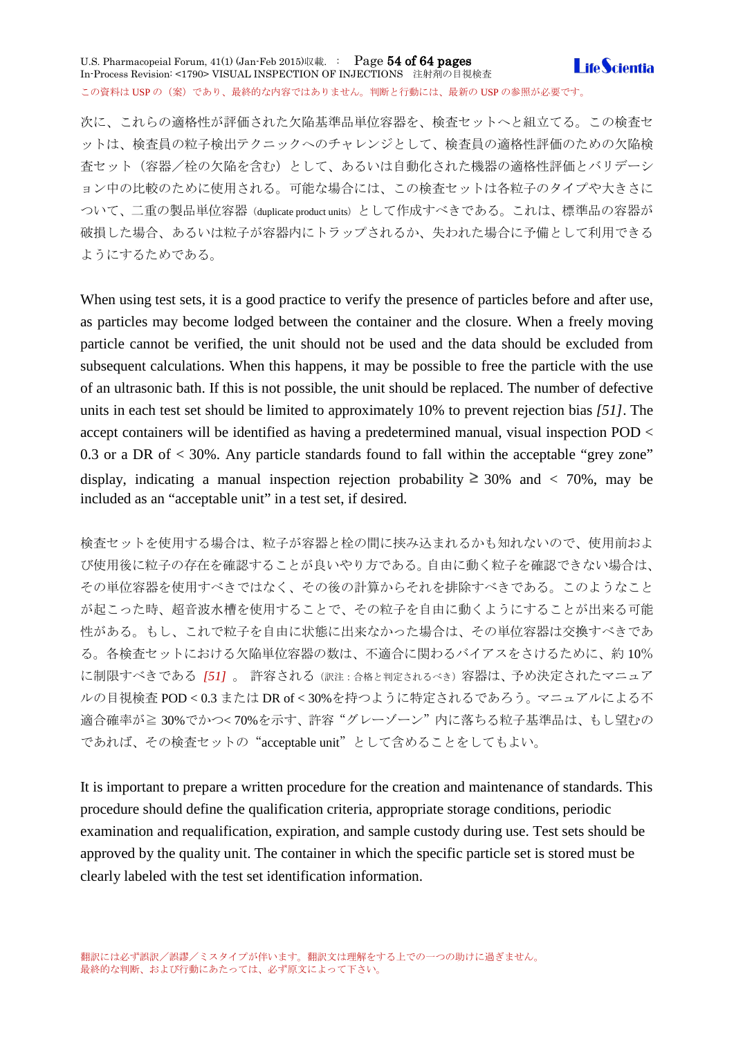次に、これらの適格性が評価された欠陥基準品単位容器を、検査セットへと組立てる。この検査セットは、検査員の粒子検出テクニックへのチャレンジとして、検査員の適格性評価のための欠陥検査セット（容器／栓の欠陥を含む）として、あるいは自動化された機器の適格性評価とバリデーション中の比較のために使用される。可能な場合には、この検査セットは各粒子のタイプや大きさについて、二重の製品単位容器（duplicate product units）として作成すべきである。これは、標準品の容器が破損した場合、あるいは粒子が容器内にトラップされるか、失われた場合に予備として利用できるようにするためである。

When using test sets, it is a good practice to verify the presence of particles before and after use, as particles may become lodged between the container and the closure. When a freely moving particle cannot be verified, the unit should not be used and the data should be excluded from subsequent calculations. When this happens, it may be possible to free the particle with the use of an ultrasonic bath. If this is not possible, the unit should be replaced. The number of defective units in each test set should be limited to approximately 10% to prevent rejection bias *[51]*. The accept containers will be identified as having a predetermined manual, visual inspection POD < 0.3 or a DR of < 30%. Any particle standards found to fall within the acceptable “grey zone” display, indicating a manual inspection rejection probability ≧ 30% and < 70%, may be included as an “acceptable unit” in a test set, if desired.

検査セットを使用する場合は、粒子が容器と栓の間に挟み込まれるかも知れないので、使用前および使用後に粒子の存在を確認することが良いやり方である。自由に動く粒子を確認できない場合は、その単位容器を使用すべきではなく、その後の計算からそれを排除すべきである。このようなことが起こった時、超音波水槽を使用することで、その粒子を自由に動くようにすることが出来る可能性がある。もし、これで粒子を自由に状態に出来なかった場合は、その単位容器は交換すべきである。各検査セットにおける欠陥単位容器の数は、不適合に関わるバイアスをさけるために、約 10%に制限すべきである *[51]* 。 許容される（訳注：合格と判定されるべき）容器は、予め決定されたマニュアルの目視検査 POD < 0.3 または DR of < 30%を持つように特定されるであろう。マニュアルによる不適合確率が≧ 30%でかつ< 70%を示す、許容“グレーゾーン”内に落ちる粒子基準品は、もし望むのであれば、その検査セットの“acceptable unit”として含めることをしてもよい。

It is important to prepare a written procedure for the creation and maintenance of standards. This procedure should define the qualification criteria, appropriate storage conditions, periodic examination and requalification, expiration, and sample custody during use. Test sets should be approved by the quality unit. The container in which the specific particle set is stored must be clearly labeled with the test set identification information.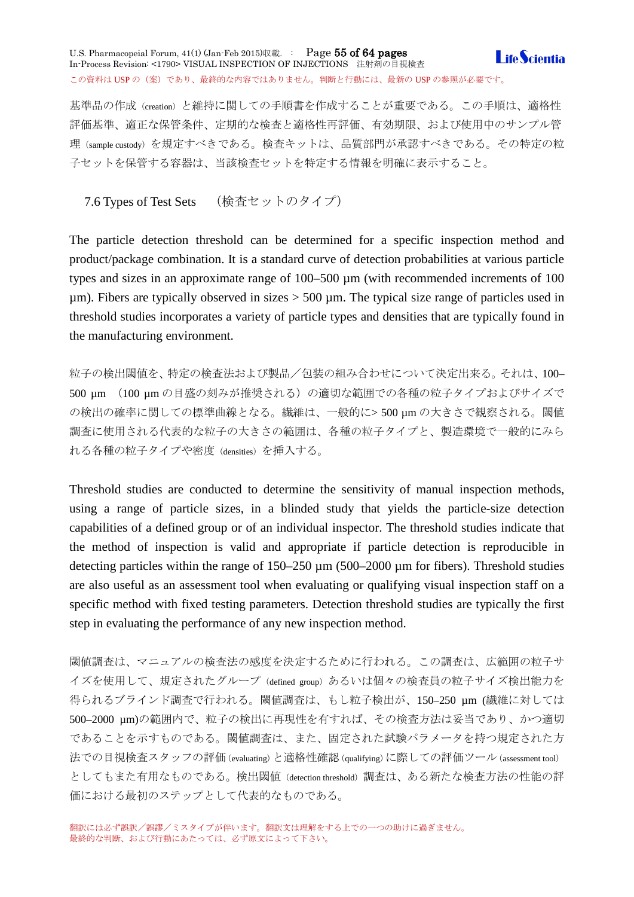基準品の作成（creation）と維持に関しての手順書を作成することが重要である。この手順は、適格性評価基準、適正な保管条件、定期的な検査と適格性再評価、有効期限、および使用中のサンプル管理（sample custody）を規定すべきである。検査キットは、品質部門が承認すべきである。その特定の粒子セットを保管する容器は、当該検査セットを特定する情報を明確に表示すること。

### 7.6 Types of Test Sets （検査セットのタイプ）

The particle detection threshold can be determined for a specific inspection method and product/package combination. It is a standard curve of detection probabilities at various particle types and sizes in an approximate range of 100–500 µm (with recommended increments of 100 µm). Fibers are typically observed in sizes > 500 µm. The typical size range of particles used in threshold studies incorporates a variety of particle types and densities that are typically found in the manufacturing environment.

粒子の検出閾値を、特定の検査法および製品／包装の組み合わせについて決定出来る。それは、100–500 µm （100 µm の目盛の刻みが推奨される）の適切な範囲での各種の粒子タイプおよびサイズでの検出の確率に関しての標準曲線となる。繊維は、一般的に> 500 µm の大きさで観察される。閾値調査に使用される代表的な粒子の大きさの範囲は、各種の粒子タイプと、製造環境で一般的にみられる各種の粒子タイプや密度（densities）を挿入する。

Threshold studies are conducted to determine the sensitivity of manual inspection methods, using a range of particle sizes, in a blinded study that yields the particle-size detection capabilities of a defined group or of an individual inspector. The threshold studies indicate that the method of inspection is valid and appropriate if particle detection is reproducible in detecting particles within the range of 150–250 µm (500–2000 µm for fibers). Threshold studies are also useful as an assessment tool when evaluating or qualifying visual inspection staff on a specific method with fixed testing parameters. Detection threshold studies are typically the first step in evaluating the performance of any new inspection method.

閾値調査は、マニュアルの検査法の感度を決定するために行われる。この調査は、広範囲の粒子サイズを使用して、規定されたグループ（defined group）あるいは個々の検査員の粒子サイズ検出能力を得られるブラインド調査で行われる。閾値調査は、もし粒子検出が、150–250 µm (繊維に対しては 500–2000 µm)の範囲内で、粒子の検出に再現性を有すれば、その検査方法は妥当であり、かつ適切であることを示すものである。閾値調査は、また、固定された試験パラメータを持つ規定された方法での目視検査スタッフの評価(evaluating) と適格性確認(qualifying) に際しての評価ツール(assessment tool)としてもまた有用なものである。検出閾値（detection threshold）調査は、ある新たな検査方法の性能の評価における最初のステップとして代表的なものである。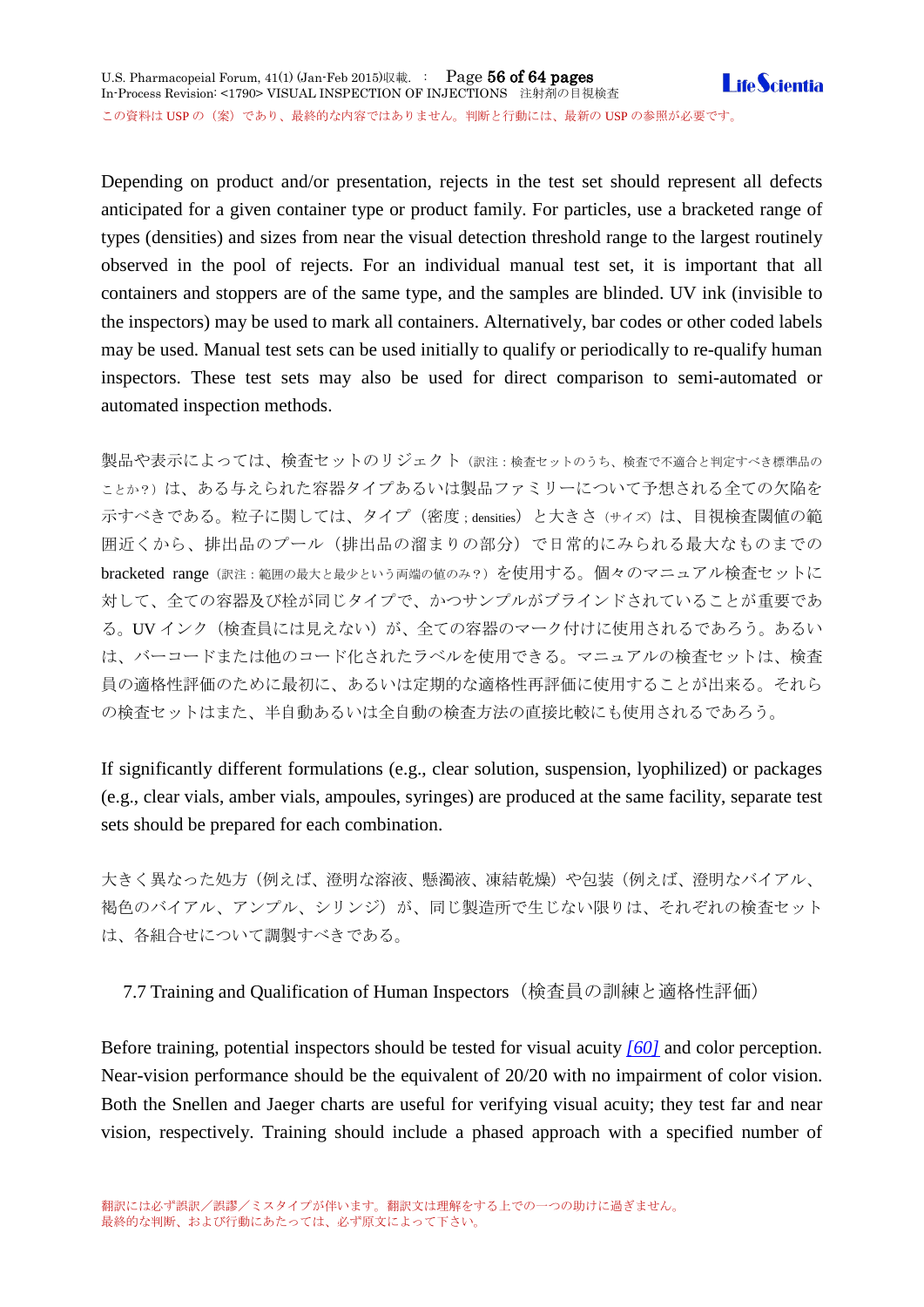Depending on product and/or presentation, rejects in the test set should represent all defects anticipated for a given container type or product family. For particles, use a bracketed range of types (densities) and sizes from near the visual detection threshold range to the largest routinely observed in the pool of rejects. For an individual manual test set, it is important that all containers and stoppers are of the same type, and the samples are blinded. UV ink (invisible to the inspectors) may be used to mark all containers. Alternatively, bar codes or other coded labels may be used. Manual test sets can be used initially to qualify or periodically to re-qualify human inspectors. These test sets may also be used for direct comparison to semi-automated or automated inspection methods.

製品や表示によっては、検査セットのリジェクト（訳注：検査セットのうち、検査で不適合と判定すべき標準品のことか？）は、ある与えられた容器タイプあるいは製品ファミリーについて予想される全ての欠陥を示すべきである。粒子に関しては、タイプ（密度；densities）と大きさ（サイズ）は、目視検査閾値の範囲近くから、排出品のプール（排出品の溜まりの部分）で日常的にみられる最大なものまでの bracketed range（訳注：範囲の最大と最少という両端の値のみ？）を使用する。個々のマニュアル検査セットに対して、全ての容器及び栓が同じタイプで、かつサンプルがブラインドされていることが重要である。UV インク（検査員には見えない）が、全ての容器のマーク付けに使用されるであろう。あるいは、バーコードまたは他のコード化されたラベルを使用できる。マニュアルの検査セットは、検査員の適格性評価のために最初に、あるいは定期的な適格性再評価に使用することが出来る。それらの検査セットはまた、半自動あるいは全自動の検査方法の直接比較にも使用されるであろう。

If significantly different formulations (e.g., clear solution, suspension, lyophilized) or packages (e.g., clear vials, amber vials, ampoules, syringes) are produced at the same facility, separate test sets should be prepared for each combination.

大きく異なった処方（例えば、澄明な溶液、懸濁液、凍結乾燥）や包装（例えば、澄明なバイアル、褐色のバイアル、アンプル、シリンジ）が、同じ製造所で生じない限りは、それぞれの検査セットは、各組合せについて調製すべきである。

### 7.7 Training and Qualification of Human Inspectors（検査員の訓練と適格性評価）

Before training, potential inspectors should be tested for visual acuity [60] and color perception. Near-vision performance should be the equivalent of 20/20 with no impairment of color vision. Both the Snellen and Jaeger charts are useful for verifying visual acuity; they test far and near vision, respectively. Training should include a phased approach with a specified number of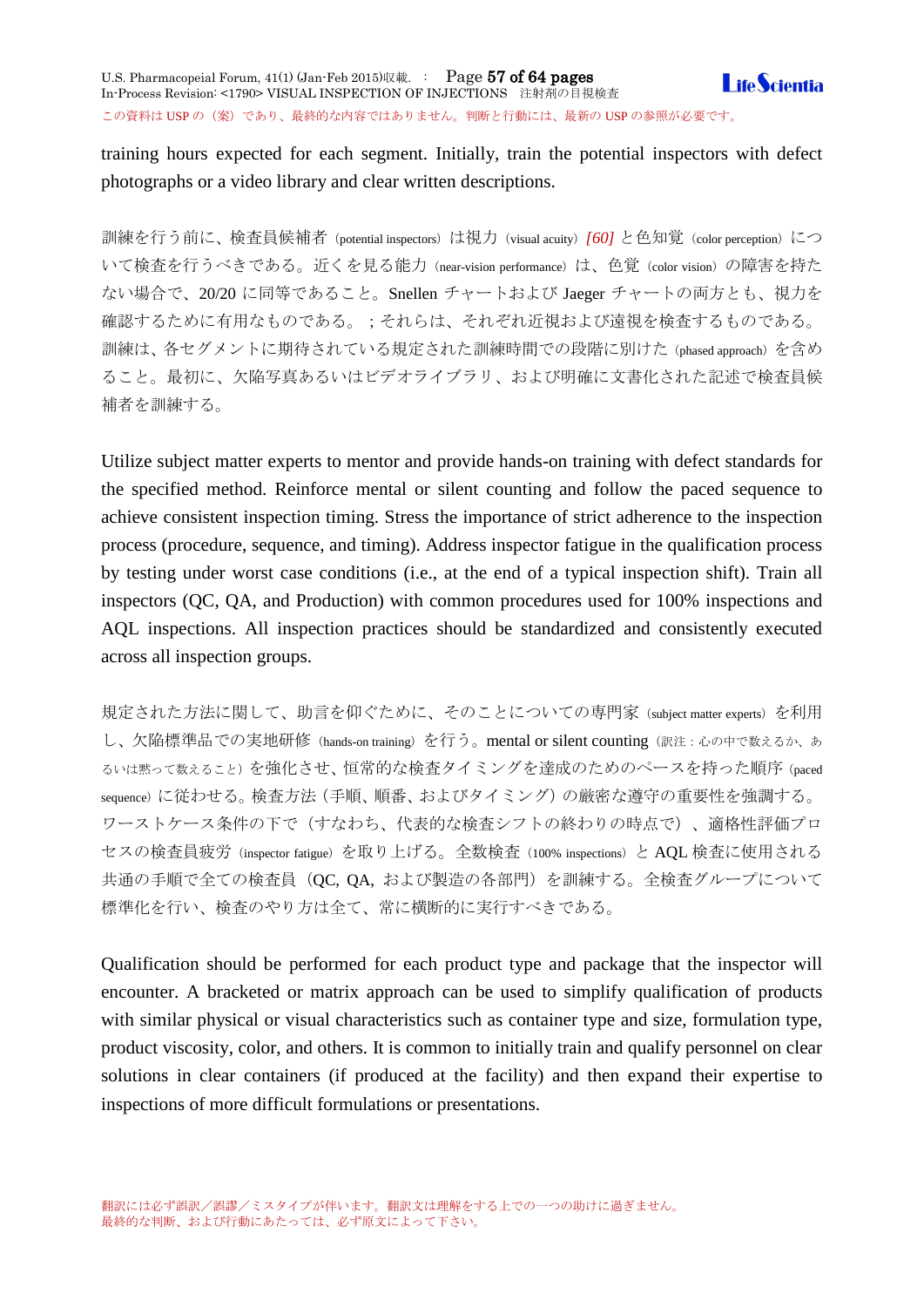training hours expected for each segment. Initially, train the potential inspectors with defect photographs or a video library and clear written descriptions.

訓練を行う前に、検査員候補者（potential inspectors）は視力（visual acuity）*[60]* と色知覚（color perception）について検査を行うべきである。近くを見る能力（near-vision performance）は、色覚（color vision）の障害を持たない場合で、20/20 に同等であること。Snellen チャートおよび Jaeger チャートの両方とも、視力を確認するために有用なものである。；それらは、それぞれ近視および遠視を検査するものである。訓練は、各セグメントに期待されている規定された訓練時間での段階に別けた（phased approach）を含めること。最初に、欠陥写真あるいはビデオライブラリ、および明確に文書化された記述で検査員候補者を訓練する。

Utilize subject matter experts to mentor and provide hands-on training with defect standards for the specified method. Reinforce mental or silent counting and follow the paced sequence to achieve consistent inspection timing. Stress the importance of strict adherence to the inspection process (procedure, sequence, and timing). Address inspector fatigue in the qualification process by testing under worst case conditions (i.e., at the end of a typical inspection shift). Train all inspectors (QC, QA, and Production) with common procedures used for 100% inspections and AQL inspections. All inspection practices should be standardized and consistently executed across all inspection groups.

規定された方法に関して、助言を仰ぐために、そのことについての専門家（subject matter experts）を利用し、欠陥標準品での実地研修（hands-on training）を行う。mental or silent counting（訳注：心の中で数えるか、あるいは黙って数えること）を強化させ、恒常的な検査タイミングを達成のためのペースを持った順序（paced sequence）に従わせる。検査方法（手順、順番、およびタイミング）の厳密な遵守の重要性を強調する。ワーストケース条件の下で（すなわち、代表的な検査シフトの終わりの時点で）、適格性評価プロセスの検査員疲労（inspector fatigue）を取り上げる。全数検査（100% inspections）と AQL 検査に使用される共通の手順で全ての検査員（QC, QA, および製造の各部門）を訓練する。全検査グループについて標準化を行い、検査のやり方は全て、常に横断的に実行すべきである。

Qualification should be performed for each product type and package that the inspector will encounter. A bracketed or matrix approach can be used to simplify qualification of products with similar physical or visual characteristics such as container type and size, formulation type, product viscosity, color, and others. It is common to initially train and qualify personnel on clear solutions in clear containers (if produced at the facility) and then expand their expertise to inspections of more difficult formulations or presentations.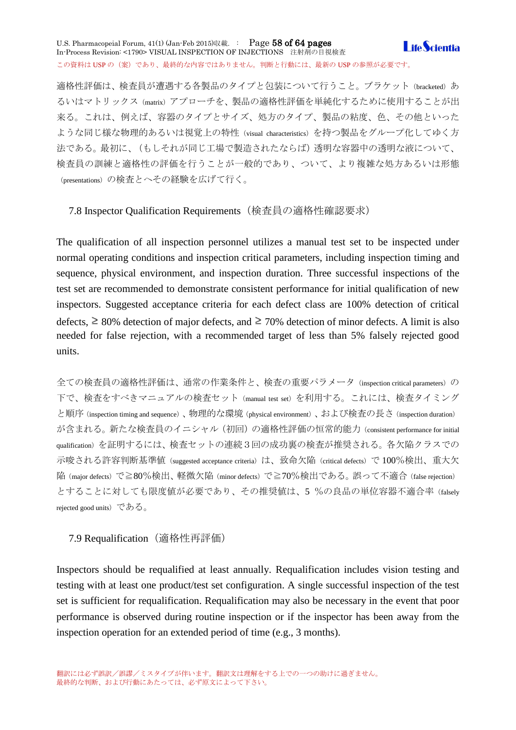適格性評価は、検査員が遭遇する各製品のタイプと包装について行うこと。ブラケット（bracketed）あるいはマトリックス（matrix）アプローチを、製品の適格性評価を単純化するために使用することが出来る。これは、例えば、容器のタイプとサイズ、処方のタイプ、製品の粘度、色、その他といったような同じ様な物理的あるいは視覚上の特性（visual characteristics）を持つ製品をグループ化してゆく方法である。最初に、（もしそれが同じ工場で製造されたならば）透明な容器中の透明な液について、検査員の訓練と適格性の評価を行うことが一般的であり、ついて、より複雑な処方あるいは形態（presentations）の検査とへその経験を広げて行く。

## 7.8 Inspector Qualification Requirements（検査員の適格性確認要求）

The qualification of all inspection personnel utilizes a manual test set to be inspected under normal operating conditions and inspection critical parameters, including inspection timing and sequence, physical environment, and inspection duration. Three successful inspections of the test set are recommended to demonstrate consistent performance for initial qualification of new inspectors. Suggested acceptance criteria for each defect class are 100% detection of critical defects, ≥ 80% detection of major defects, and ≥ 70% detection of minor defects. A limit is also needed for false rejection, with a recommended target of less than 5% falsely rejected good units.

全ての検査員の適格性評価は、通常の作業条件と、検査の重要パラメータ（inspection critical parameters）の下で、検査をすべきマニュアルの検査セット（manual test set）を利用する。これには、検査タイミングと順序（inspection timing and sequence）、物理的な環境（physical environment）、および検査の長さ（inspection duration）が含まれる。新たな検査員のイニシャル（初回）の適格性評価の恒常的能力（consistent performance for initial qualification）を証明するには、検査セットの連続３回の成功裏の検査が推奨される。各欠陥クラスでの示唆される許容判断基準値（suggested acceptance criteria）は、致命欠陥（critical defects）で 100％検出、重大欠陥（major defects）で≧80％検出、軽微欠陥（minor defects）で≧70％検出である。誤って不適合（false rejection）とすることに対しても限度値が必要であり、その推奨値は、５ ％の良品の単位容器不適合率（falsely rejected good units）である。

## 7.9 Requalification（適格性再評価）

Inspectors should be requalified at least annually. Requalification includes vision testing and testing with at least one product/test set configuration. A single successful inspection of the test set is sufficient for requalification. Requalification may also be necessary in the event that poor performance is observed during routine inspection or if the inspector has been away from the inspection operation for an extended period of time (e.g., 3 months).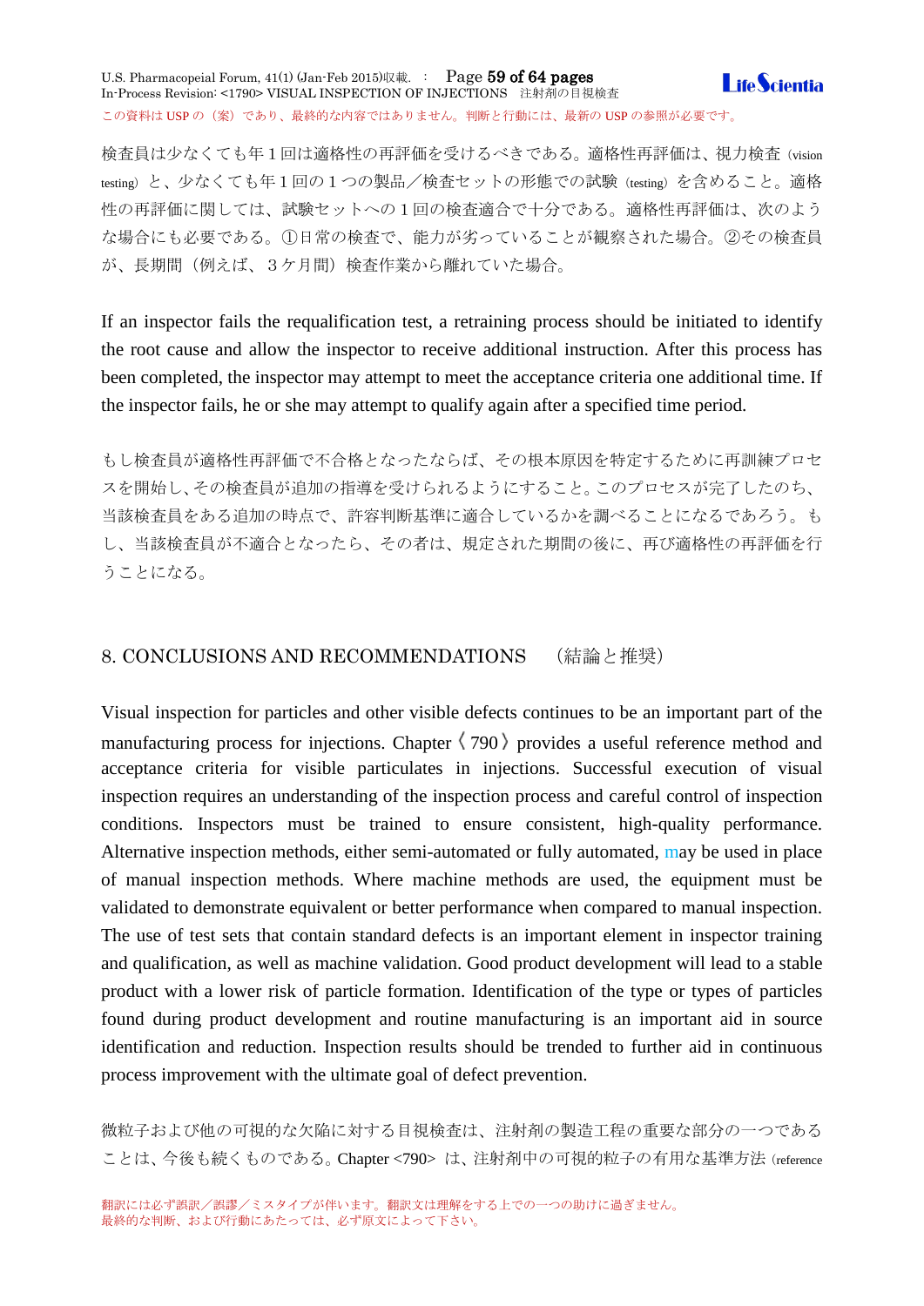検査員は少なくても年１回は適格性の再評価を受けるべきである。適格性再評価は、視力検査（vision testing）と、少なくても年１回の１つの製品／検査セットの形態での試験（testing）を含めること。適格性の再評価に関しては、試験セットへの１回の検査適合で十分である。適格性再評価は、次のような場合にも必要である。①日常の検査で、能力が劣っていることが観察された場合。②その検査員が、長期間（例えば、３ケ月間）検査作業から離れていた場合。

If an inspector fails the requalification test, a retraining process should be initiated to identify the root cause and allow the inspector to receive additional instruction. After this process has been completed, the inspector may attempt to meet the acceptance criteria one additional time. If the inspector fails, he or she may attempt to qualify again after a specified time period.

もし検査員が適格性再評価で不合格となったならば、その根本原因を特定するために再訓練プロセスを開始し、その検査員が追加の指導を受けられるようにすること。このプロセスが完了したのち、当該検査員をある追加の時点で、許容判断基準に適合しているかを調べることになるであろう。もし、当該検査員が不適合となったら、その者は、規定された期間の後に、再び適格性の再評価を行うことになる。

## 8. CONCLUSIONS AND RECOMMENDATIONS　（結論と推奨）

Visual inspection for particles and other visible defects continues to be an important part of the manufacturing process for injections. Chapter〈790〉provides a useful reference method and acceptance criteria for visible particulates in injections. Successful execution of visual inspection requires an understanding of the inspection process and careful control of inspection conditions. Inspectors must be trained to ensure consistent, high-quality performance. Alternative inspection methods, either semi-automated or fully automated, may be used in place of manual inspection methods. Where machine methods are used, the equipment must be validated to demonstrate equivalent or better performance when compared to manual inspection. The use of test sets that contain standard defects is an important element in inspector training and qualification, as well as machine validation. Good product development will lead to a stable product with a lower risk of particle formation. Identification of the type or types of particles found during product development and routine manufacturing is an important aid in source identification and reduction. Inspection results should be trended to further aid in continuous process improvement with the ultimate goal of defect prevention.

微粒子および他の可視的な欠陥に対する目視検査は、注射剤の製造工程の重要な部分の一つであることは、今後も続くものである。Chapter <790> は、注射剤中の可視的粒子の有用な基準方法（reference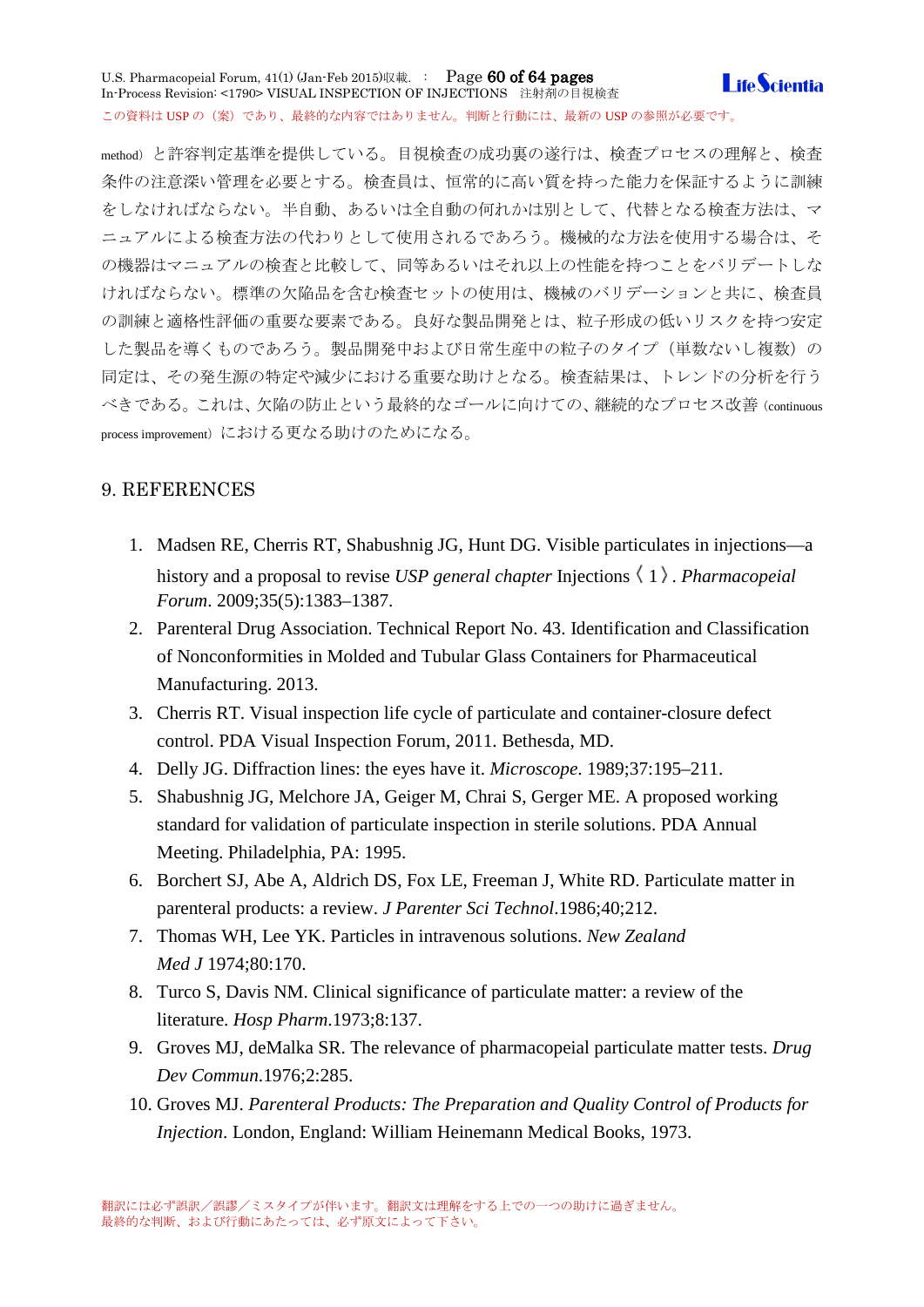method）と許容判定基準を提供している。目視検査の成功裏の遂行は、検査プロセスの理解と、検査条件の注意深い管理を必要とする。検査員は、恒常的に高い質を持った能力を保証するように訓練をしなければならない。半自動、あるいは全自動の何れかは別として、代替となる検査方法は、マニュアルによる検査方法の代わりとして使用されるであろう。機械的な方法を使用する場合は、その機器はマニュアルの検査と比較して、同等あるいはそれ以上の性能を持つことをバリデートしなければならない。標準の欠陥品を含む検査セットの使用は、機械のバリデーションと共に、検査員の訓練と適格性評価の重要な要素である。良好な製品開発とは、粒子形成の低いリスクを持つ安定した製品を導くものであろう。製品開発中および日常生産中の粒子のタイプ（単数ないし複数）の同定は、その発生源の特定や減少における重要な助けとなる。検査結果は、トレンドの分析を行うべきである。これは、欠陥の防止という最終的なゴールに向けての、継続的なプロセス改善（continuous process improvement）における更なる助けのためになる。

## 9. REFERENCES

1. Madsen RE, Cherris RT, Shabushnig JG, Hunt DG. Visible particulates in injections—a history and a proposal to revise *USP general chapter* Injections〈1〉. *Pharmacopeial Forum*. 2009;35(5):1383–1387.
2. Parenteral Drug Association. Technical Report No. 43. Identification and Classification of Nonconformities in Molded and Tubular Glass Containers for Pharmaceutical Manufacturing. 2013.
3. Cherris RT. Visual inspection life cycle of particulate and container-closure defect control. PDA Visual Inspection Forum, 2011. Bethesda, MD.
4. Delly JG. Diffraction lines: the eyes have it. *Microscope*. 1989;37:195–211.
5. Shabushnig JG, Melchore JA, Geiger M, Chrai S, Gerger ME. A proposed working standard for validation of particulate inspection in sterile solutions. PDA Annual Meeting. Philadelphia, PA: 1995.
6. Borchert SJ, Abe A, Aldrich DS, Fox LE, Freeman J, White RD. Particulate matter in parenteral products: a review. *J Parenter Sci Technol*.1986;40;212.
7. Thomas WH, Lee YK. Particles in intravenous solutions. *New Zealand Med J* 1974;80:170.
8. Turco S, Davis NM. Clinical significance of particulate matter: a review of the literature. *Hosp Pharm*.1973;8:137.
9. Groves MJ, deMalka SR. The relevance of pharmacopeial particulate matter tests. *Drug Dev Commun*.1976;2:285.
10. Groves MJ. *Parenteral Products: The Preparation and Quality Control of Products for Injection*. London, England: William Heinemann Medical Books, 1973.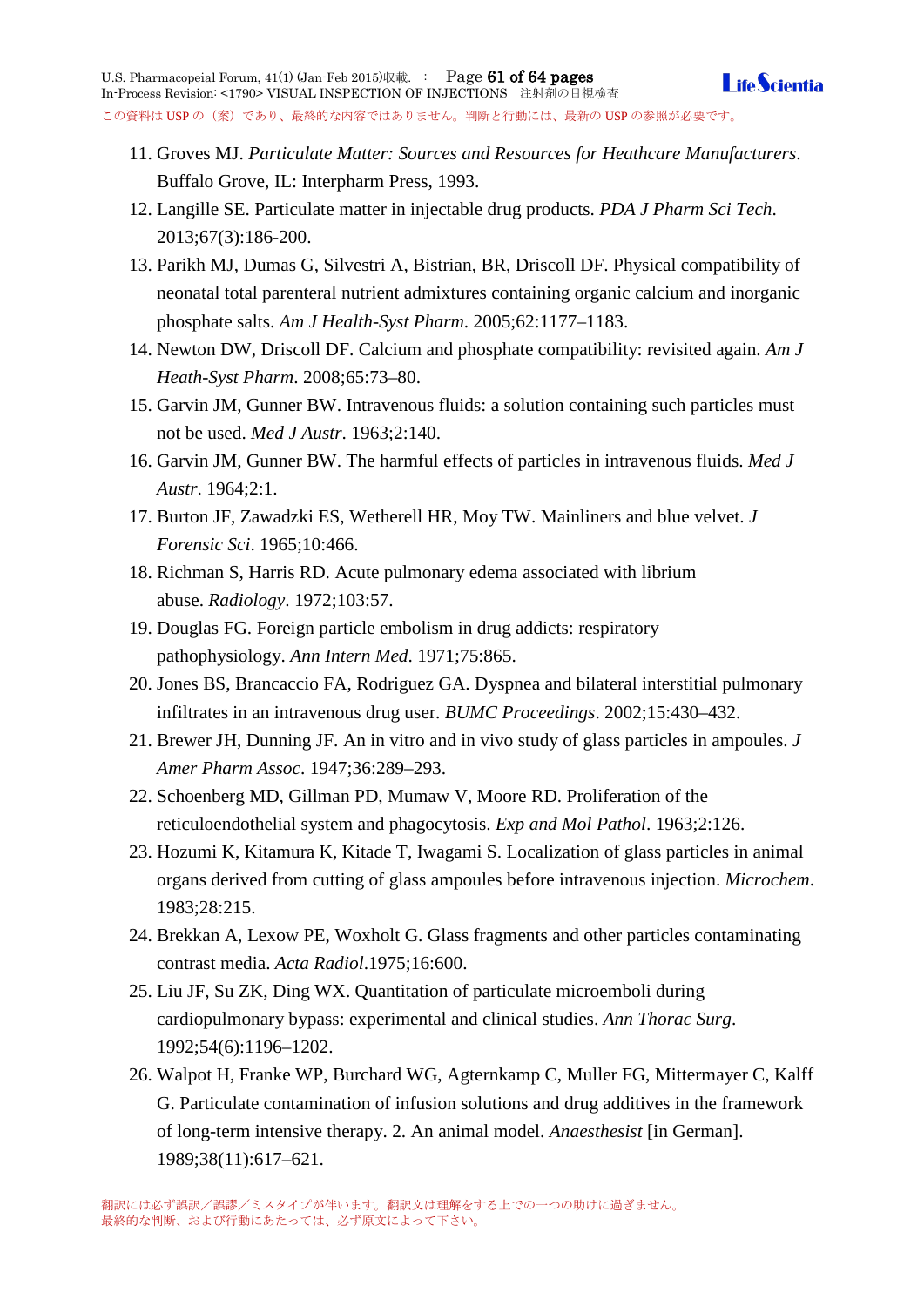11. Groves MJ. *Particulate Matter: Sources and Resources for Heathcare Manufacturers*. Buffalo Grove, IL: Interpharm Press, 1993.
12. Langille SE. Particulate matter in injectable drug products. *PDA J Pharm Sci Tech*. 2013;67(3):186-200.
13. Parikh MJ, Dumas G, Silvestri A, Bistrian, BR, Driscoll DF. Physical compatibility of neonatal total parenteral nutrient admixtures containing organic calcium and inorganic phosphate salts. *Am J Health-Syst Pharm*. 2005;62:1177–1183.
14. Newton DW, Driscoll DF. Calcium and phosphate compatibility: revisited again. *Am J Heath-Syst Pharm*. 2008;65:73–80.
15. Garvin JM, Gunner BW. Intravenous fluids: a solution containing such particles must not be used. *Med J Austr*. 1963;2:140.
16. Garvin JM, Gunner BW. The harmful effects of particles in intravenous fluids. *Med J Austr*. 1964;2:1.
17. Burton JF, Zawadzki ES, Wetherell HR, Moy TW. Mainliners and blue velvet. *J Forensic Sci*. 1965;10:466.
18. Richman S, Harris RD. Acute pulmonary edema associated with librium abuse. *Radiology*. 1972;103:57.
19. Douglas FG. Foreign particle embolism in drug addicts: respiratory pathophysiology. *Ann Intern Med*. 1971;75:865.
20. Jones BS, Brancaccio FA, Rodriguez GA. Dyspnea and bilateral interstitial pulmonary infiltrates in an intravenous drug user. *BUMC Proceedings*. 2002;15:430–432.
21. Brewer JH, Dunning JF. An in vitro and in vivo study of glass particles in ampoules. *J Amer Pharm Assoc*. 1947;36:289–293.
22. Schoenberg MD, Gillman PD, Mumaw V, Moore RD. Proliferation of the reticuloendothelial system and phagocytosis. *Exp and Mol Pathol*. 1963;2:126.
23. Hozumi K, Kitamura K, Kitade T, Iwagami S. Localization of glass particles in animal organs derived from cutting of glass ampoules before intravenous injection. *Microchem*. 1983;28:215.
24. Brekkan A, Lexow PE, Woxholt G. Glass fragments and other particles contaminating contrast media. *Acta Radiol*.1975;16:600.
25. Liu JF, Su ZK, Ding WX. Quantitation of particulate microemboli during cardiopulmonary bypass: experimental and clinical studies. *Ann Thorac Surg*. 1992;54(6):1196–1202.
26. Walpot H, Franke WP, Burchard WG, Agternkamp C, Muller FG, Mittermayer C, Kalff G. Particulate contamination of infusion solutions and drug additives in the framework of long-term intensive therapy. 2. An animal model. *Anaesthesist* [in German]. 1989;38(11):617–621.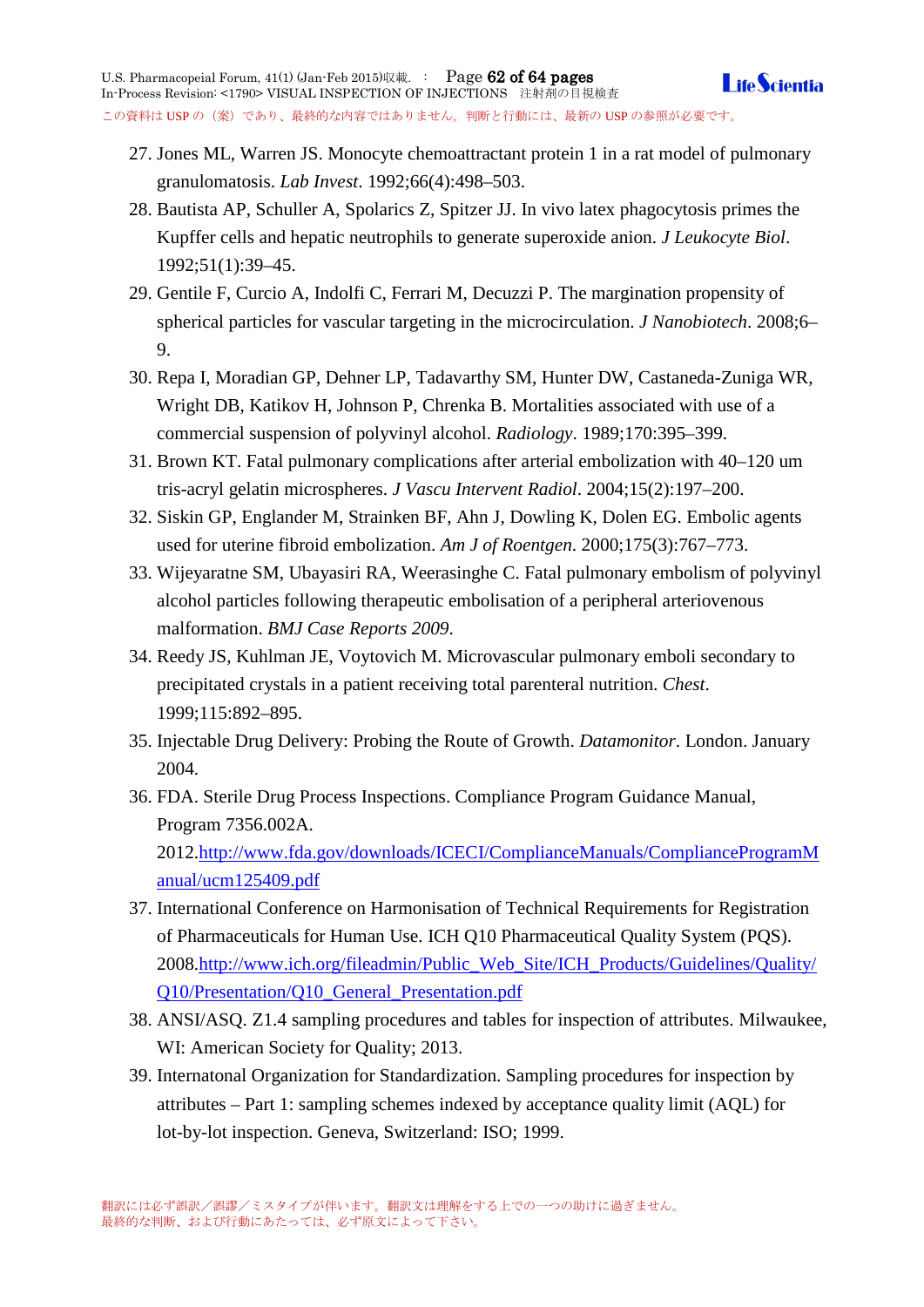27. Jones ML, Warren JS. Monocyte chemoattractant protein 1 in a rat model of pulmonary granulomatosis. *Lab Invest*. 1992;66(4):498–503.
28. Bautista AP, Schuller A, Spolarics Z, Spitzer JJ. In vivo latex phagocytosis primes the Kupffer cells and hepatic neutrophils to generate superoxide anion. *J Leukocyte Biol*. 1992;51(1):39–45.
29. Gentile F, Curcio A, Indolfi C, Ferrari M, Decuzzi P. The margination propensity of spherical particles for vascular targeting in the microcirculation. *J Nanobiotech*. 2008;6–9.
30. Repa I, Moradian GP, Dehner LP, Tadavarthy SM, Hunter DW, Castaneda-Zuniga WR, Wright DB, Katikov H, Johnson P, Chrenka B. Mortalities associated with use of a commercial suspension of polyvinyl alcohol. *Radiology*. 1989;170:395–399.
31. Brown KT. Fatal pulmonary complications after arterial embolization with 40–120 um tris-acryl gelatin microspheres. *J Vascu Intervent Radiol*. 2004;15(2):197–200.
32. Siskin GP, Englander M, Strainken BF, Ahn J, Dowling K, Dolen EG. Embolic agents used for uterine fibroid embolization. *Am J of Roentgen*. 2000;175(3):767–773.
33. Wijeyaratne SM, Ubayasiri RA, Weerasinghe C. Fatal pulmonary embolism of polyvinyl alcohol particles following therapeutic embolisation of a peripheral arteriovenous malformation. *BMJ Case Reports 2009*.
34. Reedy JS, Kuhlman JE, Voytovich M. Microvascular pulmonary emboli secondary to precipitated crystals in a patient receiving total parenteral nutrition. *Chest*. 1999;115:892–895.
35. Injectable Drug Delivery: Probing the Route of Growth. *Datamonitor*. London. January 2004.
36. FDA. Sterile Drug Process Inspections. Compliance Program Guidance Manual, Program 7356.002A. 2012.http://www.fda.gov/downloads/ICECI/ComplianceManuals/ComplianceProgramManual/ucm125409.pdf
37. International Conference on Harmonisation of Technical Requirements for Registration of Pharmaceuticals for Human Use. ICH Q10 Pharmaceutical Quality System (PQS). 2008.http://www.ich.org/fileadmin/Public_Web_Site/ICH_Products/Guidelines/Quality/Q10/Presentation/Q10_General_Presentation.pdf
38. ANSI/ASQ. Z1.4 sampling procedures and tables for inspection of attributes. Milwaukee, WI: American Society for Quality; 2013.
39. Internatonal Organization for Standardization. Sampling procedures for inspection by attributes – Part 1: sampling schemes indexed by acceptance quality limit (AQL) for lot-by-lot inspection. Geneva, Switzerland: ISO; 1999.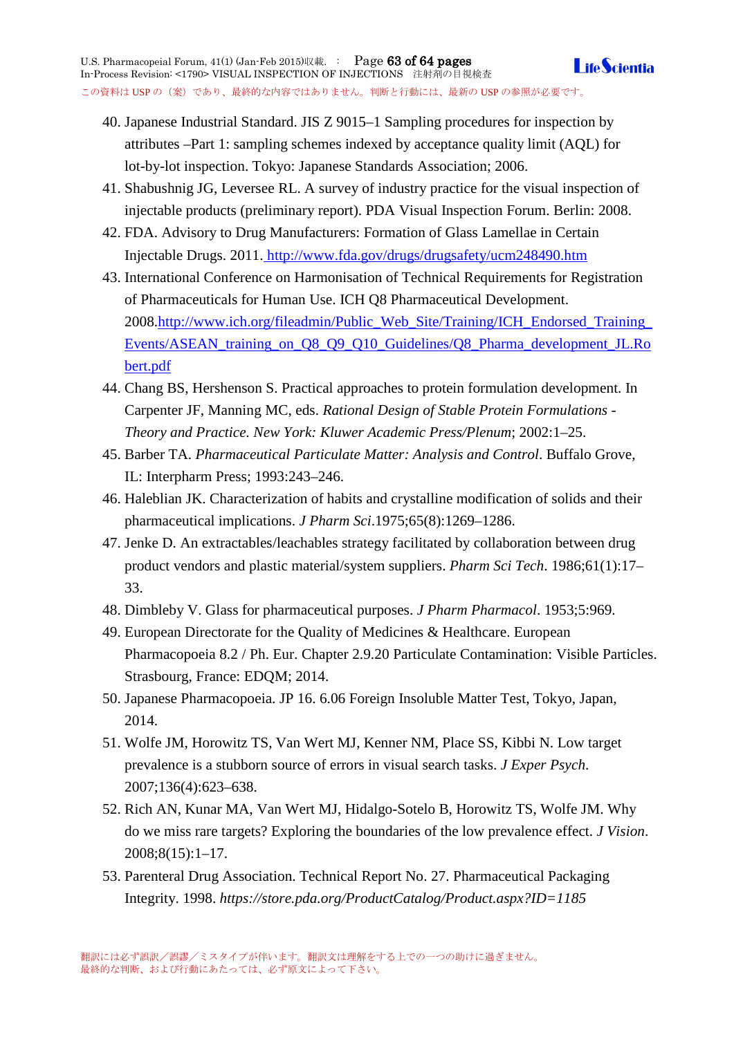40. Japanese Industrial Standard. JIS Z 9015–1 Sampling procedures for inspection by attributes –Part 1: sampling schemes indexed by acceptance quality limit (AQL) for lot-by-lot inspection. Tokyo: Japanese Standards Association; 2006.
41. Shabushnig JG, Leversee RL. A survey of industry practice for the visual inspection of injectable products (preliminary report). PDA Visual Inspection Forum. Berlin: 2008.
42. FDA. Advisory to Drug Manufacturers: Formation of Glass Lamellae in Certain Injectable Drugs. 2011. http://www.fda.gov/drugs/drugsafety/ucm248490.htm
43. International Conference on Harmonisation of Technical Requirements for Registration of Pharmaceuticals for Human Use. ICH Q8 Pharmaceutical Development. 2008.http://www.ich.org/fileadmin/Public_Web_Site/Training/ICH_Endorsed_Training_Events/ASEAN_training_on_Q8_Q9_Q10_Guidelines/Q8_Pharma_development_JL.Robert.pdf
44. Chang BS, Hershenson S. Practical approaches to protein formulation development. In Carpenter JF, Manning MC, eds. *Rational Design of Stable Protein Formulations - Theory and Practice. New York: Kluwer Academic Press/Plenum*; 2002:1–25.
45. Barber TA. *Pharmaceutical Particulate Matter: Analysis and Control*. Buffalo Grove, IL: Interpharm Press; 1993:243–246.
46. Haleblian JK. Characterization of habits and crystalline modification of solids and their pharmaceutical implications. *J Pharm Sci*.1975;65(8):1269–1286.
47. Jenke D. An extractables/leachables strategy facilitated by collaboration between drug product vendors and plastic material/system suppliers. *Pharm Sci Tech*. 1986;61(1):17–33.
48. Dimbleby V. Glass for pharmaceutical purposes. *J Pharm Pharmacol*. 1953;5:969.
49. European Directorate for the Quality of Medicines & Healthcare. European Pharmacopoeia 8.2 / Ph. Eur. Chapter 2.9.20 Particulate Contamination: Visible Particles. Strasbourg, France: EDQM; 2014.
50. Japanese Pharmacopoeia. JP 16. 6.06 Foreign Insoluble Matter Test, Tokyo, Japan, 2014.
51. Wolfe JM, Horowitz TS, Van Wert MJ, Kenner NM, Place SS, Kibbi N. Low target prevalence is a stubborn source of errors in visual search tasks. *J Exper Psych*. 2007;136(4):623–638.
52. Rich AN, Kunar MA, Van Wert MJ, Hidalgo-Sotelo B, Horowitz TS, Wolfe JM. Why do we miss rare targets? Exploring the boundaries of the low prevalence effect. *J Vision*. 2008;8(15):1–17.
53. Parenteral Drug Association. Technical Report No. 27. Pharmaceutical Packaging Integrity. 1998. *https://store.pda.org/ProductCatalog/Product.aspx?ID=1185*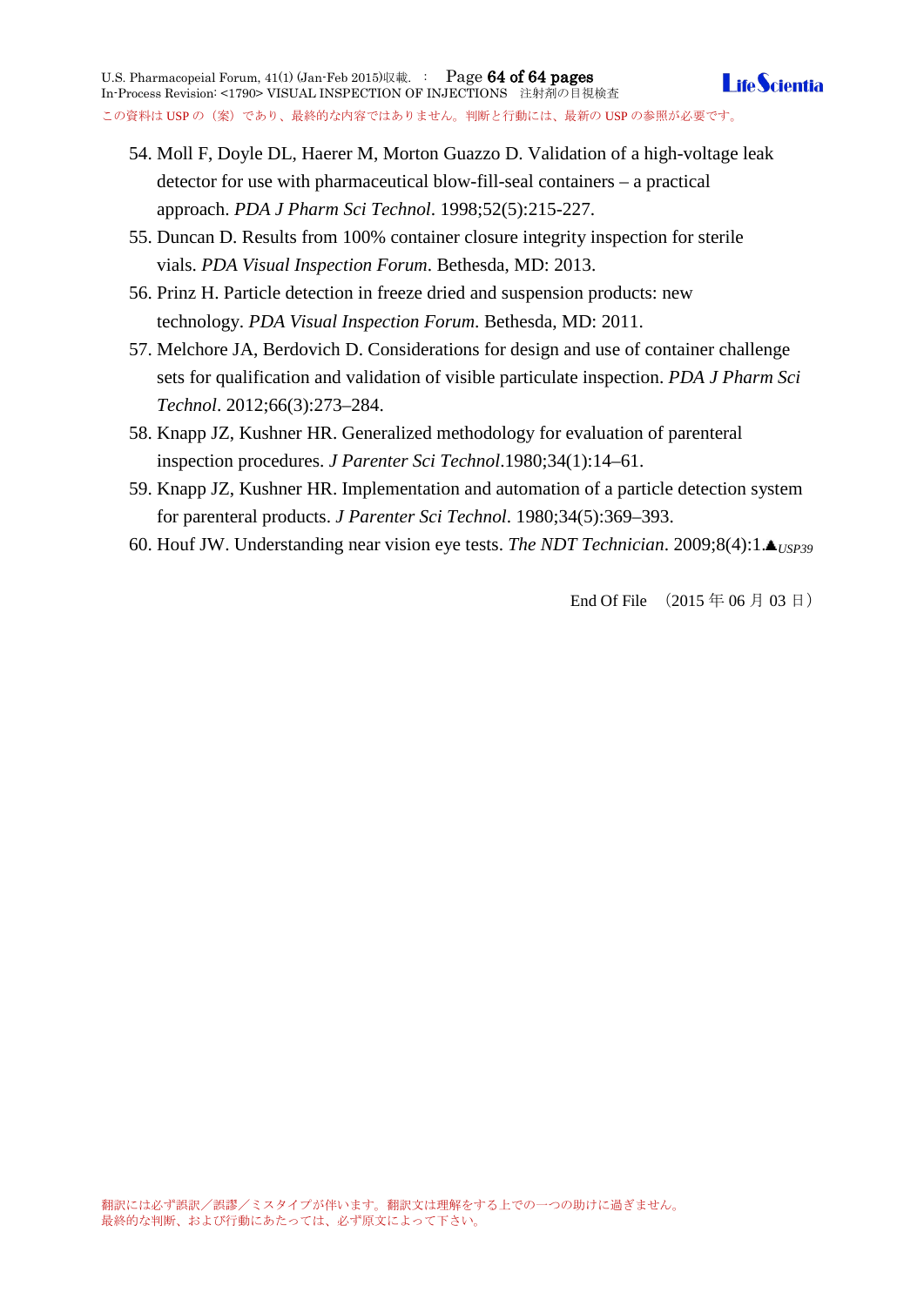54. Moll F, Doyle DL, Haerer M, Morton Guazzo D. Validation of a high-voltage leak detector for use with pharmaceutical blow-fill-seal containers – a practical approach. *PDA J Pharm Sci Technol*. 1998;52(5):215-227.
55. Duncan D. Results from 100% container closure integrity inspection for sterile vials. *PDA Visual Inspection Forum*. Bethesda, MD: 2013.
56. Prinz H. Particle detection in freeze dried and suspension products: new technology. *PDA Visual Inspection Forum*. Bethesda, MD: 2011.
57. Melchore JA, Berdovich D. Considerations for design and use of container challenge sets for qualification and validation of visible particulate inspection. *PDA J Pharm Sci Technol*. 2012;66(3):273–284.
58. Knapp JZ, Kushner HR. Generalized methodology for evaluation of parenteral inspection procedures. *J Parenter Sci Technol*.1980;34(1):14–61.
59. Knapp JZ, Kushner HR. Implementation and automation of a particle detection system for parenteral products. *J Parenter Sci Technol*. 1980;34(5):369–393.
60. Houf JW. Understanding near vision eye tests. *The NDT Technician*. 2009;8(4):1.▲*USP39*

End Of File　（2015 年 06 月 03 日）